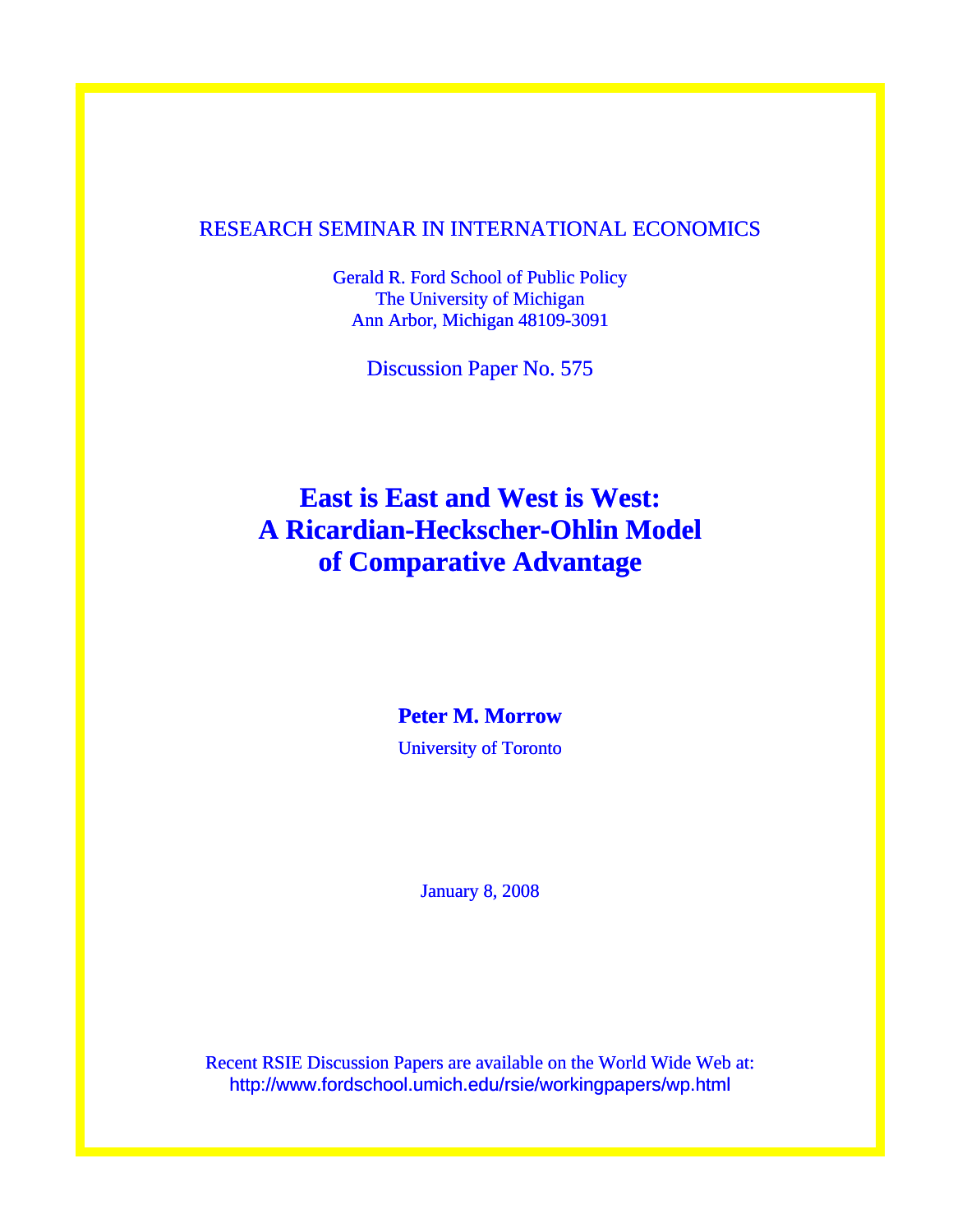RESEARCH SEMINAR IN INTERNATIONAL ECONOMICS

Gerald R. Ford School of Public Policy
The University of Michigan
Ann Arbor, Michigan 48109-3091

Discussion Paper No. 575

# East is East and West is West: A Ricardian-Heckscher-Ohlin Model of Comparative Advantage

**Peter M. Morrow**

University of Toronto

January 8, 2008

Recent RSIE Discussion Papers are available on the World Wide Web at:
http://www.fordschool.umich.edu/rsie/workingpapers/wp.html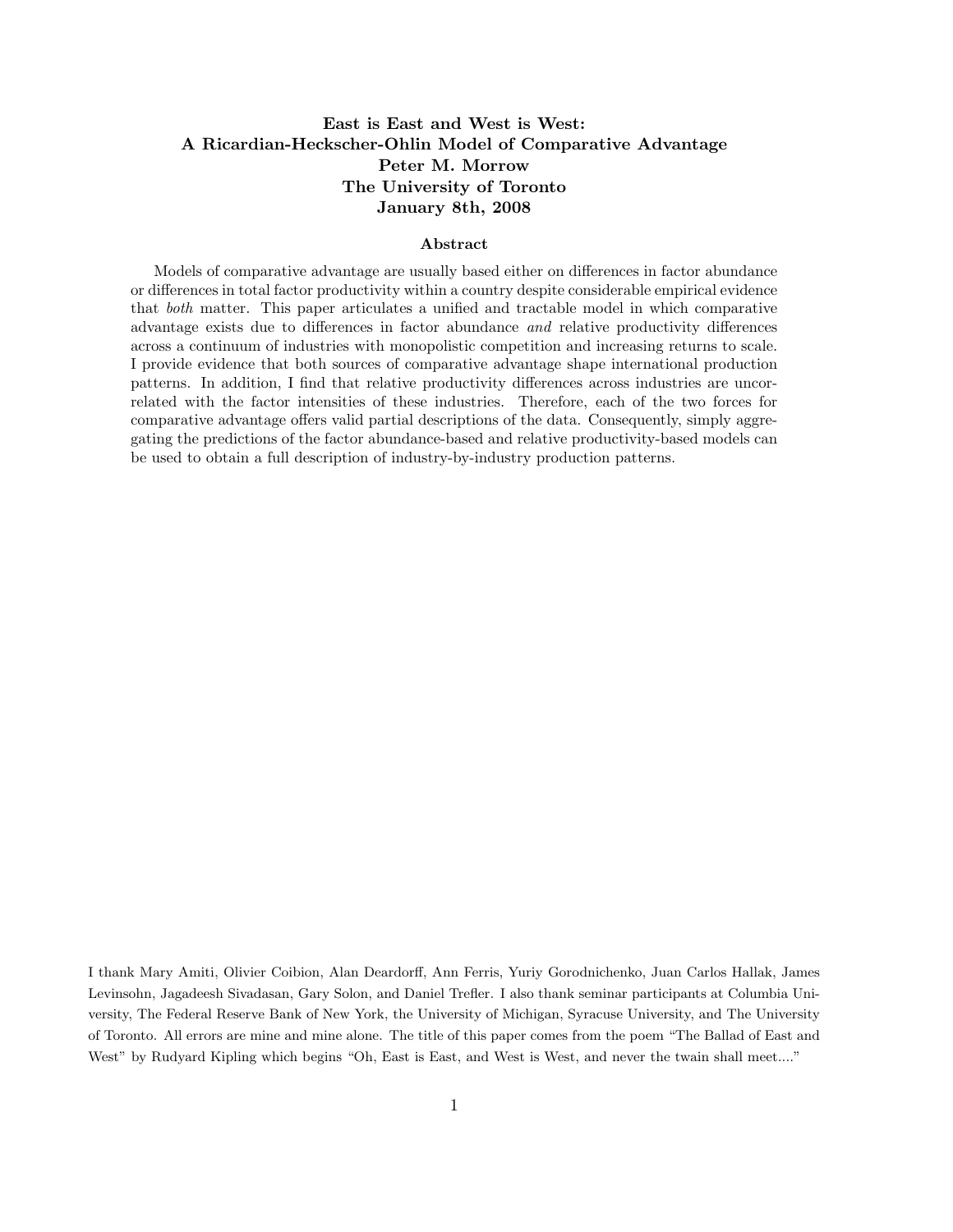**East is East and West is West:**
**A Ricardian-Heckscher-Ohlin Model of Comparative Advantage**
**Peter M. Morrow**
**The University of Toronto**
**January 8th, 2008**

**Abstract**

Models of comparative advantage are usually based either on differences in factor abundance or differences in total factor productivity within a country despite considerable empirical evidence that *both* matter. This paper articulates a unified and tractable model in which comparative advantage exists due to differences in factor abundance *and* relative productivity differences across a continuum of industries with monopolistic competition and increasing returns to scale. I provide evidence that both sources of comparative advantage shape international production patterns. In addition, I find that relative productivity differences across industries are uncorrelated with the factor intensities of these industries. Therefore, each of the two forces for comparative advantage offers valid partial descriptions of the data. Consequently, simply aggregating the predictions of the factor abundance-based and relative productivity-based models can be used to obtain a full description of industry-by-industry production patterns.

I thank Mary Amiti, Olivier Coibion, Alan Deardorff, Ann Ferris, Yuriy Gorodnichenko, Juan Carlos Hallak, James Levinsohn, Jagadeesh Sivadasan, Gary Solon, and Daniel Trefler. I also thank seminar participants at Columbia University, The Federal Reserve Bank of New York, the University of Michigan, Syracuse University, and The University of Toronto. All errors are mine and mine alone. The title of this paper comes from the poem "The Ballad of East and West" by Rudyard Kipling which begins "Oh, East is East, and West is West, and never the twain shall meet...."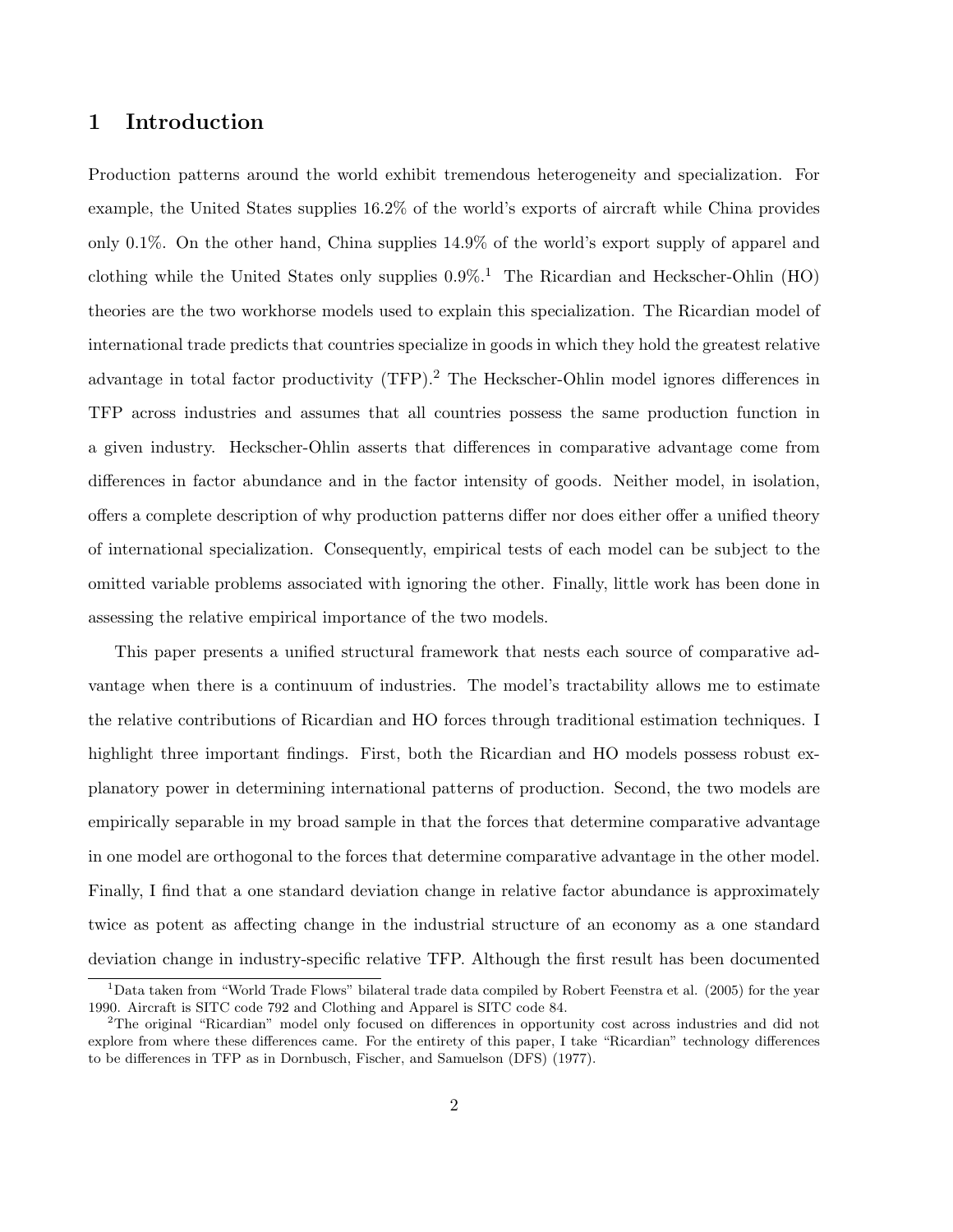# 1 Introduction

Production patterns around the world exhibit tremendous heterogeneity and specialization. For example, the United States supplies 16.2% of the world's exports of aircraft while China provides only 0.1%. On the other hand, China supplies 14.9% of the world's export supply of apparel and clothing while the United States only supplies 0.9%.[1] The Ricardian and Heckscher-Ohlin (HO) theories are the two workhorse models used to explain this specialization. The Ricardian model of international trade predicts that countries specialize in goods in which they hold the greatest relative advantage in total factor productivity (TFP).[2] The Heckscher-Ohlin model ignores differences in TFP across industries and assumes that all countries possess the same production function in a given industry. Heckscher-Ohlin asserts that differences in comparative advantage come from differences in factor abundance and in the factor intensity of goods. Neither model, in isolation, offers a complete description of why production patterns differ nor does either offer a unified theory of international specialization. Consequently, empirical tests of each model can be subject to the omitted variable problems associated with ignoring the other. Finally, little work has been done in assessing the relative empirical importance of the two models.

This paper presents a unified structural framework that nests each source of comparative advantage when there is a continuum of industries. The model's tractability allows me to estimate the relative contributions of Ricardian and HO forces through traditional estimation techniques. I highlight three important findings. First, both the Ricardian and HO models possess robust explanatory power in determining international patterns of production. Second, the two models are empirically separable in my broad sample in that the forces that determine comparative advantage in one model are orthogonal to the forces that determine comparative advantage in the other model. Finally, I find that a one standard deviation change in relative factor abundance is approximately twice as potent as affecting change in the industrial structure of an economy as a one standard deviation change in industry-specific relative TFP. Although the first result has been documented

[1] Data taken from "World Trade Flows" bilateral trade data compiled by Robert Feenstra et al. (2005) for the year 1990. Aircraft is SITC code 792 and Clothing and Apparel is SITC code 84.

[2] The original "Ricardian" model only focused on differences in opportunity cost across industries and did not explore from where these differences came. For the entirety of this paper, I take "Ricardian" technology differences to be differences in TFP as in Dornbusch, Fischer, and Samuelson (DFS) (1977).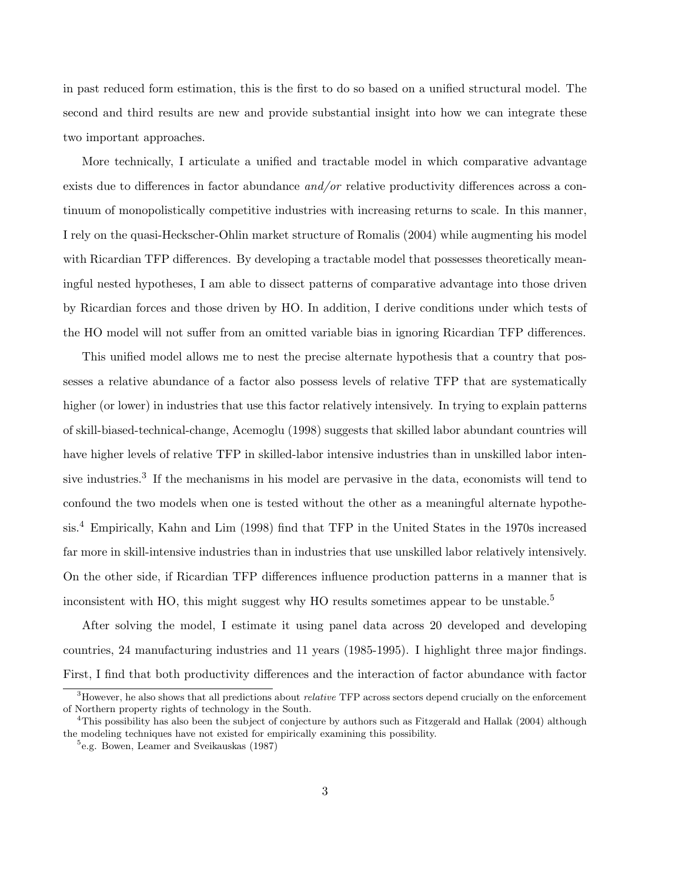in past reduced form estimation, this is the first to do so based on a unified structural model. The second and third results are new and provide substantial insight into how we can integrate these two important approaches.

More technically, I articulate a unified and tractable model in which comparative advantage exists due to differences in factor abundance *and/or* relative productivity differences across a continuum of monopolistically competitive industries with increasing returns to scale. In this manner, I rely on the quasi-Heckscher-Ohlin market structure of Romalis (2004) while augmenting his model with Ricardian TFP differences. By developing a tractable model that possesses theoretically meaningful nested hypotheses, I am able to dissect patterns of comparative advantage into those driven by Ricardian forces and those driven by HO. In addition, I derive conditions under which tests of the HO model will not suffer from an omitted variable bias in ignoring Ricardian TFP differences.

This unified model allows me to nest the precise alternate hypothesis that a country that possesses a relative abundance of a factor also possess levels of relative TFP that are systematically higher (or lower) in industries that use this factor relatively intensively. In trying to explain patterns of skill-biased-technical-change, Acemoglu (1998) suggests that skilled labor abundant countries will have higher levels of relative TFP in skilled-labor intensive industries than in unskilled labor intensive industries.[3] If the mechanisms in his model are pervasive in the data, economists will tend to confound the two models when one is tested without the other as a meaningful alternate hypothesis.[4] Empirically, Kahn and Lim (1998) find that TFP in the United States in the 1970s increased far more in skill-intensive industries than in industries that use unskilled labor relatively intensively. On the other side, if Ricardian TFP differences influence production patterns in a manner that is inconsistent with HO, this might suggest why HO results sometimes appear to be unstable.[5]

After solving the model, I estimate it using panel data across 20 developed and developing countries, 24 manufacturing industries and 11 years (1985-1995). I highlight three major findings. First, I find that both productivity differences and the interaction of factor abundance with factor

[3] However, he also shows that all predictions about *relative* TFP across sectors depend crucially on the enforcement of Northern property rights of technology in the South.

[4] This possibility has also been the subject of conjecture by authors such as Fitzgerald and Hallak (2004) although the modeling techniques have not existed for empirically examining this possibility.

[5] e.g. Bowen, Leamer and Sveikauskas (1987)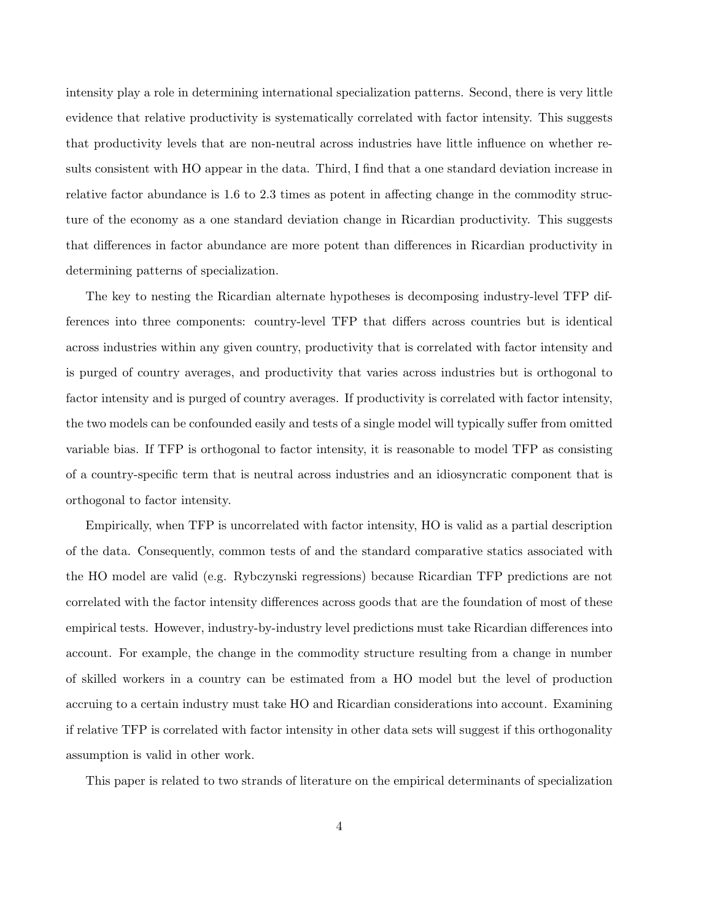intensity play a role in determining international specialization patterns. Second, there is very little evidence that relative productivity is systematically correlated with factor intensity. This suggests that productivity levels that are non-neutral across industries have little influence on whether results consistent with HO appear in the data. Third, I find that a one standard deviation increase in relative factor abundance is 1.6 to 2.3 times as potent in affecting change in the commodity structure of the economy as a one standard deviation change in Ricardian productivity. This suggests that differences in factor abundance are more potent than differences in Ricardian productivity in determining patterns of specialization.

The key to nesting the Ricardian alternate hypotheses is decomposing industry-level TFP differences into three components: country-level TFP that differs across countries but is identical across industries within any given country, productivity that is correlated with factor intensity and is purged of country averages, and productivity that varies across industries but is orthogonal to factor intensity and is purged of country averages. If productivity is correlated with factor intensity, the two models can be confounded easily and tests of a single model will typically suffer from omitted variable bias. If TFP is orthogonal to factor intensity, it is reasonable to model TFP as consisting of a country-specific term that is neutral across industries and an idiosyncratic component that is orthogonal to factor intensity.

Empirically, when TFP is uncorrelated with factor intensity, HO is valid as a partial description of the data. Consequently, common tests of and the standard comparative statics associated with the HO model are valid (e.g. Rybczynski regressions) because Ricardian TFP predictions are not correlated with the factor intensity differences across goods that are the foundation of most of these empirical tests. However, industry-by-industry level predictions must take Ricardian differences into account. For example, the change in the commodity structure resulting from a change in number of skilled workers in a country can be estimated from a HO model but the level of production accruing to a certain industry must take HO and Ricardian considerations into account. Examining if relative TFP is correlated with factor intensity in other data sets will suggest if this orthogonality assumption is valid in other work.

This paper is related to two strands of literature on the empirical determinants of specialization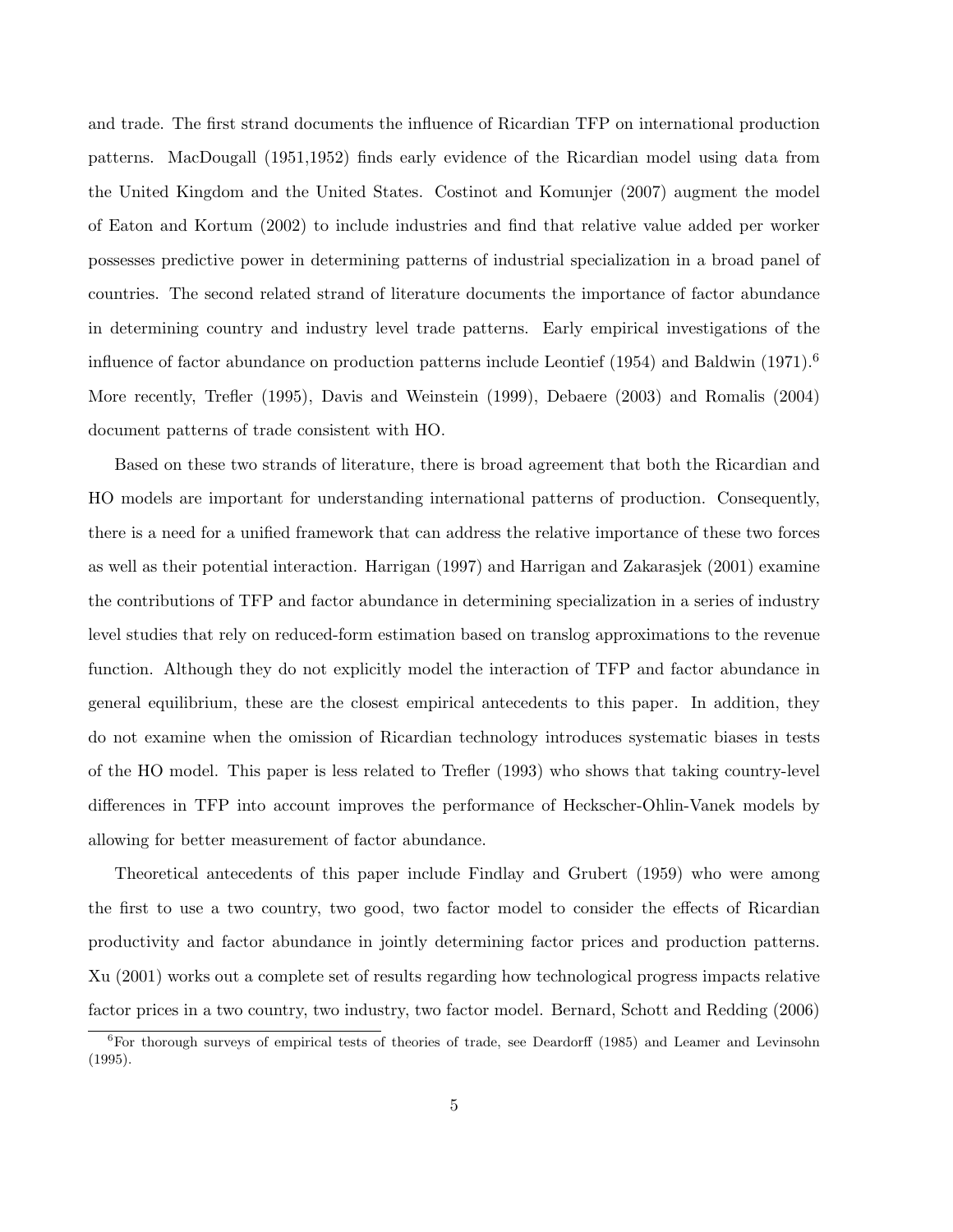and trade. The first strand documents the influence of Ricardian TFP on international production patterns. MacDougall (1951,1952) finds early evidence of the Ricardian model using data from the United Kingdom and the United States. Costinot and Komunjer (2007) augment the model of Eaton and Kortum (2002) to include industries and find that relative value added per worker possesses predictive power in determining patterns of industrial specialization in a broad panel of countries. The second related strand of literature documents the importance of factor abundance in determining country and industry level trade patterns. Early empirical investigations of the influence of factor abundance on production patterns include Leontief (1954) and Baldwin (1971).[6] More recently, Trefler (1995), Davis and Weinstein (1999), Debaere (2003) and Romalis (2004) document patterns of trade consistent with HO.

Based on these two strands of literature, there is broad agreement that both the Ricardian and HO models are important for understanding international patterns of production. Consequently, there is a need for a unified framework that can address the relative importance of these two forces as well as their potential interaction. Harrigan (1997) and Harrigan and Zakarasjek (2001) examine the contributions of TFP and factor abundance in determining specialization in a series of industry level studies that rely on reduced-form estimation based on translog approximations to the revenue function. Although they do not explicitly model the interaction of TFP and factor abundance in general equilibrium, these are the closest empirical antecedents to this paper. In addition, they do not examine when the omission of Ricardian technology introduces systematic biases in tests of the HO model. This paper is less related to Trefler (1993) who shows that taking country-level differences in TFP into account improves the performance of Heckscher-Ohlin-Vanek models by allowing for better measurement of factor abundance.

Theoretical antecedents of this paper include Findlay and Grubert (1959) who were among the first to use a two country, two good, two factor model to consider the effects of Ricardian productivity and factor abundance in jointly determining factor prices and production patterns. Xu (2001) works out a complete set of results regarding how technological progress impacts relative factor prices in a two country, two industry, two factor model. Bernard, Schott and Redding (2006)

[6] For thorough surveys of empirical tests of theories of trade, see Deardorff (1985) and Leamer and Levinsohn (1995).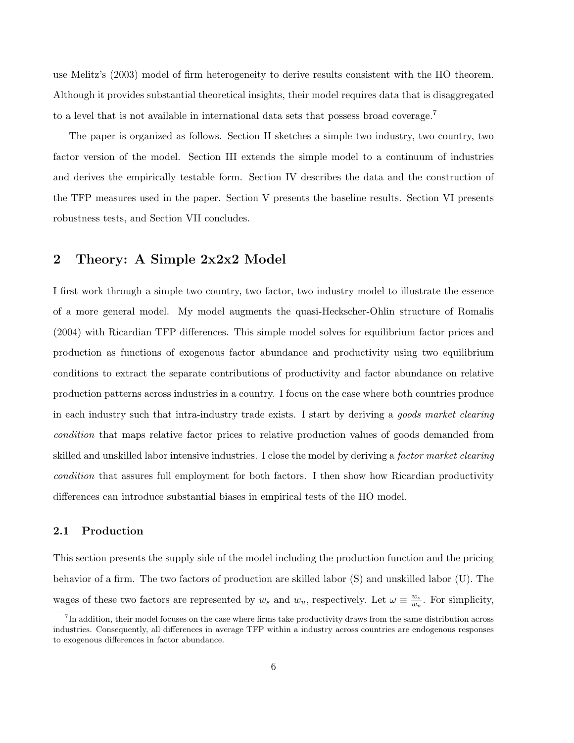use Melitz's (2003) model of firm heterogeneity to derive results consistent with the HO theorem. Although it provides substantial theoretical insights, their model requires data that is disaggregated to a level that is not available in international data sets that possess broad coverage.[7]

The paper is organized as follows. Section II sketches a simple two industry, two country, two factor version of the model. Section III extends the simple model to a continuum of industries and derives the empirically testable form. Section IV describes the data and the construction of the TFP measures used in the paper. Section V presents the baseline results. Section VI presents robustness tests, and Section VII concludes.

## 2 Theory: A Simple 2x2x2 Model

I first work through a simple two country, two factor, two industry model to illustrate the essence of a more general model. My model augments the quasi-Heckscher-Ohlin structure of Romalis (2004) with Ricardian TFP differences. This simple model solves for equilibrium factor prices and production as functions of exogenous factor abundance and productivity using two equilibrium conditions to extract the separate contributions of productivity and factor abundance on relative production patterns across industries in a country. I focus on the case where both countries produce in each industry such that intra-industry trade exists. I start by deriving a *goods market clearing condition* that maps relative factor prices to relative production values of goods demanded from skilled and unskilled labor intensive industries. I close the model by deriving a *factor market clearing condition* that assures full employment for both factors. I then show how Ricardian productivity differences can introduce substantial biases in empirical tests of the HO model.

### 2.1 Production

This section presents the supply side of the model including the production function and the pricing behavior of a firm. The two factors of production are skilled labor (S) and unskilled labor (U). The wages of these two factors are represented by $w_s$ and $w_u$, respectively. Let $\omega \equiv \frac{w_s}{w_u}$. For simplicity,

[7] In addition, their model focuses on the case where firms take productivity draws from the same distribution across industries. Consequently, all differences in average TFP within a industry across countries are endogenous responses to exogenous differences in factor abundance.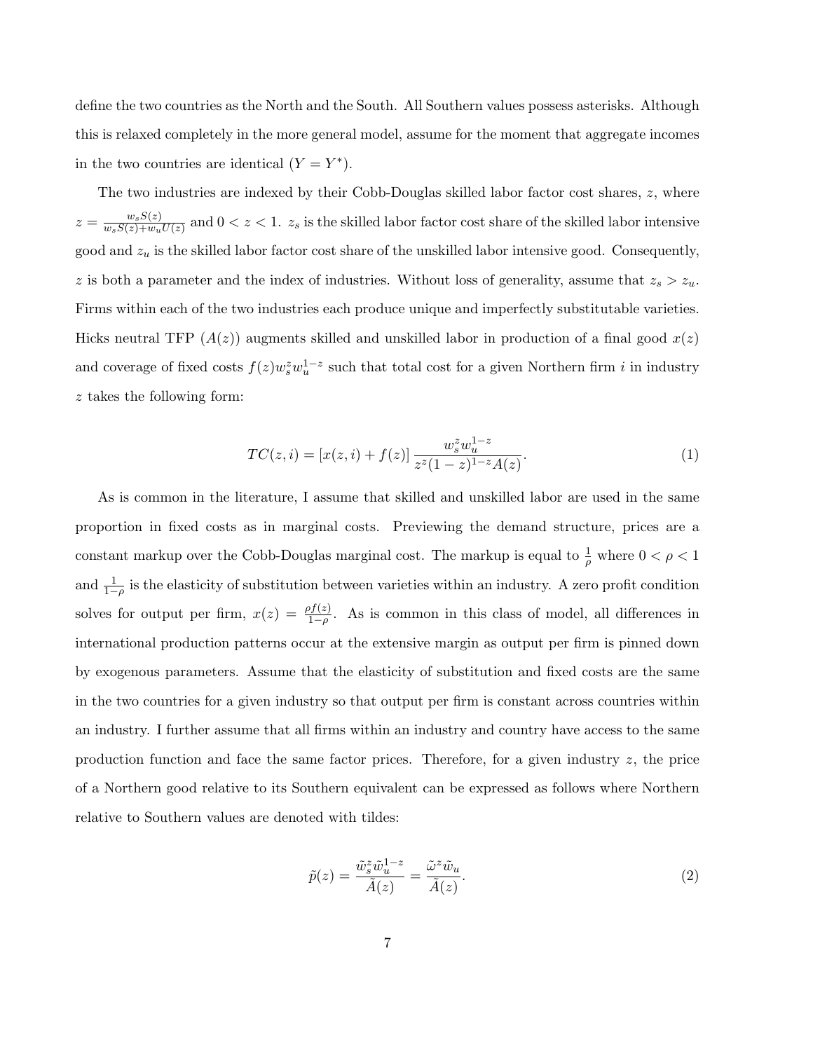define the two countries as the North and the South. All Southern values possess asterisks. Although this is relaxed completely in the more general model, assume for the moment that aggregate incomes in the two countries are identical ($Y = Y^*$).

The two industries are indexed by their Cobb-Douglas skilled labor factor cost shares, $z$, where $z = \frac{w_s S(z)}{w_s S(z) + w_u U(z)}$ and $0 < z < 1$. $z_s$ is the skilled labor factor cost share of the skilled labor intensive good and $z_u$ is the skilled labor factor cost share of the unskilled labor intensive good. Consequently, $z$ is both a parameter and the index of industries. Without loss of generality, assume that $z_s > z_u$. Firms within each of the two industries each produce unique and imperfectly substitutable varieties. Hicks neutral TFP ($A(z)$) augments skilled and unskilled labor in production of a final good $x(z)$ and coverage of fixed costs $f(z)w_s^z w_u^{1-z}$ such that total cost for a given Northern firm $i$ in industry $z$ takes the following form:

$$TC(z, i) = [x(z, i) + f(z)] \frac{w_s^z w_u^{1-z}}{z^z (1-z)^{1-z} A(z)}. \tag{1}$$

As is common in the literature, I assume that skilled and unskilled labor are used in the same proportion in fixed costs as in marginal costs. Previewing the demand structure, prices are a constant markup over the Cobb-Douglas marginal cost. The markup is equal to $\frac{1}{\rho}$ where $0 < \rho < 1$ and $\frac{1}{1-\rho}$ is the elasticity of substitution between varieties within an industry. A zero profit condition solves for output per firm, $x(z) = \frac{\rho f(z)}{1-\rho}$. As is common in this class of model, all differences in international production patterns occur at the extensive margin as output per firm is pinned down by exogenous parameters. Assume that the elasticity of substitution and fixed costs are the same in the two countries for a given industry so that output per firm is constant across countries within an industry. I further assume that all firms within an industry and country have access to the same production function and face the same factor prices. Therefore, for a given industry $z$, the price of a Northern good relative to its Southern equivalent can be expressed as follows where Northern relative to Southern values are denoted with tildes:

$$\tilde{p}(z) = \frac{\tilde{w}_s^z \tilde{w}_u^{1-z}}{\tilde{A}(z)} = \frac{\tilde{\omega}^z \tilde{w}_u}{\tilde{A}(z)}. \tag{2}$$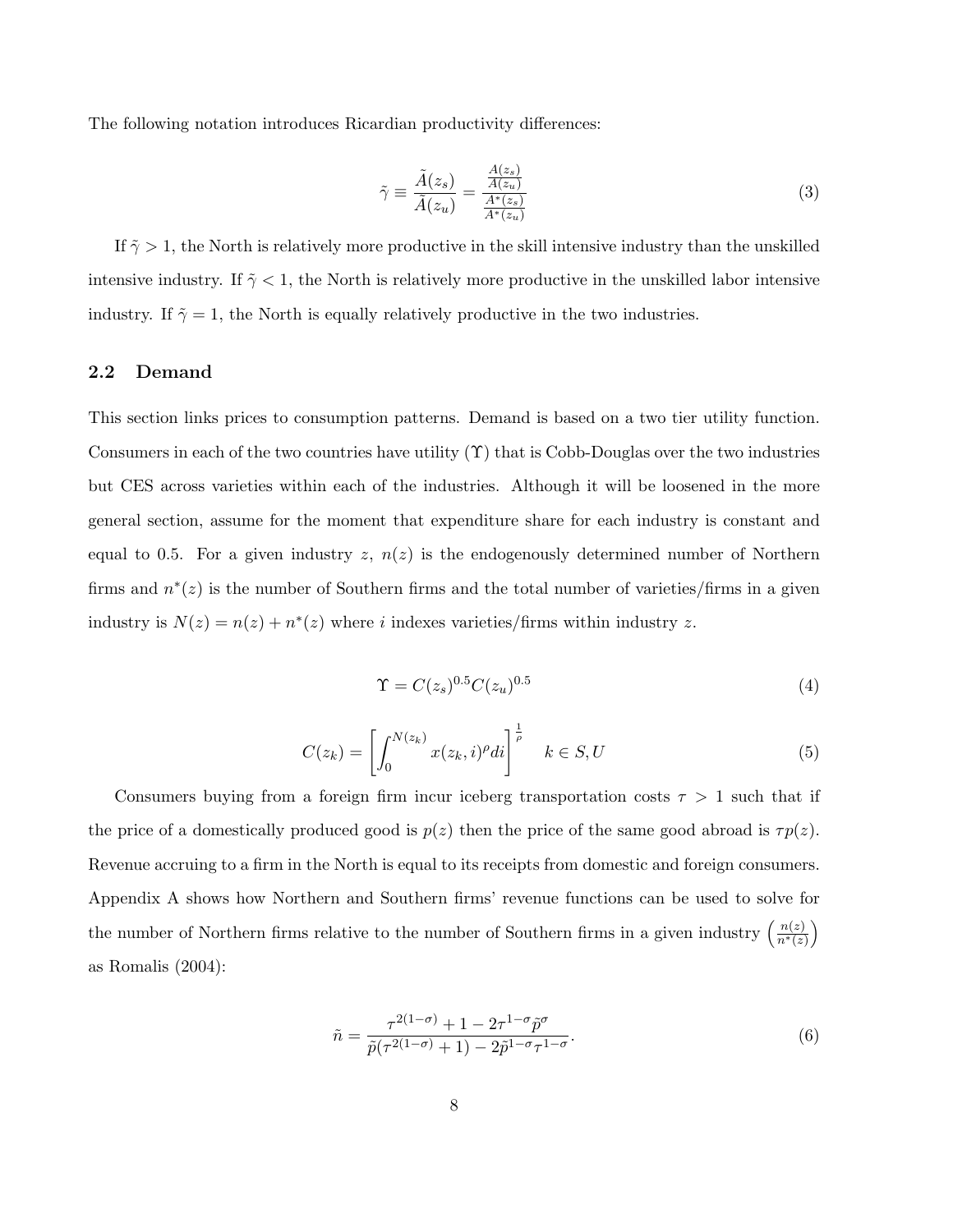The following notation introduces Ricardian productivity differences:

$$\tilde{\gamma} \equiv \frac{\tilde{A}(z_s)}{\tilde{A}(z_u)} = \frac{\frac{A(z_s)}{A(z_u)}}{\frac{A^*(z_s)}{A^*(z_u)}} \tag{3}$$

If $\tilde{\gamma} > 1$, the North is relatively more productive in the skill intensive industry than the unskilled intensive industry. If $\tilde{\gamma} < 1$, the North is relatively more productive in the unskilled labor intensive industry. If $\tilde{\gamma} = 1$, the North is equally relatively productive in the two industries.

## 2.2 Demand

This section links prices to consumption patterns. Demand is based on a two tier utility function. Consumers in each of the two countries have utility ($\Upsilon$) that is Cobb-Douglas over the two industries but CES across varieties within each of the industries. Although it will be loosened in the more general section, assume for the moment that expenditure share for each industry is constant and equal to 0.5. For a given industry $z$, $n(z)$ is the endogenously determined number of Northern firms and $n^*(z)$ is the number of Southern firms and the total number of varieties/firms in a given industry is $N(z) = n(z) + n^*(z)$ where $i$ indexes varieties/firms within industry $z$.

$$\Upsilon = C(z_s)^{0.5} C(z_u)^{0.5} \tag{4}$$

$$C(z_k) = \left[ \int_0^{N(z_k)} x(z_k, i)^{\rho} di \right]^{\frac{1}{\rho}} \quad k \in S, U \tag{5}$$

Consumers buying from a foreign firm incur iceberg transportation costs $\tau > 1$ such that if the price of a domestically produced good is $p(z)$ then the price of the same good abroad is $\tau p(z)$. Revenue accruing to a firm in the North is equal to its receipts from domestic and foreign consumers. Appendix A shows how Northern and Southern firms' revenue functions can be used to solve for the number of Northern firms relative to the number of Southern firms in a given industry $\left(\frac{n(z)}{n^*(z)}\right)$ as Romalis (2004):

$$\tilde{n} = \frac{\tau^{2(1-\sigma)} + 1 - 2\tau^{1-\sigma}\tilde{p}^{\sigma}}{\tilde{p}(\tau^{2(1-\sigma)} + 1) - 2\tilde{p}^{1-\sigma}\tau^{1-\sigma}}. \tag{6}$$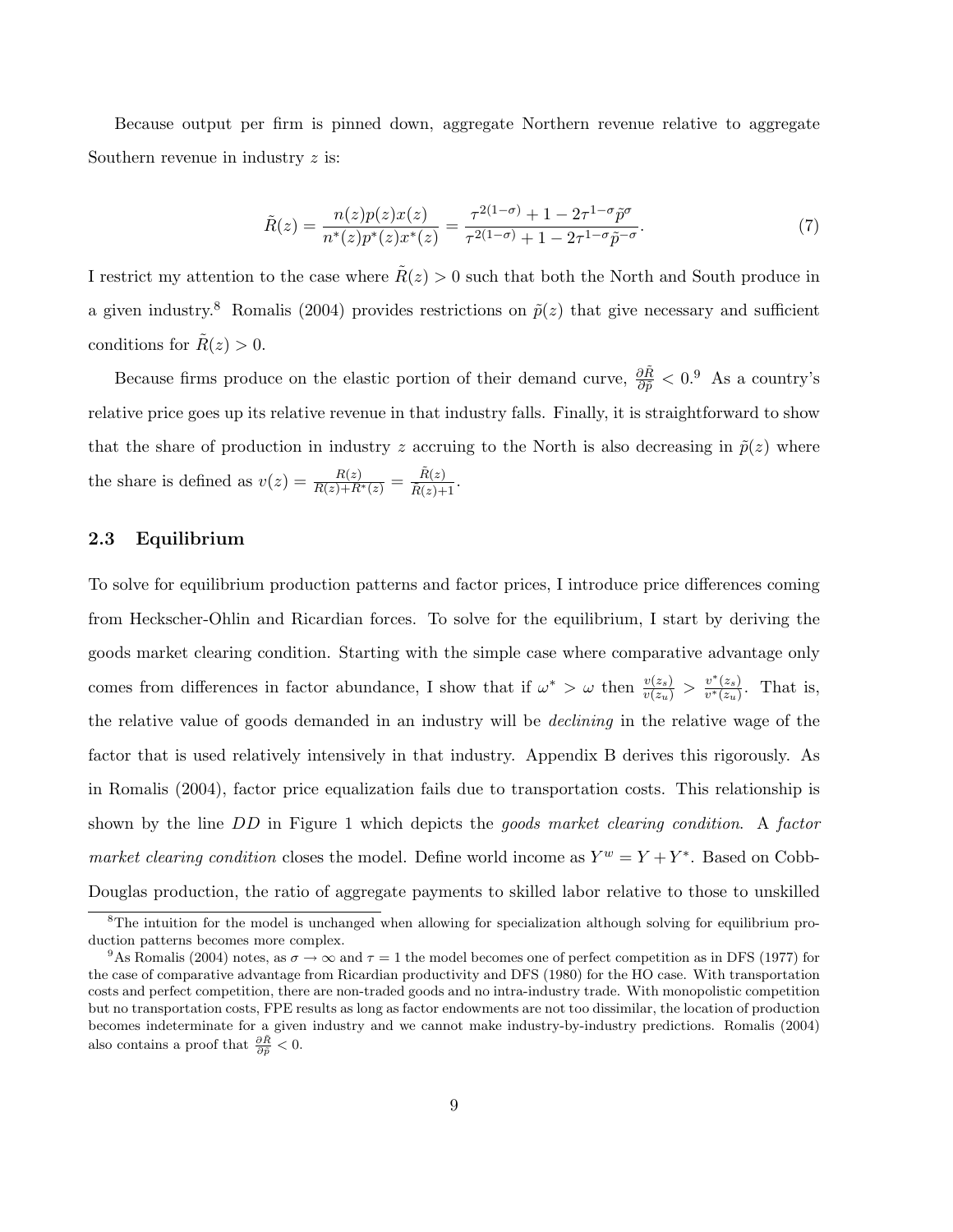Because output per firm is pinned down, aggregate Northern revenue relative to aggregate Southern revenue in industry $z$ is:

$$\tilde{R}(z) = \frac{n(z)p(z)x(z)}{n^*(z)p^*(z)x^*(z)} = \frac{\tau^{2(1-\sigma)} + 1 - 2\tau^{1-\sigma}\tilde{p}^{\sigma}}{\tau^{2(1-\sigma)} + 1 - 2\tau^{1-\sigma}\tilde{p}^{-\sigma}}. \tag{7}$$

I restrict my attention to the case where $\tilde{R}(z) > 0$ such that both the North and South produce in a given industry.[8] Romalis (2004) provides restrictions on $\tilde{p}(z)$ that give necessary and sufficient conditions for $\tilde{R}(z) > 0$.

Because firms produce on the elastic portion of their demand curve, $\frac{\partial \tilde{R}}{\partial \tilde{p}} < 0$.[9] As a country's relative price goes up its relative revenue in that industry falls. Finally, it is straightforward to show that the share of production in industry $z$ accruing to the North is also decreasing in $\tilde{p}(z)$ where the share is defined as $v(z) = \frac{R(z)}{R(z)+R^*(z)} = \frac{\tilde{R}(z)}{\tilde{R}(z)+1}$.

### 2.3 Equilibrium

To solve for equilibrium production patterns and factor prices, I introduce price differences coming from Heckscher-Ohlin and Ricardian forces. To solve for the equilibrium, I start by deriving the goods market clearing condition. Starting with the simple case where comparative advantage only comes from differences in factor abundance, I show that if $\omega^* > \omega$ then $\frac{v(z_s)}{v(z_u)} > \frac{v^*(z_s)}{v^*(z_u)}$. That is, the relative value of goods demanded in an industry will be *declining* in the relative wage of the factor that is used relatively intensively in that industry. Appendix B derives this rigorously. As in Romalis (2004), factor price equalization fails due to transportation costs. This relationship is shown by the line $DD$ in Figure 1 which depicts the *goods market clearing condition*. A *factor market clearing condition* closes the model. Define world income as $Y^w = Y + Y^*$. Based on Cobb-Douglas production, the ratio of aggregate payments to skilled labor relative to those to unskilled

[8] The intuition for the model is unchanged when allowing for specialization although solving for equilibrium production patterns becomes more complex.

[9] As Romalis (2004) notes, as $\sigma \to \infty$ and $\tau = 1$ the model becomes one of perfect competition as in DFS (1977) for the case of comparative advantage from Ricardian productivity and DFS (1980) for the HO case. With transportation costs and perfect competition, there are non-traded goods and no intra-industry trade. With monopolistic competition but no transportation costs, FPE results as long as factor endowments are not too dissimilar, the location of production becomes indeterminate for a given industry and we cannot make industry-by-industry predictions. Romalis (2004) also contains a proof that $\frac{\partial \tilde{R}}{\partial \tilde{p}} < 0$.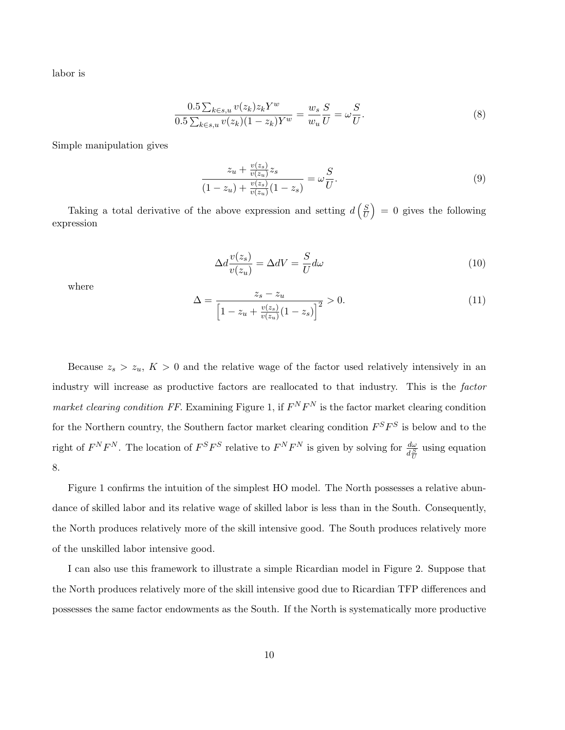labor is

$$\frac{0.5 \sum_{k \in s,u} v(z_k) z_k Y^w}{0.5 \sum_{k \in s,u} v(z_k)(1 - z_k) Y^w} = \frac{w_s}{w_u} \frac{S}{U} = \omega \frac{S}{U}. \tag{8}$$

Simple manipulation gives

$$\frac{z_u + \frac{v(z_s)}{v(z_u)} z_s}{(1 - z_u) + \frac{v(z_s)}{v(z_u)}(1 - z_s)} = \omega \frac{S}{U}. \tag{9}$$

Taking a total derivative of the above expression and setting $d\left(\frac{S}{U}\right) = 0$ gives the following expression

$$\Delta d \frac{v(z_s)}{v(z_u)} = \Delta dV = \frac{S}{U} d\omega \tag{10}$$

where

$$\Delta = \frac{z_s - z_u}{\left[1 - z_u + \frac{v(z_s)}{v(z_u)}(1 - z_s)\right]^2} > 0. \tag{11}$$

Because $z_s > z_u$, $K > 0$ and the relative wage of the factor used relatively intensively in an industry will increase as productive factors are reallocated to that industry. This is the *factor market clearing condition FF*. Examining Figure 1, if $F^N F^N$ is the factor market clearing condition for the Northern country, the Southern factor market clearing condition $F^S F^S$ is below and to the right of $F^N F^N$. The location of $F^S F^S$ relative to $F^N F^N$ is given by solving for $\frac{d\omega}{d\frac{S}{U}}$ using equation 8.

Figure 1 confirms the intuition of the simplest HO model. The North possesses a relative abundance of skilled labor and its relative wage of skilled labor is less than in the South. Consequently, the North produces relatively more of the skill intensive good. The South produces relatively more of the unskilled labor intensive good.

I can also use this framework to illustrate a simple Ricardian model in Figure 2. Suppose that the North produces relatively more of the skill intensive good due to Ricardian TFP differences and possesses the same factor endowments as the South. If the North is systematically more productive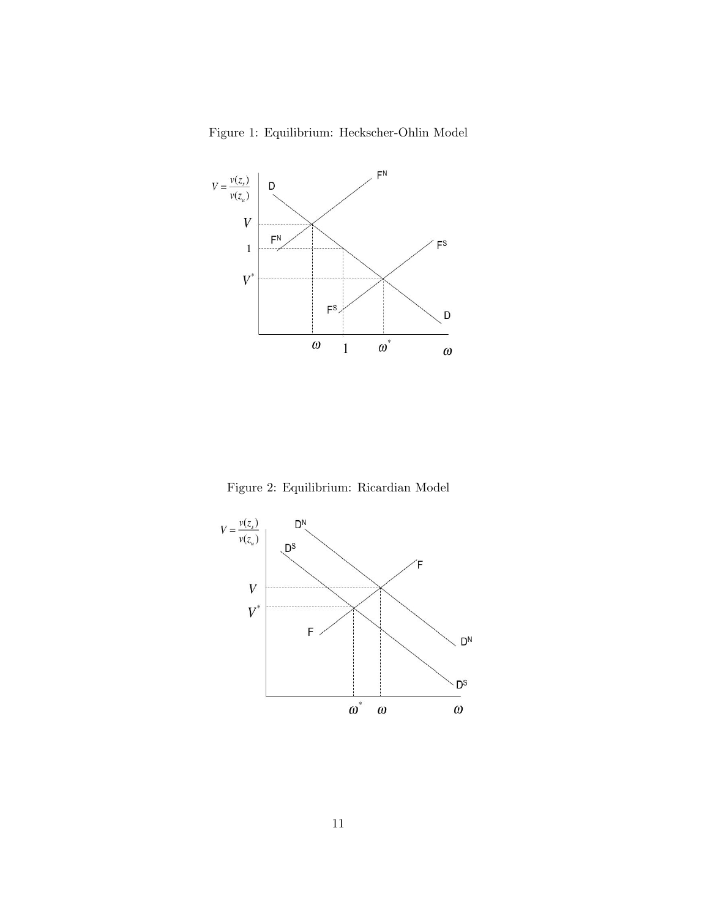Figure 1: Equilibrium: Heckscher-Ohlin Model

Figure 2: Equilibrium: Ricardian Model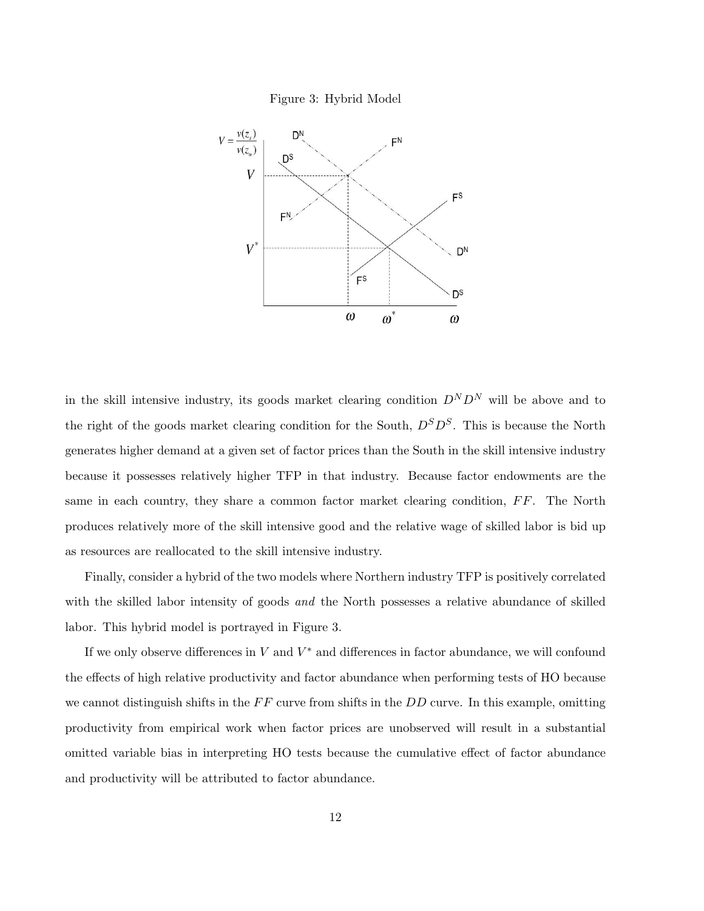Figure 3: Hybrid Model

in the skill intensive industry, its goods market clearing condition $D^N D^N$ will be above and to the right of the goods market clearing condition for the South, $D^S D^S$. This is because the North generates higher demand at a given set of factor prices than the South in the skill intensive industry because it possesses relatively higher TFP in that industry. Because factor endowments are the same in each country, they share a common factor market clearing condition, $FF$. The North produces relatively more of the skill intensive good and the relative wage of skilled labor is bid up as resources are reallocated to the skill intensive industry.

Finally, consider a hybrid of the two models where Northern industry TFP is positively correlated with the skilled labor intensity of goods *and* the North possesses a relative abundance of skilled labor. This hybrid model is portrayed in Figure 3.

If we only observe differences in $V$ and $V^*$ and differences in factor abundance, we will confound the effects of high relative productivity and factor abundance when performing tests of HO because we cannot distinguish shifts in the $FF$ curve from shifts in the $DD$ curve. In this example, omitting productivity from empirical work when factor prices are unobserved will result in a substantial omitted variable bias in interpreting HO tests because the cumulative effect of factor abundance and productivity will be attributed to factor abundance.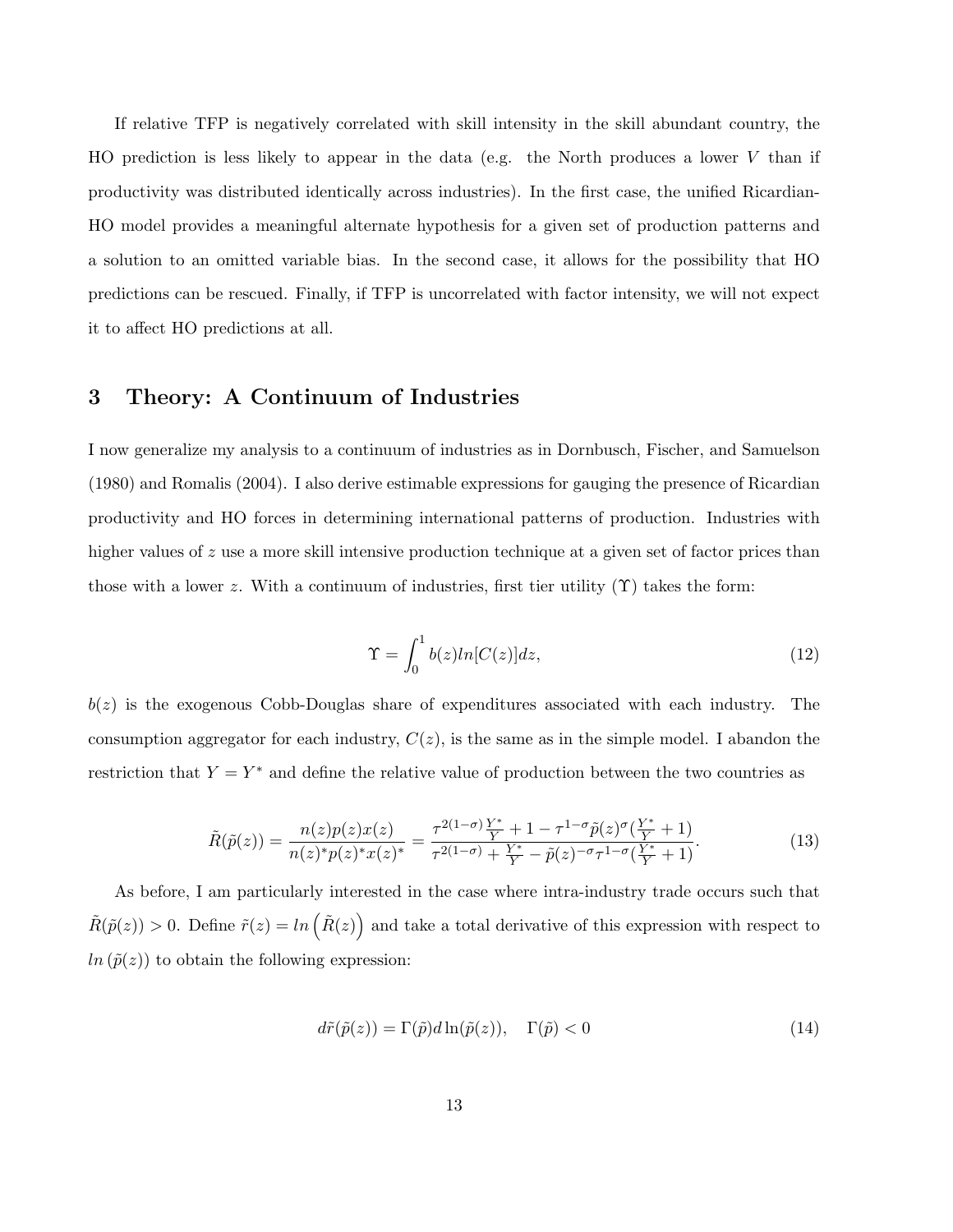If relative TFP is negatively correlated with skill intensity in the skill abundant country, the HO prediction is less likely to appear in the data (e.g. the North produces a lower $V$ than if productivity was distributed identically across industries). In the first case, the unified Ricardian-HO model provides a meaningful alternate hypothesis for a given set of production patterns and a solution to an omitted variable bias. In the second case, it allows for the possibility that HO predictions can be rescued. Finally, if TFP is uncorrelated with factor intensity, we will not expect it to affect HO predictions at all.

## 3 Theory: A Continuum of Industries

I now generalize my analysis to a continuum of industries as in Dornbusch, Fischer, and Samuelson (1980) and Romalis (2004). I also derive estimable expressions for gauging the presence of Ricardian productivity and HO forces in determining international patterns of production. Industries with higher values of $z$ use a more skill intensive production technique at a given set of factor prices than those with a lower $z$. With a continuum of industries, first tier utility ($\Upsilon$) takes the form:

$$\Upsilon = \int_0^1 b(z) ln[C(z)] dz, \tag{12}$$

$b(z)$ is the exogenous Cobb-Douglas share of expenditures associated with each industry. The consumption aggregator for each industry, $C(z)$, is the same as in the simple model. I abandon the restriction that $Y = Y^*$ and define the relative value of production between the two countries as

$$\tilde{R}(\tilde{p}(z)) = \frac{n(z)p(z)x(z)}{n(z)^*p(z)^*x(z)^*} = \frac{\tau^{2(1-\sigma)}\frac{Y^*}{Y} + 1 - \tau^{1-\sigma}\tilde{p}(z)^{\sigma}(\frac{Y^*}{Y}+1)}{\tau^{2(1-\sigma)} + \frac{Y^*}{Y} - \tilde{p}(z)^{-\sigma}\tau^{1-\sigma}(\frac{Y^*}{Y}+1)}. \tag{13}$$

As before, I am particularly interested in the case where intra-industry trade occurs such that $\tilde{R}(\tilde{p}(z)) > 0$. Define $\tilde{r}(z) = ln\left(\tilde{R}(z)\right)$ and take a total derivative of this expression with respect to $ln\left(\tilde{p}(z)\right)$ to obtain the following expression:

$$d\tilde{r}(\tilde{p}(z)) = \Gamma(\tilde{p}) d\ln(\tilde{p}(z)), \quad \Gamma(\tilde{p}) < 0 \tag{14}$$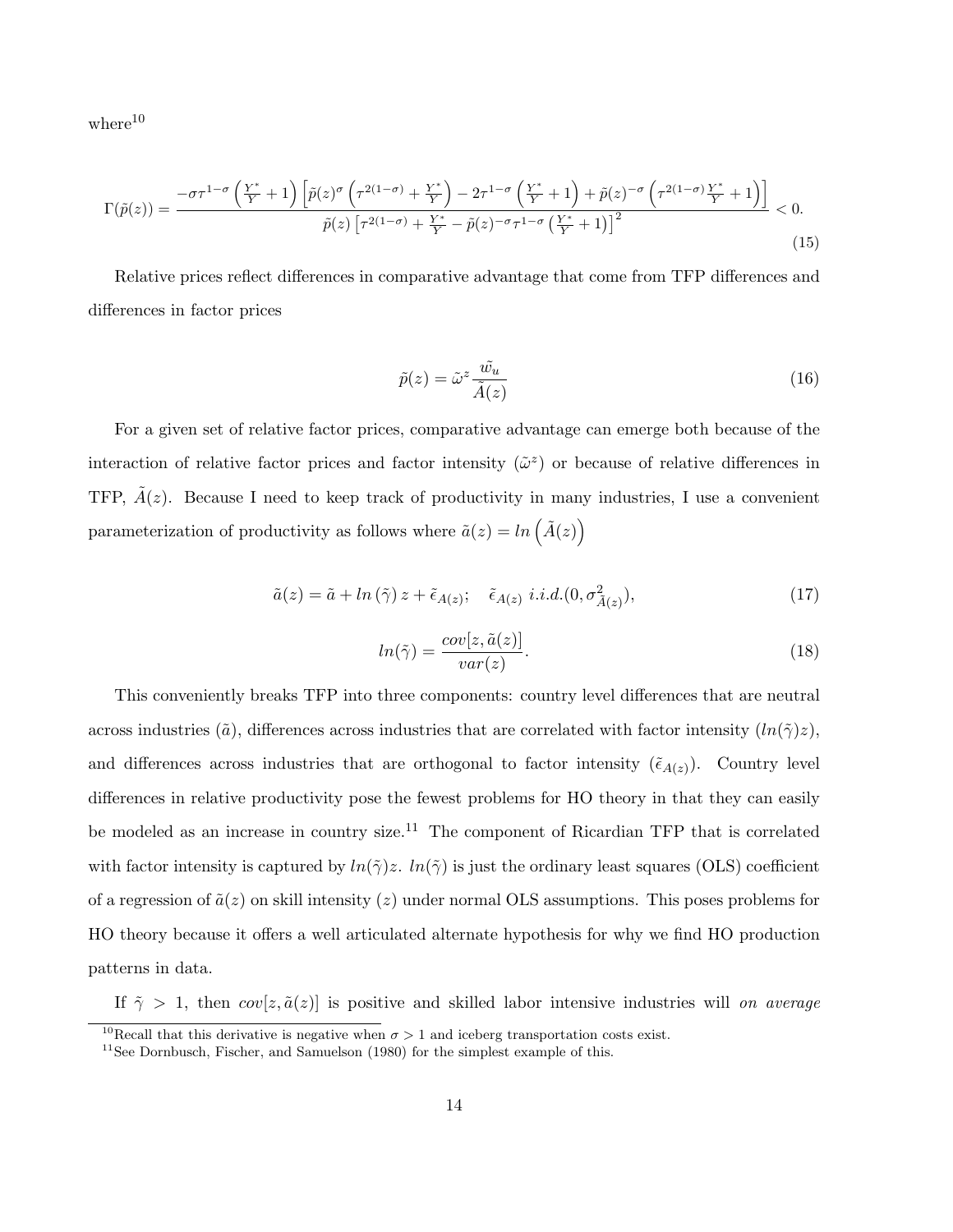where[10]

$$\Gamma(\tilde{p}(z)) = \frac{-\sigma\tau^{1-\sigma}\left(\frac{Y^*}{Y}+1\right)\left[\tilde{p}(z)^{\sigma}\left(\tau^{2(1-\sigma)}+\frac{Y^*}{Y}\right)-2\tau^{1-\sigma}\left(\frac{Y^*}{Y}+1\right)+\tilde{p}(z)^{-\sigma}\left(\tau^{2(1-\sigma)}\frac{Y^*}{Y}+1\right)\right]}{\tilde{p}(z)\left[\tau^{2(1-\sigma)}+\frac{Y^*}{Y}-\tilde{p}(z)^{-\sigma}\tau^{1-\sigma}\left(\frac{Y^*}{Y}+1\right)\right]^2} < 0. \tag{15}$$

Relative prices reflect differences in comparative advantage that come from TFP differences and differences in factor prices

$$\tilde{p}(z) = \tilde{\omega}^z \frac{\tilde{w_u}}{\tilde{A}(z)} \tag{16}$$

For a given set of relative factor prices, comparative advantage can emerge both because of the interaction of relative factor prices and factor intensity ($\tilde{\omega}^z$) or because of relative differences in TFP, $\tilde{A}(z)$. Because I need to keep track of productivity in many industries, I use a convenient parameterization of productivity as follows where $\tilde{a}(z) = ln\left(\tilde{A}(z)\right)$

$$\tilde{a}(z) = \tilde{a} + ln\left(\tilde{\gamma}\right)z + \tilde{\epsilon}_{A(z)}; \quad \tilde{\epsilon}_{A(z)}\ i.i.d.(0, \sigma^2_{\tilde{A}(z)}), \tag{17}$$

$$ln(\tilde{\gamma}) = \frac{cov[z, \tilde{a}(z)]}{var(z)}. \tag{18}$$

This conveniently breaks TFP into three components: country level differences that are neutral across industries ($\tilde{a}$), differences across industries that are correlated with factor intensity ($ln(\tilde{\gamma})z$), and differences across industries that are orthogonal to factor intensity ($\tilde{\epsilon}_{A(z)}$). Country level differences in relative productivity pose the fewest problems for HO theory in that they can easily be modeled as an increase in country size.[11] The component of Ricardian TFP that is correlated with factor intensity is captured by $ln(\tilde{\gamma})z$. $ln(\tilde{\gamma})$ is just the ordinary least squares (OLS) coefficient of a regression of $\tilde{a}(z)$ on skill intensity ($z$) under normal OLS assumptions. This poses problems for HO theory because it offers a well articulated alternate hypothesis for why we find HO production patterns in data.

If $\tilde{\gamma} > 1$, then $cov[z, \tilde{a}(z)]$ is positive and skilled labor intensive industries will *on average*

[10] Recall that this derivative is negative when $\sigma > 1$ and iceberg transportation costs exist.

[11] See Dornbusch, Fischer, and Samuelson (1980) for the simplest example of this.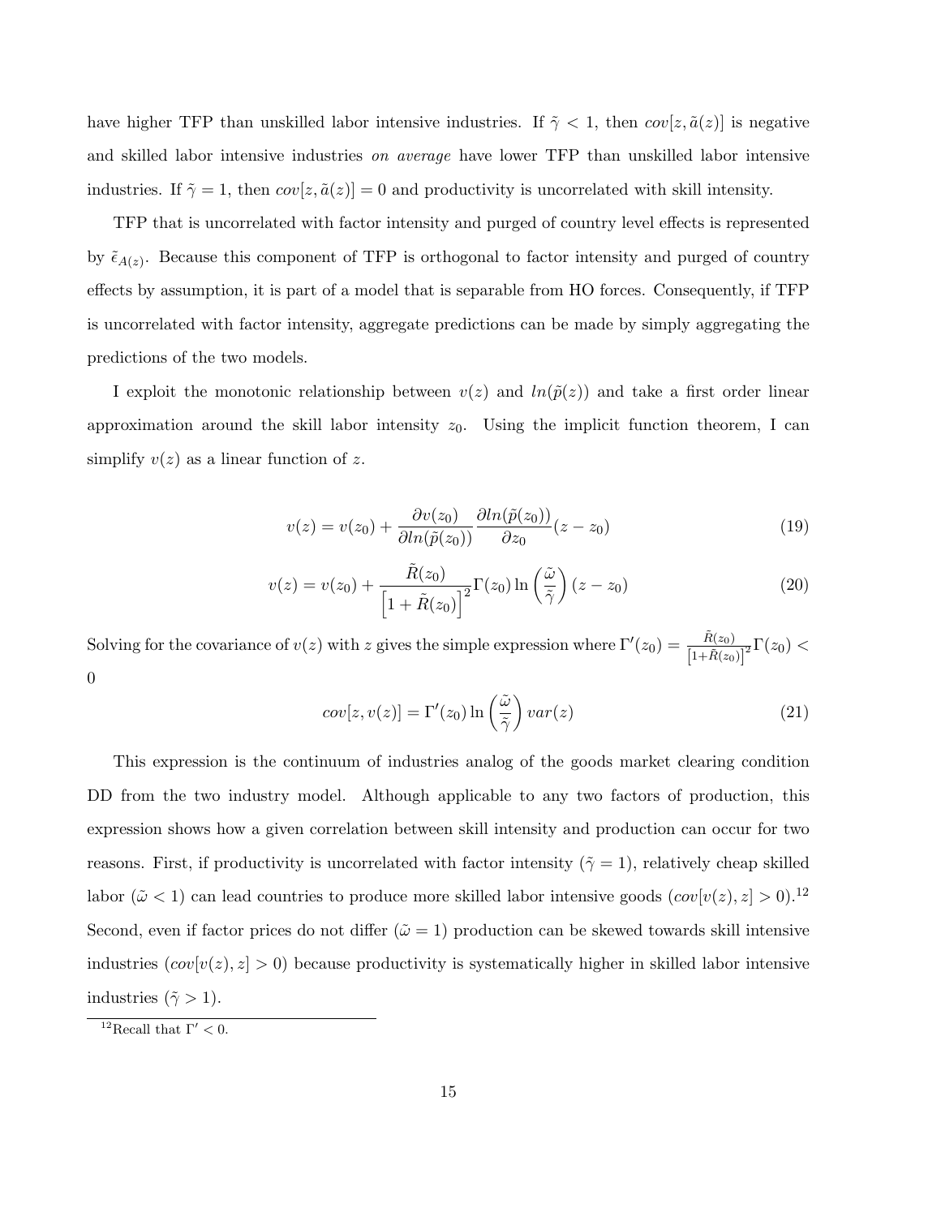have higher TFP than unskilled labor intensive industries. If $\tilde{\gamma} < 1$, then $cov[z, \tilde{a}(z)]$ is negative and skilled labor intensive industries *on average* have lower TFP than unskilled labor intensive industries. If $\tilde{\gamma} = 1$, then $cov[z, \tilde{a}(z)] = 0$ and productivity is uncorrelated with skill intensity.

TFP that is uncorrelated with factor intensity and purged of country level effects is represented by $\tilde{\epsilon}_{A(z)}$. Because this component of TFP is orthogonal to factor intensity and purged of country effects by assumption, it is part of a model that is separable from HO forces. Consequently, if TFP is uncorrelated with factor intensity, aggregate predictions can be made by simply aggregating the predictions of the two models.

I exploit the monotonic relationship between $v(z)$ and $ln(\tilde{p}(z))$ and take a first order linear approximation around the skill labor intensity $z_0$. Using the implicit function theorem, I can simplify $v(z)$ as a linear function of $z$.

$$v(z) = v(z_0) + \frac{\partial v(z_0)}{\partial ln(\tilde{p}(z_0))} \frac{\partial ln(\tilde{p}(z_0))}{\partial z_0}(z - z_0) \tag{19}$$

$$v(z) = v(z_0) + \frac{\tilde{R}(z_0)}{\left[1 + \tilde{R}(z_0)\right]^2} \Gamma(z_0) \ln\left(\frac{\tilde{\omega}}{\tilde{\gamma}}\right)(z - z_0) \tag{20}$$

Solving for the covariance of $v(z)$ with $z$ gives the simple expression where $\Gamma'(z_0) = \frac{\tilde{R}(z_0)}{\left[1+\tilde{R}(z_0)\right]^2}\Gamma(z_0) < 0$

$$cov[z, v(z)] = \Gamma'(z_0) \ln\left(\frac{\tilde{\omega}}{\tilde{\gamma}}\right) var(z) \tag{21}$$

This expression is the continuum of industries analog of the goods market clearing condition DD from the two industry model. Although applicable to any two factors of production, this expression shows how a given correlation between skill intensity and production can occur for two reasons. First, if productivity is uncorrelated with factor intensity ($\tilde{\gamma} = 1$), relatively cheap skilled labor ($\tilde{\omega} < 1$) can lead countries to produce more skilled labor intensive goods ($cov[v(z), z] > 0$).[12] Second, even if factor prices do not differ ($\tilde{\omega} = 1$) production can be skewed towards skill intensive industries ($cov[v(z), z] > 0$) because productivity is systematically higher in skilled labor intensive industries ($\tilde{\gamma} > 1$).

[12] Recall that $\Gamma' < 0$.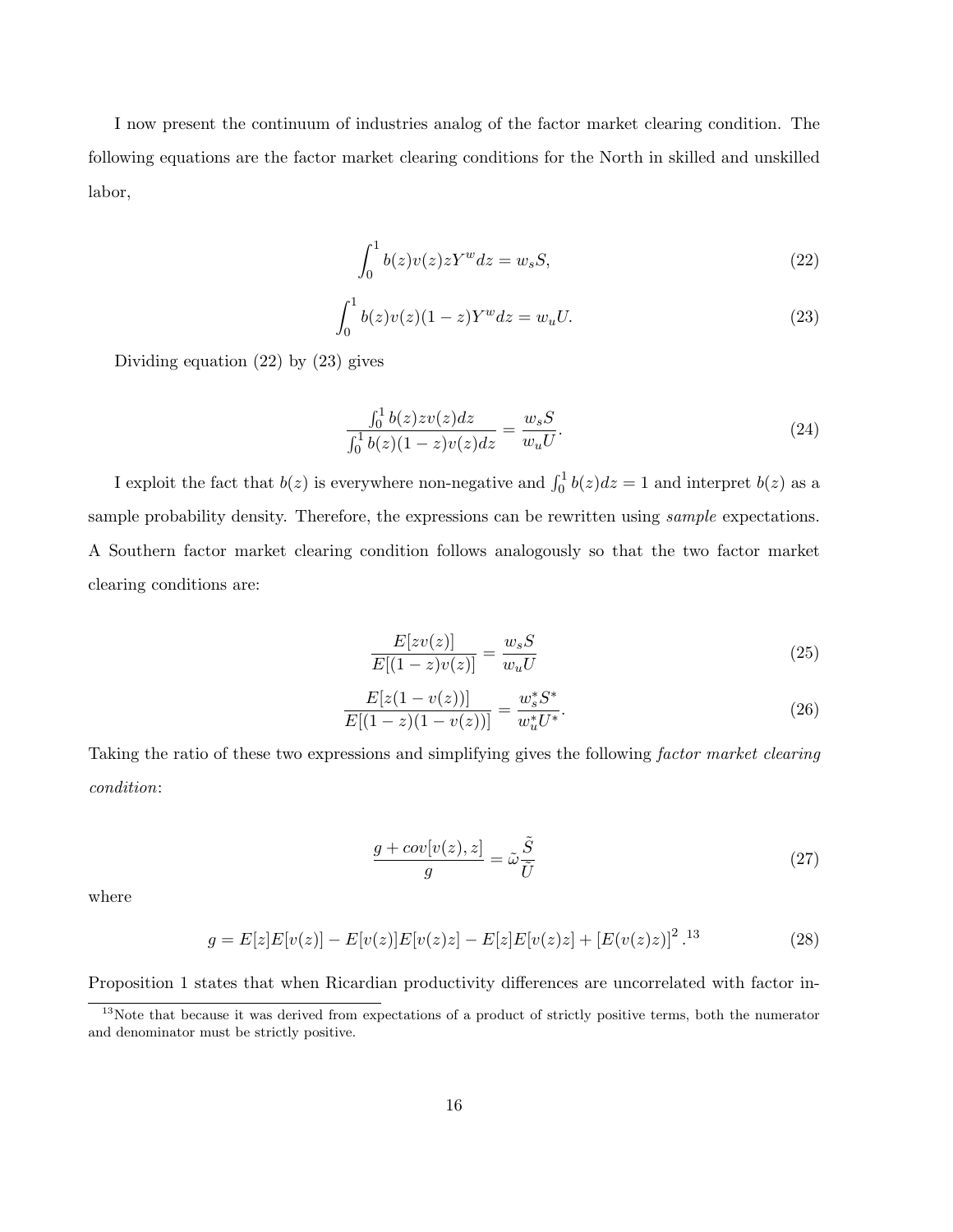I now present the continuum of industries analog of the factor market clearing condition. The following equations are the factor market clearing conditions for the North in skilled and unskilled labor,

$$\int_0^1 b(z)v(z)zY^w dz = w_s S, \tag{22}$$

$$\int_0^1 b(z)v(z)(1-z)Y^w dz = w_u U. \tag{23}$$

Dividing equation (22) by (23) gives

$$\frac{\int_0^1 b(z)zv(z)dz}{\int_0^1 b(z)(1-z)v(z)dz} = \frac{w_s S}{w_u U}. \tag{24}$$

I exploit the fact that $b(z)$ is everywhere non-negative and $\int_0^1 b(z)dz = 1$ and interpret $b(z)$ as a sample probability density. Therefore, the expressions can be rewritten using *sample* expectations. A Southern factor market clearing condition follows analogously so that the two factor market clearing conditions are:

$$\frac{E[zv(z)]}{E[(1-z)v(z)]} = \frac{w_s S}{w_u U} \tag{25}$$

$$\frac{E[z(1-v(z))]}{E[(1-z)(1-v(z))]} = \frac{w_s^* S^*}{w_u^* U^*}. \tag{26}$$

Taking the ratio of these two expressions and simplifying gives the following *factor market clearing condition*:

$$\frac{g + cov[v(z), z]}{g} = \tilde{\omega}\frac{\tilde{S}}{\tilde{U}} \tag{27}$$

where

$$g = E[z]E[v(z)] - E[v(z)]E[v(z)z] - E[z]E[v(z)z] + [E(v(z)z)]^2.[13] \tag{28}$$

Proposition 1 states that when Ricardian productivity differences are uncorrelated with factor in-

[13] Note that because it was derived from expectations of a product of strictly positive terms, both the numerator and denominator must be strictly positive.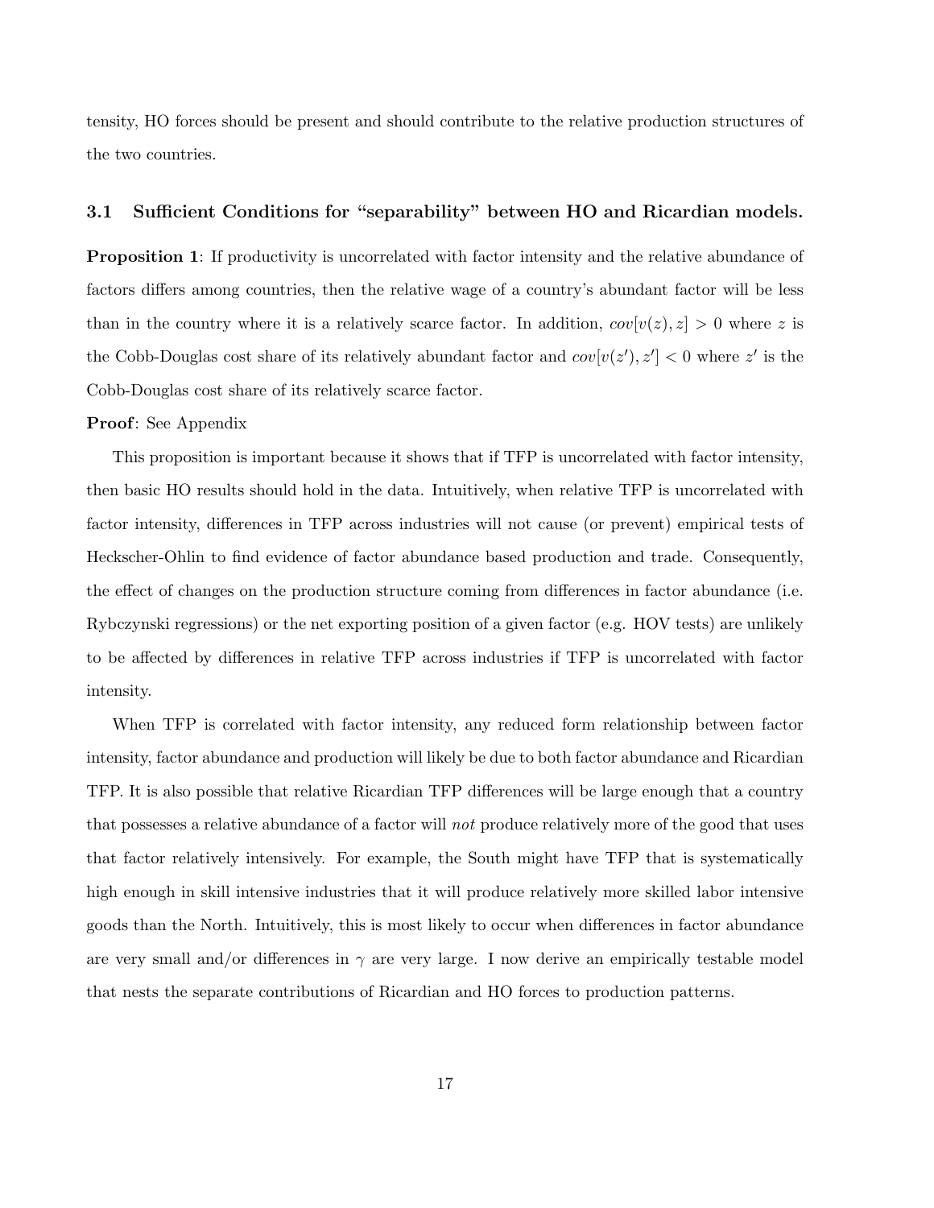tensity, HO forces should be present and should contribute to the relative production structures of the two countries.

### 3.1 Sufficient Conditions for "separability" between HO and Ricardian models.

**Proposition 1**: If productivity is uncorrelated with factor intensity and the relative abundance of factors differs among countries, then the relative wage of a country's abundant factor will be less than in the country where it is a relatively scarce factor. In addition, $cov[v(z), z] > 0$ where $z$ is the Cobb-Douglas cost share of its relatively abundant factor and $cov[v(z'), z'] < 0$ where $z'$ is the Cobb-Douglas cost share of its relatively scarce factor.

**Proof**: See Appendix

This proposition is important because it shows that if TFP is uncorrelated with factor intensity, then basic HO results should hold in the data. Intuitively, when relative TFP is uncorrelated with factor intensity, differences in TFP across industries will not cause (or prevent) empirical tests of Heckscher-Ohlin to find evidence of factor abundance based production and trade. Consequently, the effect of changes on the production structure coming from differences in factor abundance (i.e. Rybczynski regressions) or the net exporting position of a given factor (e.g. HOV tests) are unlikely to be affected by differences in relative TFP across industries if TFP is uncorrelated with factor intensity.

When TFP is correlated with factor intensity, any reduced form relationship between factor intensity, factor abundance and production will likely be due to both factor abundance and Ricardian TFP. It is also possible that relative Ricardian TFP differences will be large enough that a country that possesses a relative abundance of a factor will *not* produce relatively more of the good that uses that factor relatively intensively. For example, the South might have TFP that is systematically high enough in skill intensive industries that it will produce relatively more skilled labor intensive goods than the North. Intuitively, this is most likely to occur when differences in factor abundance are very small and/or differences in $\gamma$ are very large. I now derive an empirically testable model that nests the separate contributions of Ricardian and HO forces to production patterns.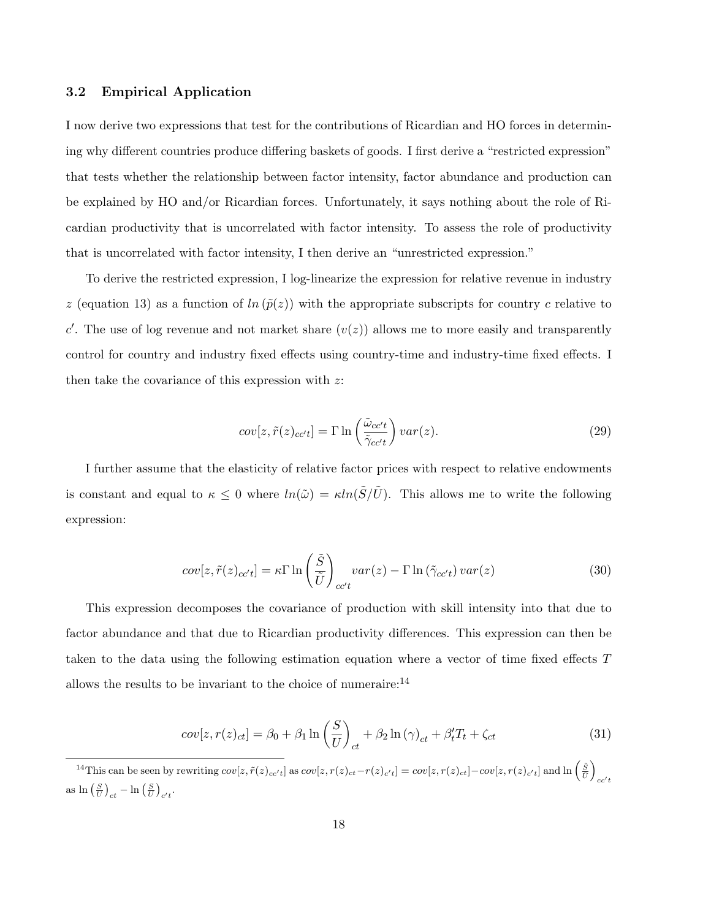### 3.2 Empirical Application

I now derive two expressions that test for the contributions of Ricardian and HO forces in determining why different countries produce differing baskets of goods. I first derive a "restricted expression" that tests whether the relationship between factor intensity, factor abundance and production can be explained by HO and/or Ricardian forces. Unfortunately, it says nothing about the role of Ricardian productivity that is uncorrelated with factor intensity. To assess the role of productivity that is uncorrelated with factor intensity, I then derive an "unrestricted expression."

To derive the restricted expression, I log-linearize the expression for relative revenue in industry $z$ (equation 13) as a function of $ln\left(\tilde{p}(z)\right)$ with the appropriate subscripts for country $c$ relative to $c'$. The use of log revenue and not market share ($v(z)$) allows me to more easily and transparently control for country and industry fixed effects using country-time and industry-time fixed effects. I then take the covariance of this expression with $z$:

$$cov[z, \tilde{r}(z)_{cc't}] = \Gamma \ln\left(\frac{\tilde{\omega}_{cc't}}{\tilde{\gamma}_{cc't}}\right) var(z). \tag{29}$$

I further assume that the elasticity of relative factor prices with respect to relative endowments is constant and equal to $\kappa \leq 0$ where $ln(\tilde{\omega}) = \kappa ln(\tilde{S}/\tilde{U})$. This allows me to write the following expression:

$$cov[z, \tilde{r}(z)_{cc't}] = \kappa \Gamma \ln\left(\frac{\tilde{S}}{\tilde{U}}\right)_{cc't} var(z) - \Gamma \ln\left(\tilde{\gamma}_{cc't}\right) var(z) \tag{30}$$

This expression decomposes the covariance of production with skill intensity into that due to factor abundance and that due to Ricardian productivity differences. This expression can then be taken to the data using the following estimation equation where a vector of time fixed effects $T$ allows the results to be invariant to the choice of numeraire:[14]

$$cov[z, r(z)_{ct}] = \beta_0 + \beta_1 \ln\left(\frac{S}{U}\right)_{ct} + \beta_2 \ln\left(\gamma\right)_{ct} + \beta_t' T_t + \zeta_{ct} \tag{31}$$

[14] This can be seen by rewriting $cov[z, \tilde{r}(z)_{cc't}]$ as $cov[z, r(z)_{ct} - r(z)_{c't}] = cov[z, r(z)_{ct}] - cov[z, r(z)_{c't}]$ and $\ln\left(\frac{\tilde{S}}{\tilde{U}}\right)_{cc't}$ as $\ln\left(\frac{S}{U}\right)_{ct} - \ln\left(\frac{S}{U}\right)_{c't}$.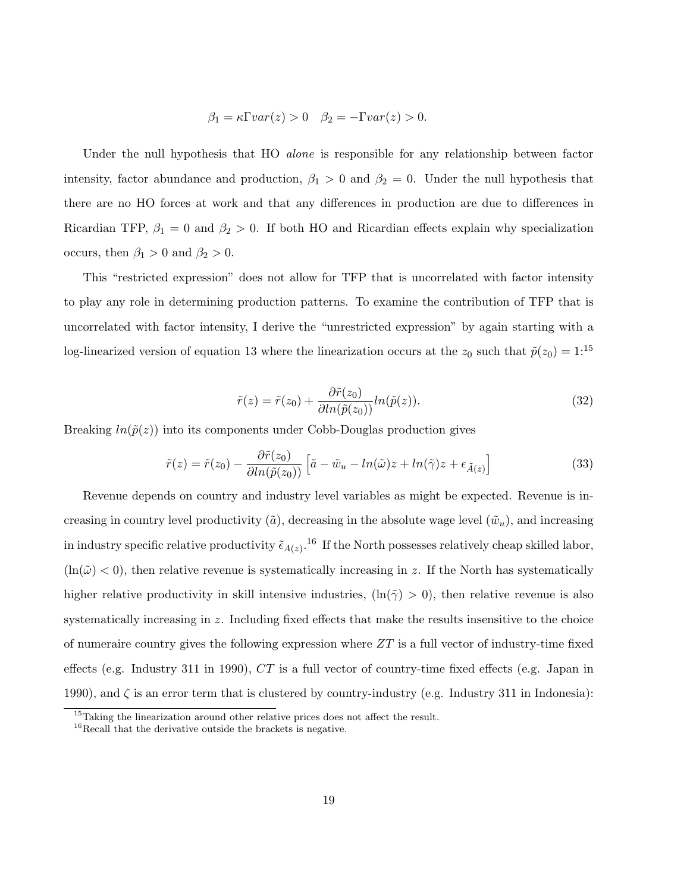$$\beta_1 = \kappa \Gamma var(z) > 0 \quad \beta_2 = -\Gamma var(z) > 0.$$

Under the null hypothesis that HO *alone* is responsible for any relationship between factor intensity, factor abundance and production, $\beta_1 > 0$ and $\beta_2 = 0$. Under the null hypothesis that there are no HO forces at work and that any differences in production are due to differences in Ricardian TFP, $\beta_1 = 0$ and $\beta_2 > 0$. If both HO and Ricardian effects explain why specialization occurs, then $\beta_1 > 0$ and $\beta_2 > 0$.

This "restricted expression" does not allow for TFP that is uncorrelated with factor intensity to play any role in determining production patterns. To examine the contribution of TFP that is uncorrelated with factor intensity, I derive the "unrestricted expression" by again starting with a log-linearized version of equation 13 where the linearization occurs at the $z_0$ such that $\tilde{p}(z_0) = 1$:[15]

$$\tilde{r}(z) = \tilde{r}(z_0) + \frac{\partial \tilde{r}(z_0)}{\partial ln(\tilde{p}(z_0))} ln(\tilde{p}(z)). \tag{32}$$

Breaking $ln(\tilde{p}(z))$ into its components under Cobb-Douglas production gives

$$\tilde{r}(z) = \tilde{r}(z_0) - \frac{\partial \tilde{r}(z_0)}{\partial ln(\tilde{p}(z_0))} \left[ \tilde{a} - \tilde{w}_u - ln(\tilde{\omega})z + ln(\tilde{\gamma})z + \epsilon_{\tilde{A}(z)} \right] \tag{33}$$

Revenue depends on country and industry level variables as might be expected. Revenue is increasing in country level productivity ($\tilde{a}$), decreasing in the absolute wage level ($\tilde{w}_u$), and increasing in industry specific relative productivity $\tilde{\epsilon}_{A(z)}$.[16] If the North possesses relatively cheap skilled labor, ($\ln(\tilde{\omega}) < 0$), then relative revenue is systematically increasing in $z$. If the North has systematically higher relative productivity in skill intensive industries, ($\ln(\tilde{\gamma}) > 0$), then relative revenue is also systematically increasing in $z$. Including fixed effects that make the results insensitive to the choice of numeraire country gives the following expression where $ZT$ is a full vector of industry-time fixed effects (e.g. Industry 311 in 1990), $CT$ is a full vector of country-time fixed effects (e.g. Japan in 1990), and $\zeta$ is an error term that is clustered by country-industry (e.g. Industry 311 in Indonesia):

[15] Taking the linearization around other relative prices does not affect the result.

[16] Recall that the derivative outside the brackets is negative.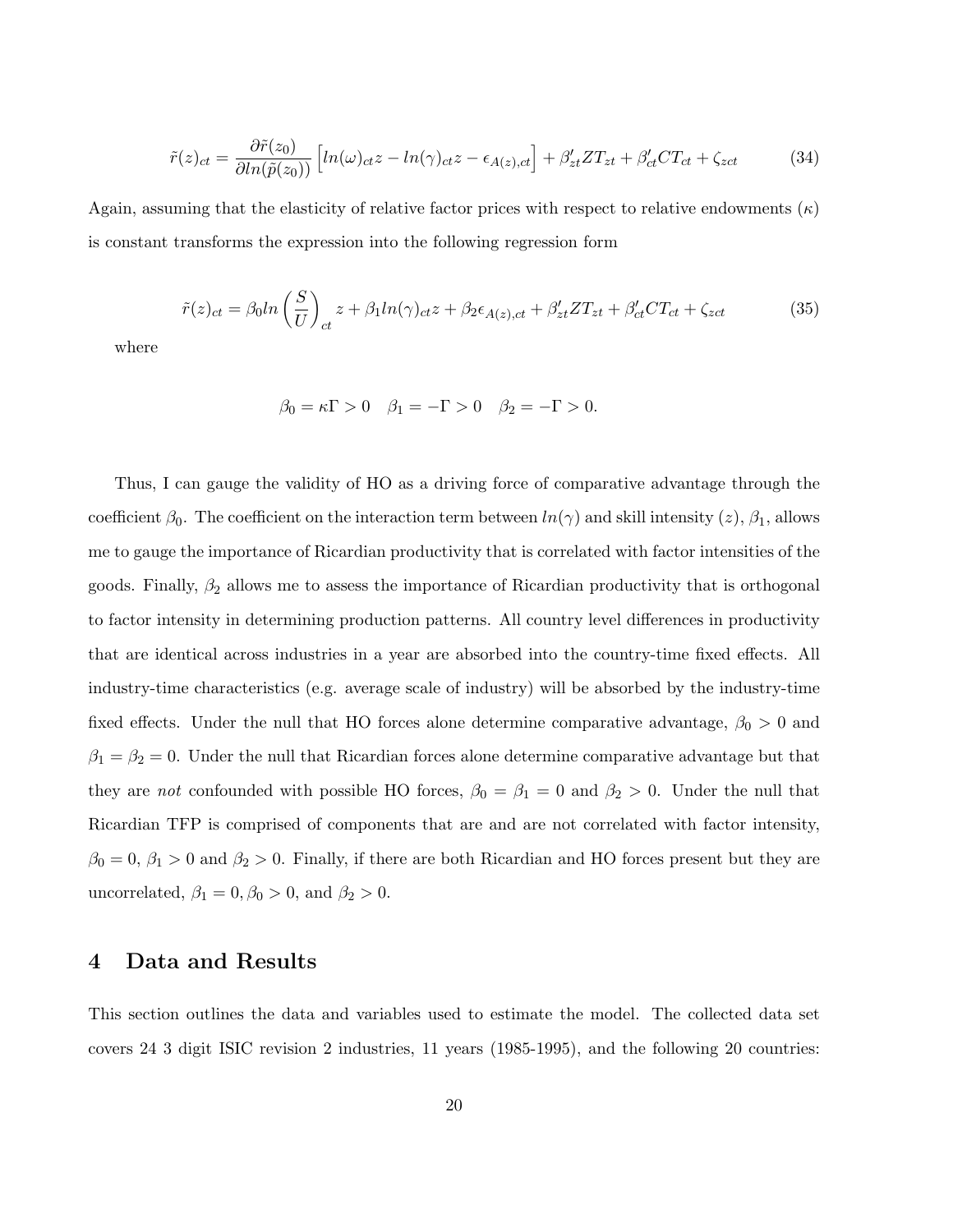$$\tilde{r}(z)_{ct} = \frac{\partial \tilde{r}(z_0)}{\partial ln(\tilde{p}(z_0))}\left[ln(\omega)_{ct}z - ln(\gamma)_{ct}z - \epsilon_{A(z),ct}\right] + \beta'_{zt}ZT_{zt} + \beta'_{ct}CT_{ct} + \zeta_{zct} \tag{34}$$

Again, assuming that the elasticity of relative factor prices with respect to relative endowments ($\kappa$) is constant transforms the expression into the following regression form

$$\tilde{r}(z)_{ct} = \beta_0 ln\left(\frac{S}{U}\right)_{ct} z + \beta_1 ln(\gamma)_{ct}z + \beta_2\epsilon_{A(z),ct} + \beta'_{zt}ZT_{zt} + \beta'_{ct}CT_{ct} + \zeta_{zct} \tag{35}$$

where

$$\beta_0 = \kappa\Gamma > 0 \quad \beta_1 = -\Gamma > 0 \quad \beta_2 = -\Gamma > 0.$$

Thus, I can gauge the validity of HO as a driving force of comparative advantage through the coefficient $\beta_0$. The coefficient on the interaction term between $ln(\gamma)$ and skill intensity ($z$), $\beta_1$, allows me to gauge the importance of Ricardian productivity that is correlated with factor intensities of the goods. Finally, $\beta_2$ allows me to assess the importance of Ricardian productivity that is orthogonal to factor intensity in determining production patterns. All country level differences in productivity that are identical across industries in a year are absorbed into the country-time fixed effects. All industry-time characteristics (e.g. average scale of industry) will be absorbed by the industry-time fixed effects. Under the null that HO forces alone determine comparative advantage, $\beta_0 > 0$ and $\beta_1 = \beta_2 = 0$. Under the null that Ricardian forces alone determine comparative advantage but that they are *not* confounded with possible HO forces, $\beta_0 = \beta_1 = 0$ and $\beta_2 > 0$. Under the null that Ricardian TFP is comprised of components that are and are not correlated with factor intensity, $\beta_0 = 0$, $\beta_1 > 0$ and $\beta_2 > 0$. Finally, if there are both Ricardian and HO forces present but they are uncorrelated, $\beta_1 = 0, \beta_0 > 0$, and $\beta_2 > 0$.

## 4 Data and Results

This section outlines the data and variables used to estimate the model. The collected data set covers 24 3 digit ISIC revision 2 industries, 11 years (1985-1995), and the following 20 countries: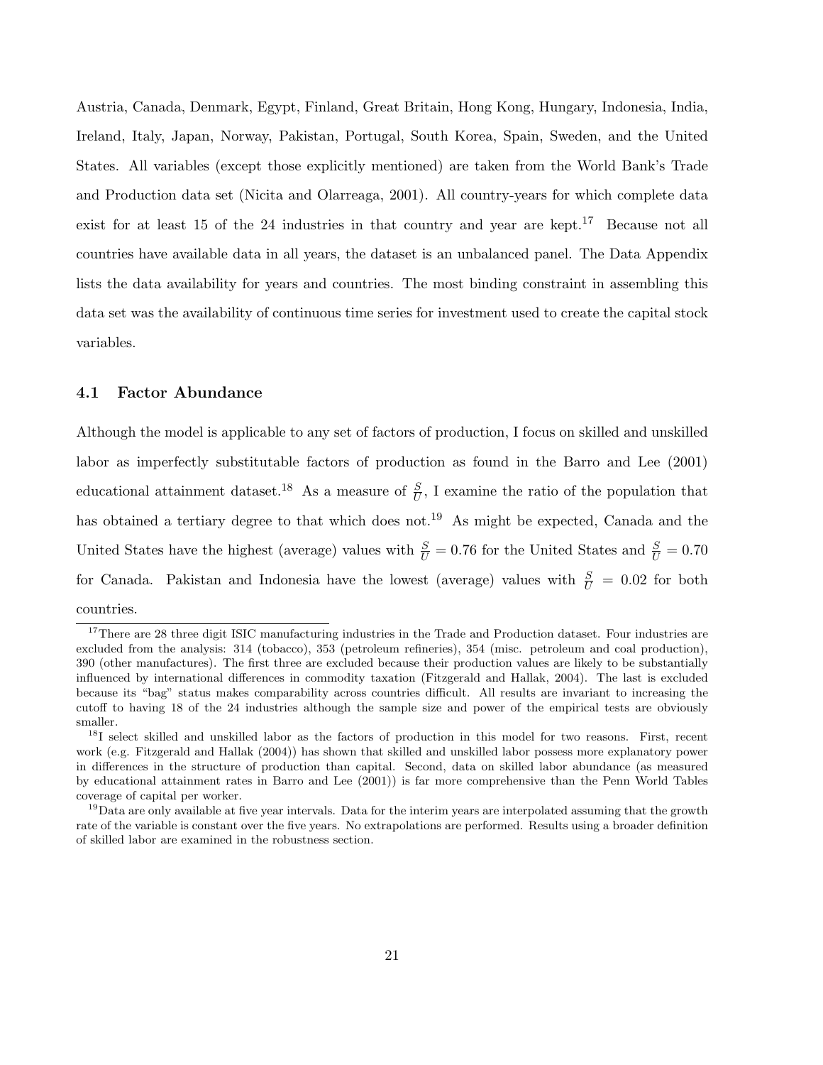Austria, Canada, Denmark, Egypt, Finland, Great Britain, Hong Kong, Hungary, Indonesia, India, Ireland, Italy, Japan, Norway, Pakistan, Portugal, South Korea, Spain, Sweden, and the United States. All variables (except those explicitly mentioned) are taken from the World Bank's Trade and Production data set (Nicita and Olarreaga, 2001). All country-years for which complete data exist for at least 15 of the 24 industries in that country and year are kept.[17] Because not all countries have available data in all years, the dataset is an unbalanced panel. The Data Appendix lists the data availability for years and countries. The most binding constraint in assembling this data set was the availability of continuous time series for investment used to create the capital stock variables.

### 4.1 Factor Abundance

Although the model is applicable to any set of factors of production, I focus on skilled and unskilled labor as imperfectly substitutable factors of production as found in the Barro and Lee (2001) educational attainment dataset.[18] As a measure of $\frac{S}{U}$, I examine the ratio of the population that has obtained a tertiary degree to that which does not.[19] As might be expected, Canada and the United States have the highest (average) values with $\frac{S}{U} = 0.76$ for the United States and $\frac{S}{U} = 0.70$ for Canada. Pakistan and Indonesia have the lowest (average) values with $\frac{S}{U} = 0.02$ for both countries.

[17] There are 28 three digit ISIC manufacturing industries in the Trade and Production dataset. Four industries are excluded from the analysis: 314 (tobacco), 353 (petroleum refineries), 354 (misc. petroleum and coal production), 390 (other manufactures). The first three are excluded because their production values are likely to be substantially influenced by international differences in commodity taxation (Fitzgerald and Hallak, 2004). The last is excluded because its "bag" status makes comparability across countries difficult. All results are invariant to increasing the cutoff to having 18 of the 24 industries although the sample size and power of the empirical tests are obviously smaller.

[18] I select skilled and unskilled labor as the factors of production in this model for two reasons. First, recent work (e.g. Fitzgerald and Hallak (2004)) has shown that skilled and unskilled labor possess more explanatory power in differences in the structure of production than capital. Second, data on skilled labor abundance (as measured by educational attainment rates in Barro and Lee (2001)) is far more comprehensive than the Penn World Tables coverage of capital per worker.

[19] Data are only available at five year intervals. Data for the interim years are interpolated assuming that the growth rate of the variable is constant over the five years. No extrapolations are performed. Results using a broader definition of skilled labor are examined in the robustness section.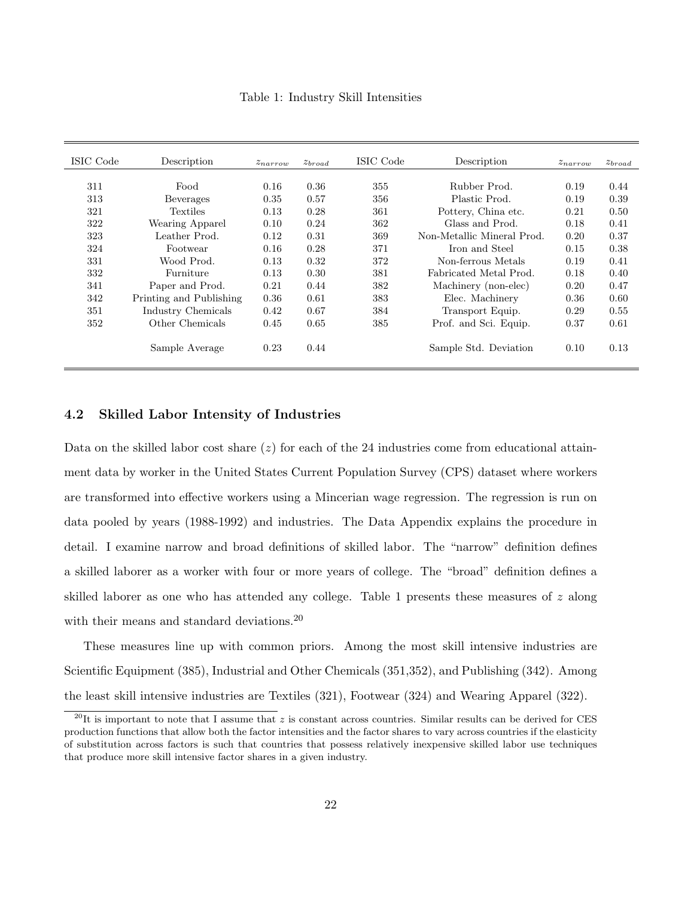Table 1: Industry Skill Intensities

| ISIC Code | Description | $z_{narrow}$ | $z_{broad}$ | ISIC Code | Description | $z_{narrow}$ | $z_{broad}$ |
|---|---|---|---|---|---|---|---|
| 311 | Food | 0.16 | 0.36 | 355 | Rubber Prod. | 0.19 | 0.44 |
| 313 | Beverages | 0.35 | 0.57 | 356 | Plastic Prod. | 0.19 | 0.39 |
| 321 | Textiles | 0.13 | 0.28 | 361 | Pottery, China etc. | 0.21 | 0.50 |
| 322 | Wearing Apparel | 0.10 | 0.24 | 362 | Glass and Prod. | 0.18 | 0.41 |
| 323 | Leather Prod. | 0.12 | 0.31 | 369 | Non-Metallic Mineral Prod. | 0.20 | 0.37 |
| 324 | Footwear | 0.16 | 0.28 | 371 | Iron and Steel | 0.15 | 0.38 |
| 331 | Wood Prod. | 0.13 | 0.32 | 372 | Non-ferrous Metals | 0.19 | 0.41 |
| 332 | Furniture | 0.13 | 0.30 | 381 | Fabricated Metal Prod. | 0.18 | 0.40 |
| 341 | Paper and Prod. | 0.21 | 0.44 | 382 | Machinery (non-elec) | 0.20 | 0.47 |
| 342 | Printing and Publishing | 0.36 | 0.61 | 383 | Elec. Machinery | 0.36 | 0.60 |
| 351 | Industry Chemicals | 0.42 | 0.67 | 384 | Transport Equip. | 0.29 | 0.55 |
| 352 | Other Chemicals | 0.45 | 0.65 | 385 | Prof. and Sci. Equip. | 0.37 | 0.61 |
| | Sample Average | 0.23 | 0.44 | | Sample Std. Deviation | 0.10 | 0.13 |

### 4.2 Skilled Labor Intensity of Industries

Data on the skilled labor cost share ($z$) for each of the 24 industries come from educational attainment data by worker in the United States Current Population Survey (CPS) dataset where workers are transformed into effective workers using a Mincerian wage regression. The regression is run on data pooled by years (1988-1992) and industries. The Data Appendix explains the procedure in detail. I examine narrow and broad definitions of skilled labor. The "narrow" definition defines a skilled laborer as a worker with four or more years of college. The "broad" definition defines a skilled laborer as one who has attended any college. Table 1 presents these measures of $z$ along with their means and standard deviations.[20]

These measures line up with common priors. Among the most skill intensive industries are Scientific Equipment (385), Industrial and Other Chemicals (351,352), and Publishing (342). Among the least skill intensive industries are Textiles (321), Footwear (324) and Wearing Apparel (322).

[20] It is important to note that I assume that $z$ is constant across countries. Similar results can be derived for CES production functions that allow both the factor intensities and the factor shares to vary across countries if the elasticity of substitution across factors is such that countries that possess relatively inexpensive skilled labor use techniques that produce more skill intensive factor shares in a given industry.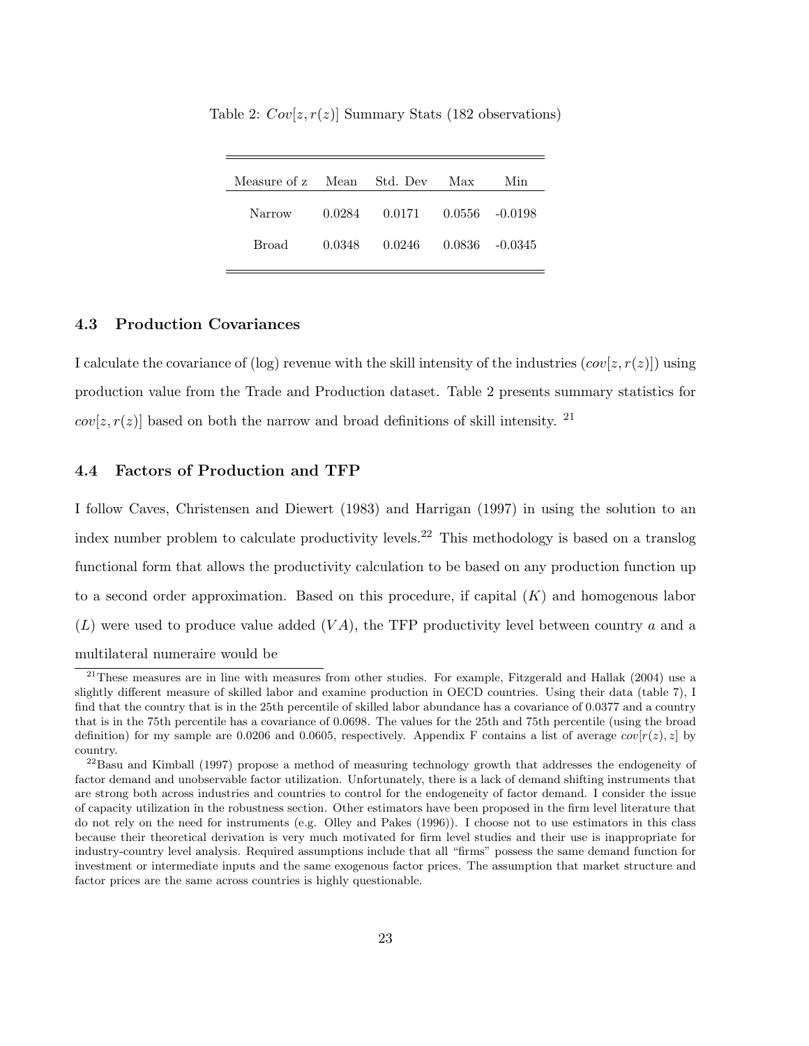Table 2: $Cov[z, r(z)]$ Summary Stats (182 observations)

| Measure of z | Mean | Std. Dev | Max | Min |
|---|---|---|---|---|
| Narrow | 0.0284 | 0.0171 | 0.0556 | -0.0198 |
| Broad | 0.0348 | 0.0246 | 0.0836 | -0.0345 |

### 4.3 Production Covariances

I calculate the covariance of (log) revenue with the skill intensity of the industries ($cov[z, r(z)]$) using production value from the Trade and Production dataset. Table 2 presents summary statistics for $cov[z, r(z)]$ based on both the narrow and broad definitions of skill intensity. [21]

### 4.4 Factors of Production and TFP

I follow Caves, Christensen and Diewert (1983) and Harrigan (1997) in using the solution to an index number problem to calculate productivity levels.[22] This methodology is based on a translog functional form that allows the productivity calculation to be based on any production function up to a second order approximation. Based on this procedure, if capital ($K$) and homogenous labor ($L$) were used to produce value added ($VA$), the TFP productivity level between country $a$ and a multilateral numeraire would be

[21] These measures are in line with measures from other studies. For example, Fitzgerald and Hallak (2004) use a slightly different measure of skilled labor and examine production in OECD countries. Using their data (table 7), I find that the country that is in the 25th percentile of skilled labor abundance has a covariance of 0.0377 and a country that is in the 75th percentile has a covariance of 0.0698. The values for the 25th and 75th percentile (using the broad definition) for my sample are 0.0206 and 0.0605, respectively. Appendix F contains a list of average $cov[r(z), z]$ by country.

[22] Basu and Kimball (1997) propose a method of measuring technology growth that addresses the endogeneity of factor demand and unobservable factor utilization. Unfortunately, there is a lack of demand shifting instruments that are strong both across industries and countries to control for the endogeneity of factor demand. I consider the issue of capacity utilization in the robustness section. Other estimators have been proposed in the firm level literature that do not rely on the need for instruments (e.g. Olley and Pakes (1996)). I choose not to use estimators in this class because their theoretical derivation is very much motivated for firm level studies and their use is inappropriate for industry-country level analysis. Required assumptions include that all "firms" possess the same demand function for investment or intermediate inputs and the same exogenous factor prices. The assumption that market structure and factor prices are the same across countries is highly questionable.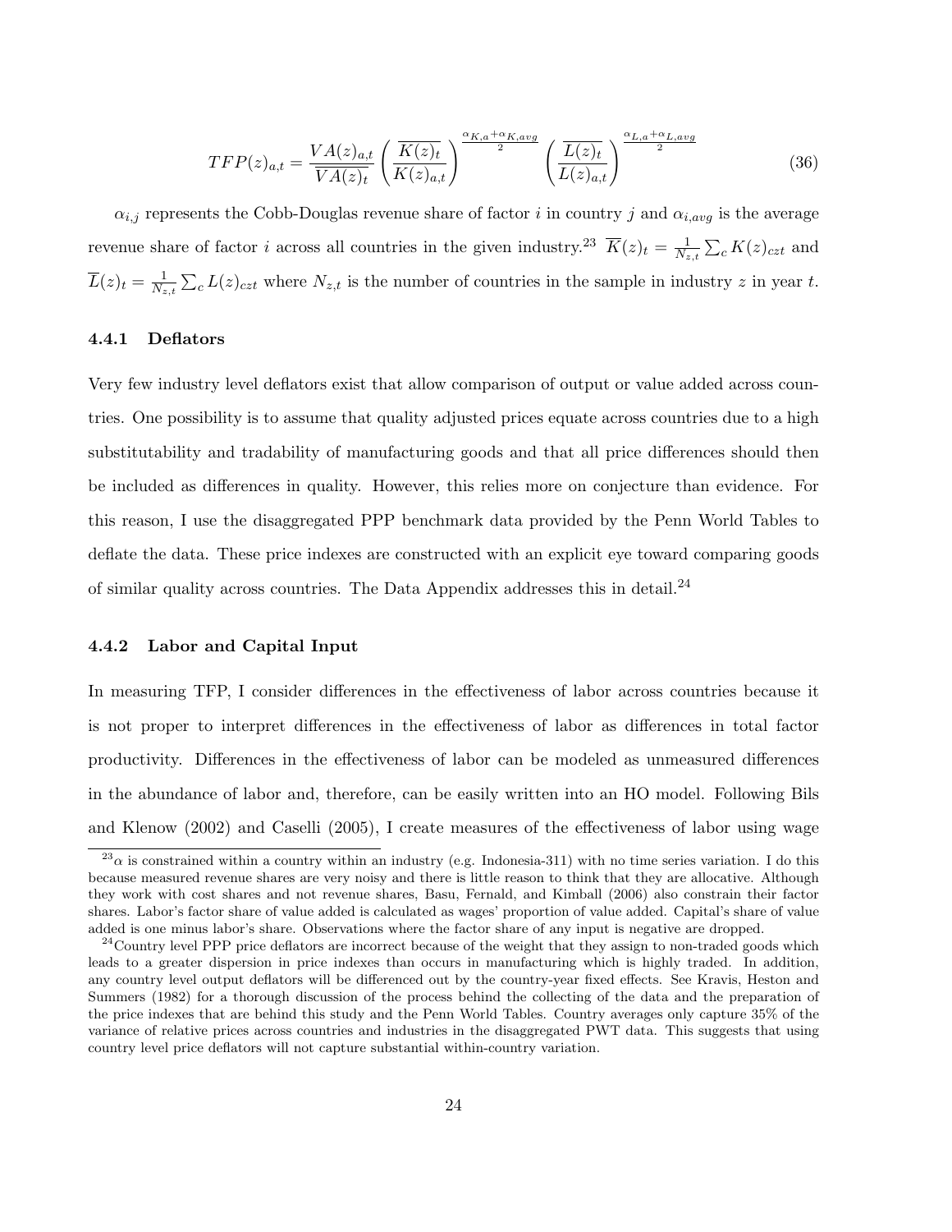$$TFP(z)_{a,t} = \frac{VA(z)_{a,t}}{\overline{VA(z)_t}} \left( \frac{\overline{K(z)_t}}{K(z)_{a,t}} \right)^{\frac{\alpha_{K,a}+\alpha_{K,avg}}{2}} \left( \frac{\overline{L(z)_t}}{L(z)_{a,t}} \right)^{\frac{\alpha_{L,a}+\alpha_{L,avg}}{2}} \tag{36}$$

$\alpha_{i,j}$ represents the Cobb-Douglas revenue share of factor $i$ in country $j$ and $\alpha_{i,avg}$ is the average revenue share of factor $i$ across all countries in the given industry.[23] $\overline{K}(z)_t = \frac{1}{N_{z,t}} \sum_c K(z)_{czt}$ and $\overline{L}(z)_t = \frac{1}{N_{z,t}} \sum_c L(z)_{czt}$ where $N_{z,t}$ is the number of countries in the sample in industry $z$ in year $t$.

### 4.4.1 Deflators

Very few industry level deflators exist that allow comparison of output or value added across countries. One possibility is to assume that quality adjusted prices equate across countries due to a high substitutability and tradability of manufacturing goods and that all price differences should then be included as differences in quality. However, this relies more on conjecture than evidence. For this reason, I use the disaggregated PPP benchmark data provided by the Penn World Tables to deflate the data. These price indexes are constructed with an explicit eye toward comparing goods of similar quality across countries. The Data Appendix addresses this in detail.[24]

### 4.4.2 Labor and Capital Input

In measuring TFP, I consider differences in the effectiveness of labor across countries because it is not proper to interpret differences in the effectiveness of labor as differences in total factor productivity. Differences in the effectiveness of labor can be modeled as unmeasured differences in the abundance of labor and, therefore, can be easily written into an HO model. Following Bils and Klenow (2002) and Caselli (2005), I create measures of the effectiveness of labor using wage

---

[23] $\alpha$ is constrained within a country within an industry (e.g. Indonesia-311) with no time series variation. I do this because measured revenue shares are very noisy and there is little reason to think that they are allocative. Although they work with cost shares and not revenue shares, Basu, Fernald, and Kimball (2006) also constrain their factor shares. Labor's factor share of value added is calculated as wages' proportion of value added. Capital's share of value added is one minus labor's share. Observations where the factor share of any input is negative are dropped.

[24] Country level PPP price deflators are incorrect because of the weight that they assign to non-traded goods which leads to a greater dispersion in price indexes than occurs in manufacturing which is highly traded. In addition, any country level output deflators will be differenced out by the country-year fixed effects. See Kravis, Heston and Summers (1982) for a thorough discussion of the process behind the collecting of the data and the preparation of the price indexes that are behind this study and the Penn World Tables. Country averages only capture 35% of the variance of relative prices across countries and industries in the disaggregated PWT data. This suggests that using country level price deflators will not capture substantial within-country variation.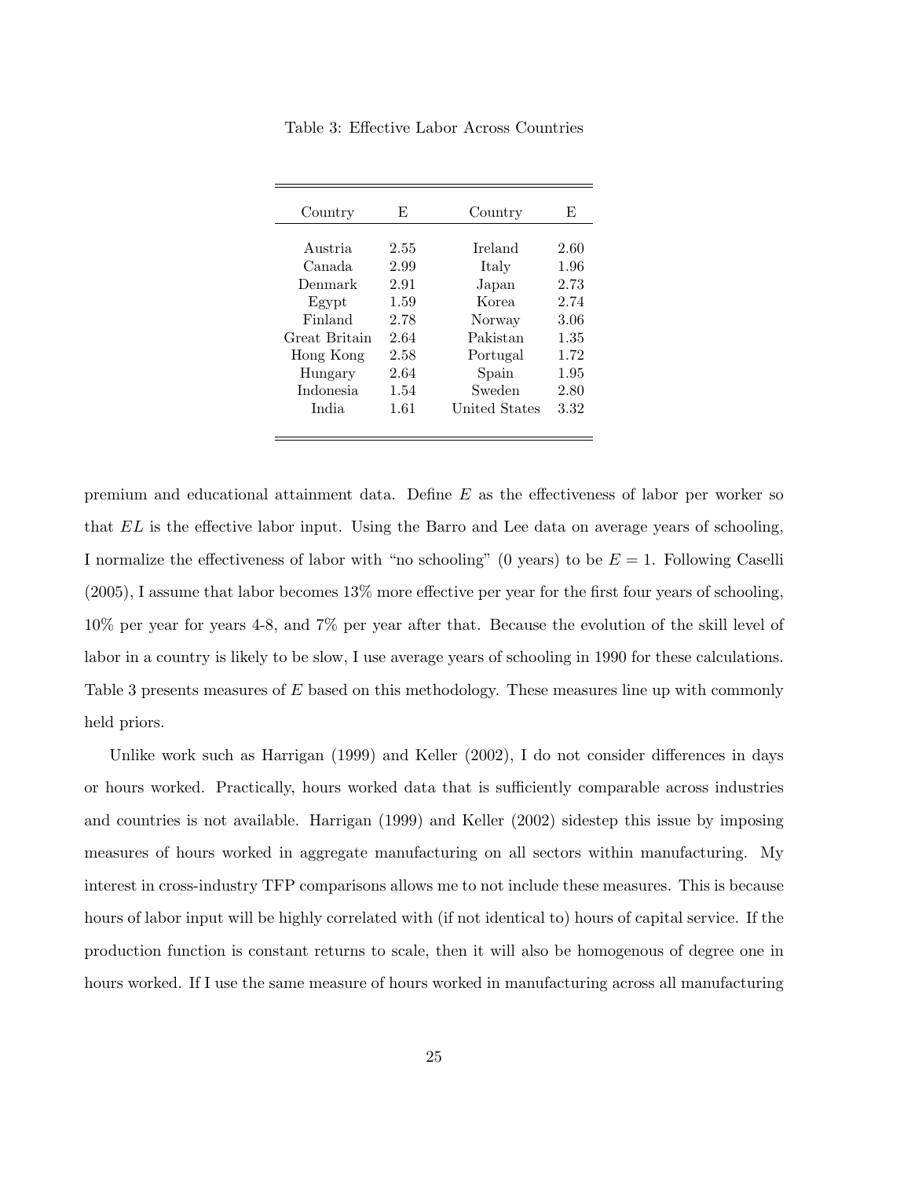Table 3: Effective Labor Across Countries

| Country | E | Country | E |
|---|---|---|---|
| Austria | 2.55 | Ireland | 2.60 |
| Canada | 2.99 | Italy | 1.96 |
| Denmark | 2.91 | Japan | 2.73 |
| Egypt | 1.59 | Korea | 2.74 |
| Finland | 2.78 | Norway | 3.06 |
| Great Britain | 2.64 | Pakistan | 1.35 |
| Hong Kong | 2.58 | Portugal | 1.72 |
| Hungary | 2.64 | Spain | 1.95 |
| Indonesia | 1.54 | Sweden | 2.80 |
| India | 1.61 | United States | 3.32 |

premium and educational attainment data. Define $E$ as the effectiveness of labor per worker so that $EL$ is the effective labor input. Using the Barro and Lee data on average years of schooling, I normalize the effectiveness of labor with "no schooling" (0 years) to be $E = 1$. Following Caselli (2005), I assume that labor becomes 13% more effective per year for the first four years of schooling, 10% per year for years 4-8, and 7% per year after that. Because the evolution of the skill level of labor in a country is likely to be slow, I use average years of schooling in 1990 for these calculations. Table 3 presents measures of $E$ based on this methodology. These measures line up with commonly held priors.

Unlike work such as Harrigan (1999) and Keller (2002), I do not consider differences in days or hours worked. Practically, hours worked data that is sufficiently comparable across industries and countries is not available. Harrigan (1999) and Keller (2002) sidestep this issue by imposing measures of hours worked in aggregate manufacturing on all sectors within manufacturing. My interest in cross-industry TFP comparisons allows me to not include these measures. This is because hours of labor input will be highly correlated with (if not identical to) hours of capital service. If the production function is constant returns to scale, then it will also be homogenous of degree one in hours worked. If I use the same measure of hours worked in manufacturing across all manufacturing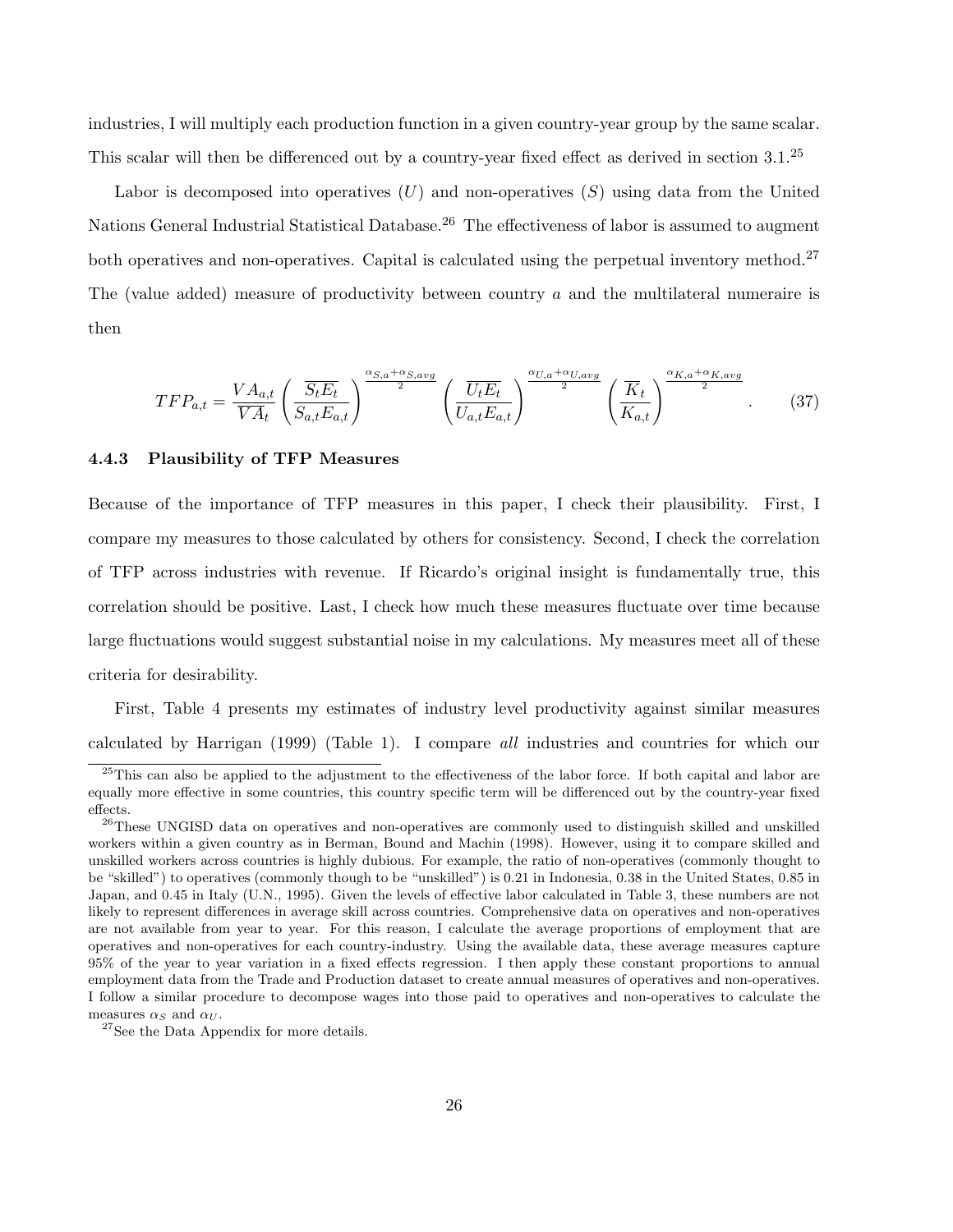industries, I will multiply each production function in a given country-year group by the same scalar. This scalar will then be differenced out by a country-year fixed effect as derived in section 3.1.[25]

Labor is decomposed into operatives ($U$) and non-operatives ($S$) using data from the United Nations General Industrial Statistical Database.[26] The effectiveness of labor is assumed to augment both operatives and non-operatives. Capital is calculated using the perpetual inventory method.[27] The (value added) measure of productivity between country $a$ and the multilateral numeraire is then

$$TFP_{a,t} = \frac{VA_{a,t}}{\overline{VA}_t}\left(\frac{\overline{S_t E_t}}{S_{a,t}E_{a,t}}\right)^{\frac{\alpha_{S,a}+\alpha_{S,avg}}{2}}\left(\frac{\overline{U_t E_t}}{U_{a,t}E_{a,t}}\right)^{\frac{\alpha_{U,a}+\alpha_{U,avg}}{2}}\left(\frac{\overline{K}_t}{K_{a,t}}\right)^{\frac{\alpha_{K,a}+\alpha_{K,avg}}{2}}. \qquad (37)$$

### 4.4.3 Plausibility of TFP Measures

Because of the importance of TFP measures in this paper, I check their plausibility. First, I compare my measures to those calculated by others for consistency. Second, I check the correlation of TFP across industries with revenue. If Ricardo's original insight is fundamentally true, this correlation should be positive. Last, I check how much these measures fluctuate over time because large fluctuations would suggest substantial noise in my calculations. My measures meet all of these criteria for desirability.

First, Table 4 presents my estimates of industry level productivity against similar measures calculated by Harrigan (1999) (Table 1). I compare *all* industries and countries for which our

---

[25] This can also be applied to the adjustment to the effectiveness of the labor force. If both capital and labor are equally more effective in some countries, this country specific term will be differenced out by the country-year fixed effects.

[26] These UNGISD data on operatives and non-operatives are commonly used to distinguish skilled and unskilled workers within a given country as in Berman, Bound and Machin (1998). However, using it to compare skilled and unskilled workers across countries is highly dubious. For example, the ratio of non-operatives (commonly thought to be "skilled") to operatives (commonly though to be "unskilled") is 0.21 in Indonesia, 0.38 in the United States, 0.85 in Japan, and 0.45 in Italy (U.N., 1995). Given the levels of effective labor calculated in Table 3, these numbers are not likely to represent differences in average skill across countries. Comprehensive data on operatives and non-operatives are not available from year to year. For this reason, I calculate the average proportions of employment that are operatives and non-operatives for each country-industry. Using the available data, these average measures capture 95% of the year to year variation in a fixed effects regression. I then apply these constant proportions to annual employment data from the Trade and Production dataset to create annual measures of operatives and non-operatives. I follow a similar procedure to decompose wages into those paid to operatives and non-operatives to calculate the measures $\alpha_S$ and $\alpha_U$.

[27] See the Data Appendix for more details.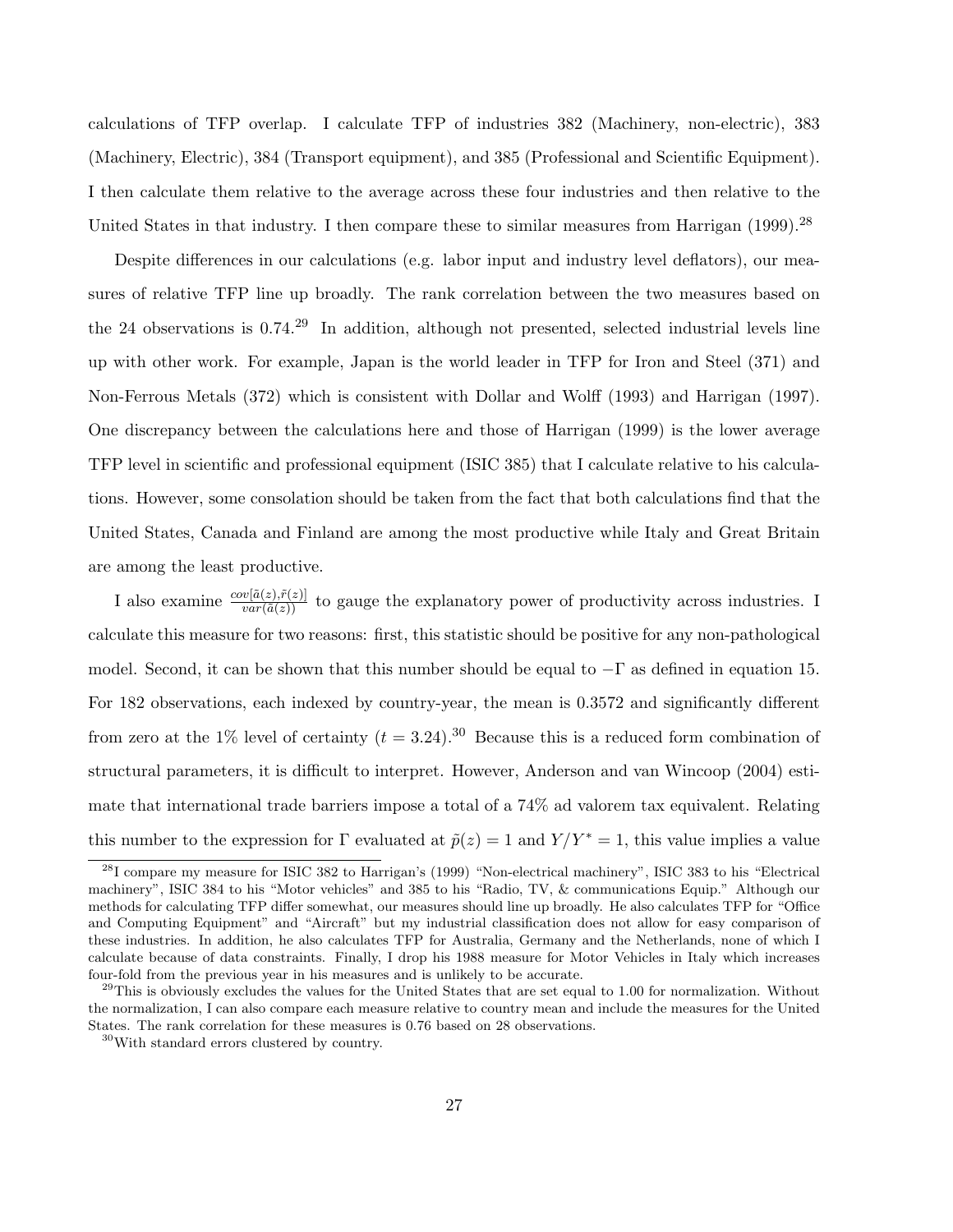calculations of TFP overlap. I calculate TFP of industries 382 (Machinery, non-electric), 383 (Machinery, Electric), 384 (Transport equipment), and 385 (Professional and Scientific Equipment). I then calculate them relative to the average across these four industries and then relative to the United States in that industry. I then compare these to similar measures from Harrigan (1999).[28]

Despite differences in our calculations (e.g. labor input and industry level deflators), our measures of relative TFP line up broadly. The rank correlation between the two measures based on the 24 observations is 0.74.[29] In addition, although not presented, selected industrial levels line up with other work. For example, Japan is the world leader in TFP for Iron and Steel (371) and Non-Ferrous Metals (372) which is consistent with Dollar and Wolff (1993) and Harrigan (1997). One discrepancy between the calculations here and those of Harrigan (1999) is the lower average TFP level in scientific and professional equipment (ISIC 385) that I calculate relative to his calculations. However, some consolation should be taken from the fact that both calculations find that the United States, Canada and Finland are among the most productive while Italy and Great Britain are among the least productive.

I also examine $\frac{cov[\tilde{a}(z),\tilde{r}(z)]}{var(\tilde{a}(z))}$ to gauge the explanatory power of productivity across industries. I calculate this measure for two reasons: first, this statistic should be positive for any non-pathological model. Second, it can be shown that this number should be equal to $-\Gamma$ as defined in equation 15. For 182 observations, each indexed by country-year, the mean is 0.3572 and significantly different from zero at the 1% level of certainty ($t = 3.24$).[30] Because this is a reduced form combination of structural parameters, it is difficult to interpret. However, Anderson and van Wincoop (2004) estimate that international trade barriers impose a total of a 74% ad valorem tax equivalent. Relating this number to the expression for $\Gamma$ evaluated at $\tilde{p}(z) = 1$ and $Y/Y^* = 1$, this value implies a value

[28] I compare my measure for ISIC 382 to Harrigan's (1999) "Non-electrical machinery", ISIC 383 to his "Electrical machinery", ISIC 384 to his "Motor vehicles" and 385 to his "Radio, TV, & communications Equip." Although our methods for calculating TFP differ somewhat, our measures should line up broadly. He also calculates TFP for "Office and Computing Equipment" and "Aircraft" but my industrial classification does not allow for easy comparison of these industries. In addition, he also calculates TFP for Australia, Germany and the Netherlands, none of which I calculate because of data constraints. Finally, I drop his 1988 measure for Motor Vehicles in Italy which increases four-fold from the previous year in his measures and is unlikely to be accurate.

[29] This is obviously excludes the values for the United States that are set equal to 1.00 for normalization. Without the normalization, I can also compare each measure relative to country mean and include the measures for the United States. The rank correlation for these measures is 0.76 based on 28 observations.

[30] With standard errors clustered by country.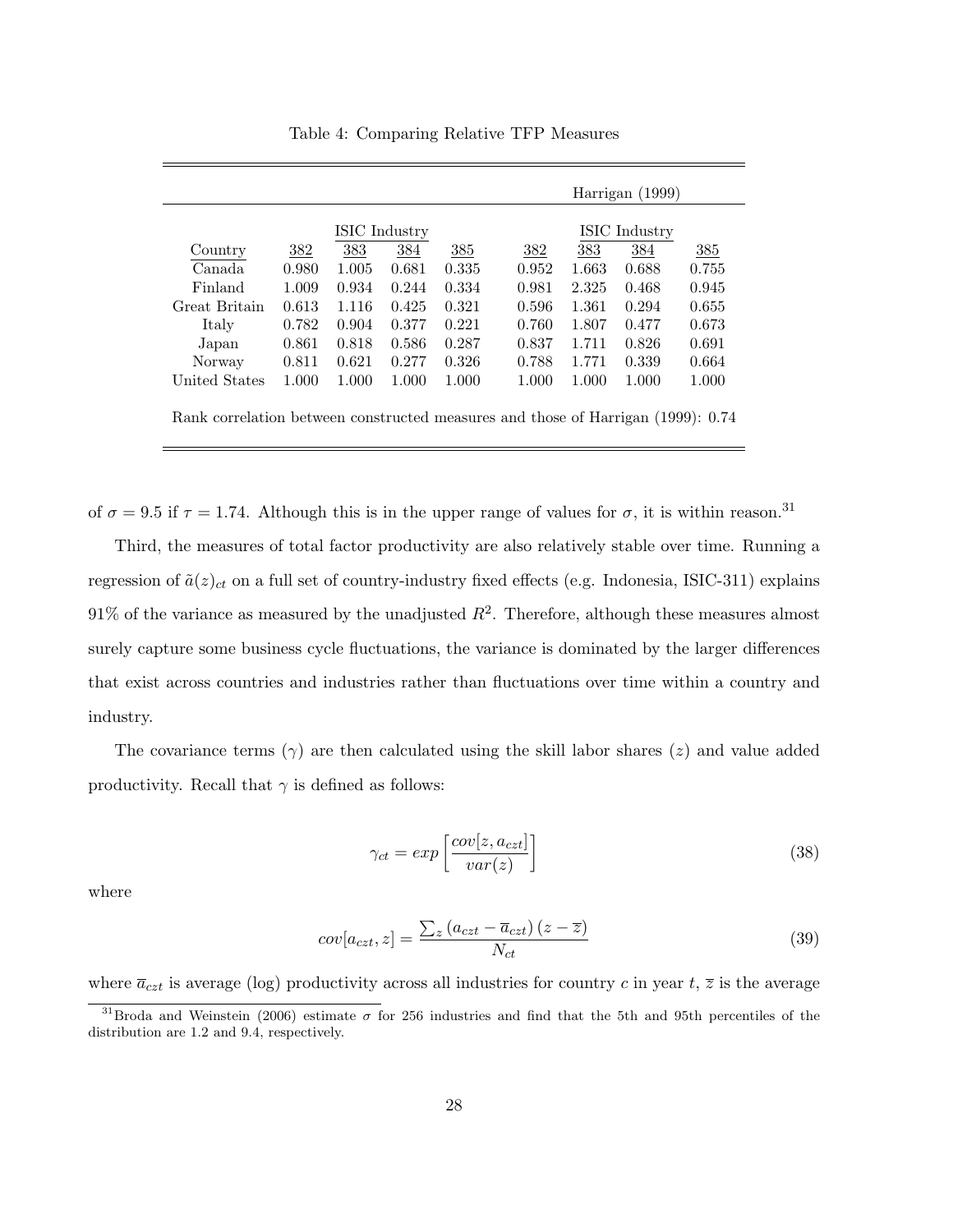Table 4: Comparing Relative TFP Measures

| | | | | | Harrigan (1999) | | | |
|---|---|---|---|---|---|---|---|---|
| | ISIC Industry | | | | ISIC Industry | | | |
| Country | 382 | 383 | 384 | 385 | 382 | 383 | 384 | 385 |
| Canada | 0.980 | 1.005 | 0.681 | 0.335 | 0.952 | 1.663 | 0.688 | 0.755 |
| Finland | 1.009 | 0.934 | 0.244 | 0.334 | 0.981 | 2.325 | 0.468 | 0.945 |
| Great Britain | 0.613 | 1.116 | 0.425 | 0.321 | 0.596 | 1.361 | 0.294 | 0.655 |
| Italy | 0.782 | 0.904 | 0.377 | 0.221 | 0.760 | 1.807 | 0.477 | 0.673 |
| Japan | 0.861 | 0.818 | 0.586 | 0.287 | 0.837 | 1.711 | 0.826 | 0.691 |
| Norway | 0.811 | 0.621 | 0.277 | 0.326 | 0.788 | 1.771 | 0.339 | 0.664 |
| United States | 1.000 | 1.000 | 1.000 | 1.000 | 1.000 | 1.000 | 1.000 | 1.000 |

Rank correlation between constructed measures and those of Harrigan (1999): 0.74

of $\sigma = 9.5$ if $\tau = 1.74$. Although this is in the upper range of values for $\sigma$, it is within reason.[31]

Third, the measures of total factor productivity are also relatively stable over time. Running a regression of $\tilde{a}(z)_{ct}$ on a full set of country-industry fixed effects (e.g. Indonesia, ISIC-311) explains 91% of the variance as measured by the unadjusted $R^2$. Therefore, although these measures almost surely capture some business cycle fluctuations, the variance is dominated by the larger differences that exist across countries and industries rather than fluctuations over time within a country and industry.

The covariance terms ($\gamma$) are then calculated using the skill labor shares ($z$) and value added productivity. Recall that $\gamma$ is defined as follows:

$$\gamma_{ct} = exp\left[\frac{cov[z, a_{czt}]}{var(z)}\right] \tag{38}$$

where

$$cov[a_{czt}, z] = \frac{\sum_z \left(a_{czt} - \overline{a}_{czt}\right)\left(z - \overline{z}\right)}{N_{ct}} \tag{39}$$

where $\overline{a}_{czt}$ is average (log) productivity across all industries for country $c$ in year $t$, $\overline{z}$ is the average

[31] Broda and Weinstein (2006) estimate $\sigma$ for 256 industries and find that the 5th and 95th percentiles of the distribution are 1.2 and 9.4, respectively.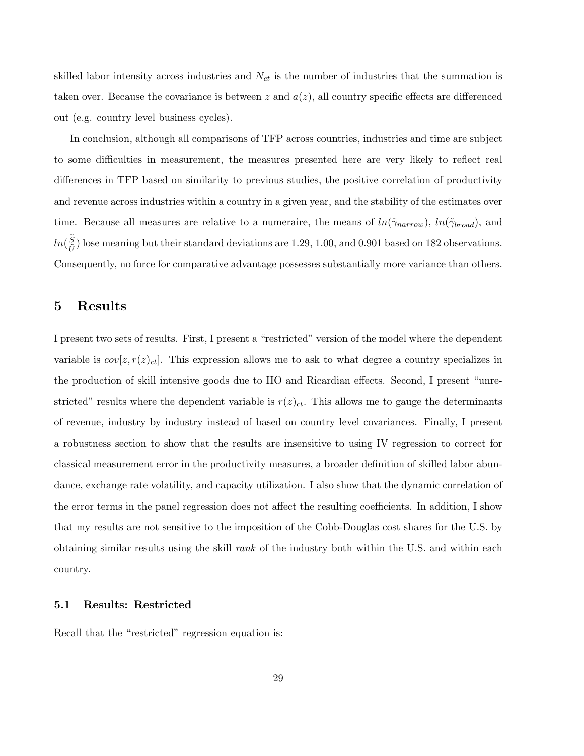skilled labor intensity across industries and $N_{ct}$ is the number of industries that the summation is taken over. Because the covariance is between $z$ and $a(z)$, all country specific effects are differenced out (e.g. country level business cycles).

In conclusion, although all comparisons of TFP across countries, industries and time are subject to some difficulties in measurement, the measures presented here are very likely to reflect real differences in TFP based on similarity to previous studies, the positive correlation of productivity and revenue across industries within a country in a given year, and the stability of the estimates over time. Because all measures are relative to a numeraire, the means of $ln(\tilde{\gamma}_{narrow})$, $ln(\tilde{\gamma}_{broad})$, and $ln(\frac{\tilde{S}}{\tilde{U}})$ lose meaning but their standard deviations are 1.29, 1.00, and 0.901 based on 182 observations. Consequently, no force for comparative advantage possesses substantially more variance than others.

## 5 Results

I present two sets of results. First, I present a "restricted" version of the model where the dependent variable is $cov[z, r(z)_{ct}]$. This expression allows me to ask to what degree a country specializes in the production of skill intensive goods due to HO and Ricardian effects. Second, I present "unrestricted" results where the dependent variable is $r(z)_{ct}$. This allows me to gauge the determinants of revenue, industry by industry instead of based on country level covariances. Finally, I present a robustness section to show that the results are insensitive to using IV regression to correct for classical measurement error in the productivity measures, a broader definition of skilled labor abundance, exchange rate volatility, and capacity utilization. I also show that the dynamic correlation of the error terms in the panel regression does not affect the resulting coefficients. In addition, I show that my results are not sensitive to the imposition of the Cobb-Douglas cost shares for the U.S. by obtaining similar results using the skill *rank* of the industry both within the U.S. and within each country.

### 5.1 Results: Restricted

Recall that the "restricted" regression equation is: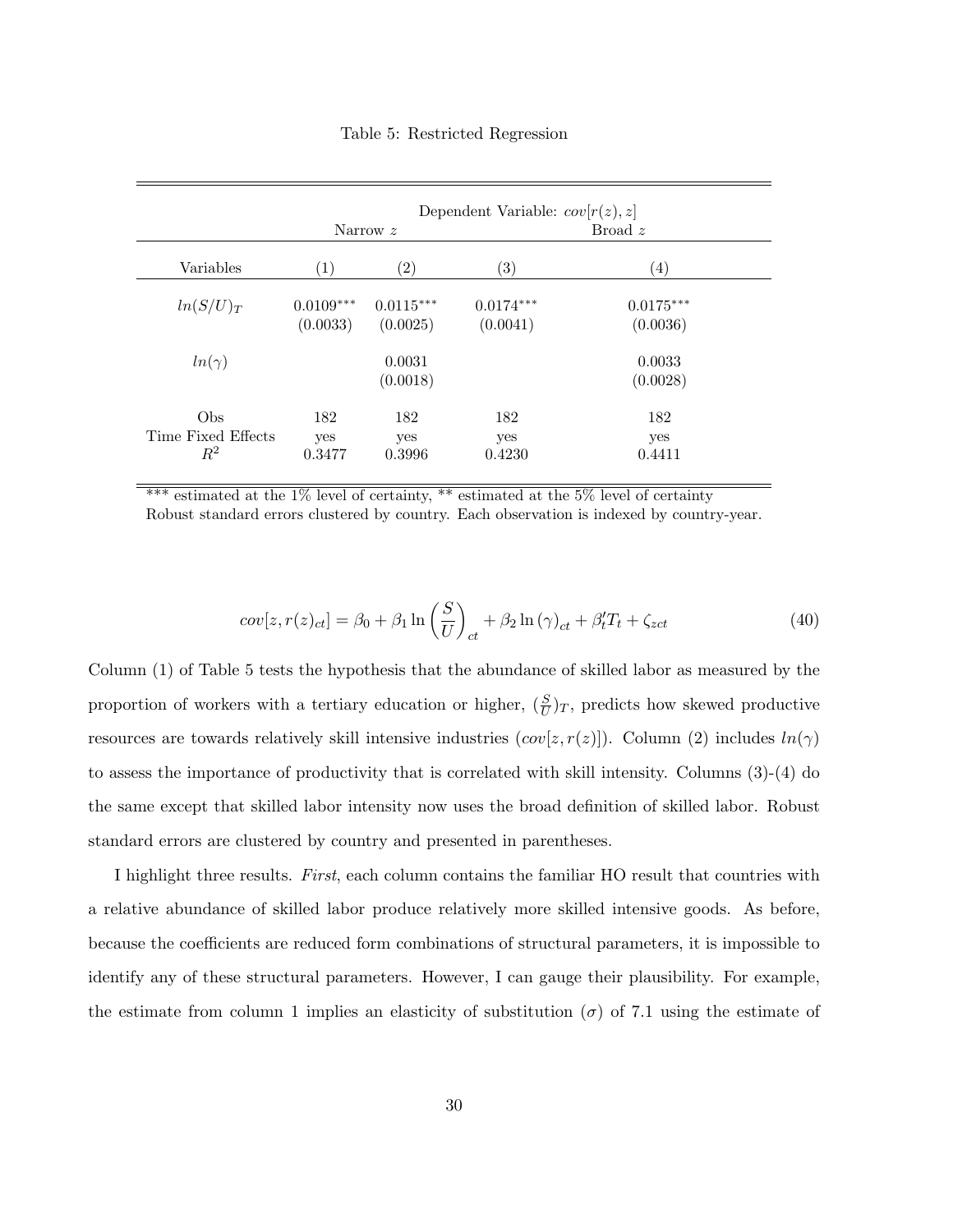Table 5: Restricted Regression

| | Dependent Variable: $cov[r(z), z]$ | | | |
|---|---|---|---|---|
| | Narrow $z$ | | Broad $z$ | |
| Variables | (1) | (2) | (3) | (4) |
| $ln(S/U)_T$ | 0.0109*** | 0.0115*** | 0.0174*** | 0.0175*** |
| | (0.0033) | (0.0025) | (0.0041) | (0.0036) |
| $ln(\gamma)$ | | 0.0031 | | 0.0033 |
| | | (0.0018) | | (0.0028) |
| Obs | 182 | 182 | 182 | 182 |
| Time Fixed Effects | yes | yes | yes | yes |
| $R^2$ | 0.3477 | 0.3996 | 0.4230 | 0.4411 |

*** estimated at the 1% level of certainty, ** estimated at the 5% level of certainty
Robust standard errors clustered by country. Each observation is indexed by country-year.

$$cov[z, r(z)_{ct}] = \beta_0 + \beta_1 \ln\left(\frac{S}{U}\right)_{ct} + \beta_2 \ln(\gamma)_{ct} + \beta_t' T_t + \zeta_{zct} \tag{40}$$

Column (1) of Table 5 tests the hypothesis that the abundance of skilled labor as measured by the proportion of workers with a tertiary education or higher, $(\frac{S}{U})_T$, predicts how skewed productive resources are towards relatively skill intensive industries ($cov[z, r(z)]$). Column (2) includes $ln(\gamma)$ to assess the importance of productivity that is correlated with skill intensity. Columns (3)-(4) do the same except that skilled labor intensity now uses the broad definition of skilled labor. Robust standard errors are clustered by country and presented in parentheses.

I highlight three results. *First*, each column contains the familiar HO result that countries with a relative abundance of skilled labor produce relatively more skilled intensive goods. As before, because the coefficients are reduced form combinations of structural parameters, it is impossible to identify any of these structural parameters. However, I can gauge their plausibility. For example, the estimate from column 1 implies an elasticity of substitution ($\sigma$) of 7.1 using the estimate of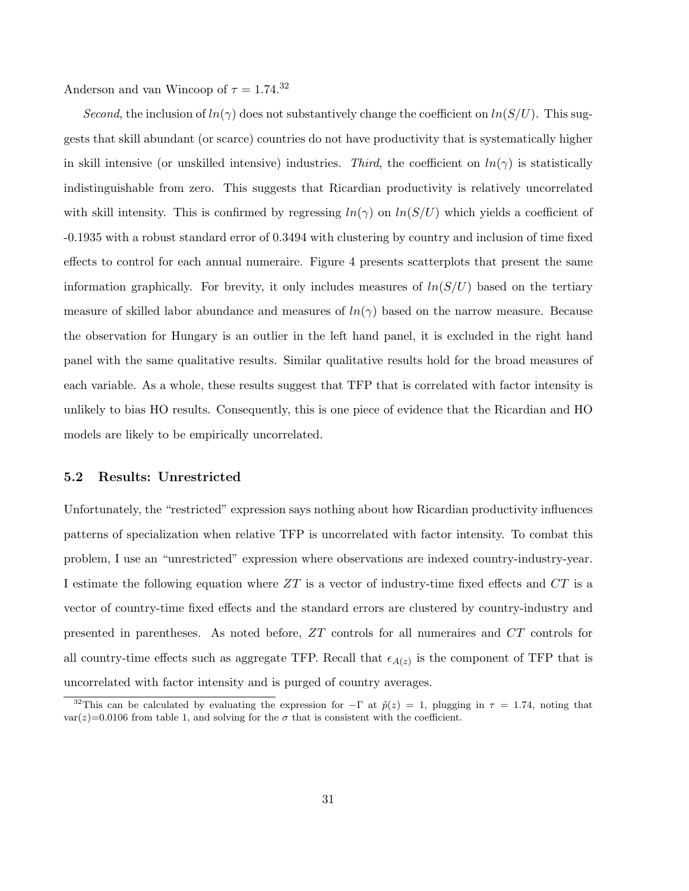Anderson and van Wincoop of $\tau = 1.74$.[32]

*Second*, the inclusion of $ln(\gamma)$ does not substantively change the coefficient on $ln(S/U)$. This suggests that skill abundant (or scarce) countries do not have productivity that is systematically higher in skill intensive (or unskilled intensive) industries. *Third*, the coefficient on $ln(\gamma)$ is statistically indistinguishable from zero. This suggests that Ricardian productivity is relatively uncorrelated with skill intensity. This is confirmed by regressing $ln(\gamma)$ on $ln(S/U)$ which yields a coefficient of -0.1935 with a robust standard error of 0.3494 with clustering by country and inclusion of time fixed effects to control for each annual numeraire. Figure 4 presents scatterplots that present the same information graphically. For brevity, it only includes measures of $ln(S/U)$ based on the tertiary measure of skilled labor abundance and measures of $ln(\gamma)$ based on the narrow measure. Because the observation for Hungary is an outlier in the left hand panel, it is excluded in the right hand panel with the same qualitative results. Similar qualitative results hold for the broad measures of each variable. As a whole, these results suggest that TFP that is correlated with factor intensity is unlikely to bias HO results. Consequently, this is one piece of evidence that the Ricardian and HO models are likely to be empirically uncorrelated.

### 5.2 Results: Unrestricted

Unfortunately, the "restricted" expression says nothing about how Ricardian productivity influences patterns of specialization when relative TFP is uncorrelated with factor intensity. To combat this problem, I use an "unrestricted" expression where observations are indexed country-industry-year. I estimate the following equation where $ZT$ is a vector of industry-time fixed effects and $CT$ is a vector of country-time fixed effects and the standard errors are clustered by country-industry and presented in parentheses. As noted before, $ZT$ controls for all numeraires and $CT$ controls for all country-time effects such as aggregate TFP. Recall that $\epsilon_{A(z)}$ is the component of TFP that is uncorrelated with factor intensity and is purged of country averages.

[32] This can be calculated by evaluating the expression for $-\Gamma$ at $\tilde{p}(z) = 1$, plugging in $\tau = 1.74$, noting that var($z$)=0.0106 from table 1, and solving for the $\sigma$ that is consistent with the coefficient.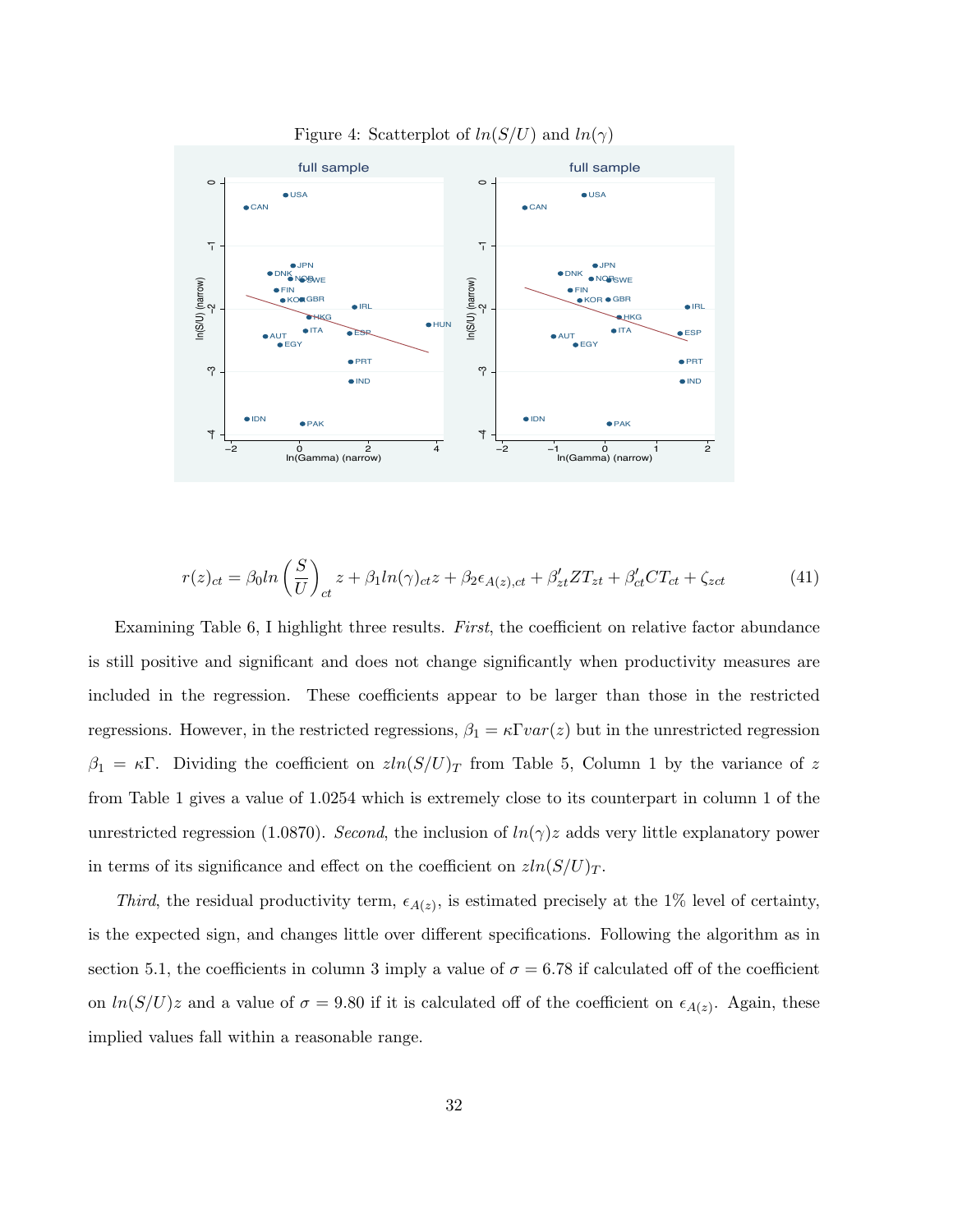Figure 4: Scatterplot of $ln(S/U)$ and $ln(\gamma)$

$$r(z)_{ct} = \beta_0 ln\left(\frac{S}{U}\right)_{ct} z + \beta_1 ln(\gamma)_{ct} z + \beta_2 \epsilon_{A(z),ct} + \beta_{zt}' ZT_{zt} + \beta_{ct}' CT_{ct} + \zeta_{zct} \tag{41}$$

Examining Table 6, I highlight three results. *First*, the coefficient on relative factor abundance is still positive and significant and does not change significantly when productivity measures are included in the regression. These coefficients appear to be larger than those in the restricted regressions. However, in the restricted regressions, $\beta_1 = \kappa\Gamma var(z)$ but in the unrestricted regression $\beta_1 = \kappa\Gamma$. Dividing the coefficient on $zln(S/U)_T$ from Table 5, Column 1 by the variance of $z$ from Table 1 gives a value of 1.0254 which is extremely close to its counterpart in column 1 of the unrestricted regression (1.0870). *Second*, the inclusion of $ln(\gamma)z$ adds very little explanatory power in terms of its significance and effect on the coefficient on $zln(S/U)_T$.

*Third*, the residual productivity term, $\epsilon_{A(z)}$, is estimated precisely at the 1% level of certainty, is the expected sign, and changes little over different specifications. Following the algorithm as in section 5.1, the coefficients in column 3 imply a value of $\sigma = 6.78$ if calculated off of the coefficient on $ln(S/U)z$ and a value of $\sigma = 9.80$ if it is calculated off of the coefficient on $\epsilon_{A(z)}$. Again, these implied values fall within a reasonable range.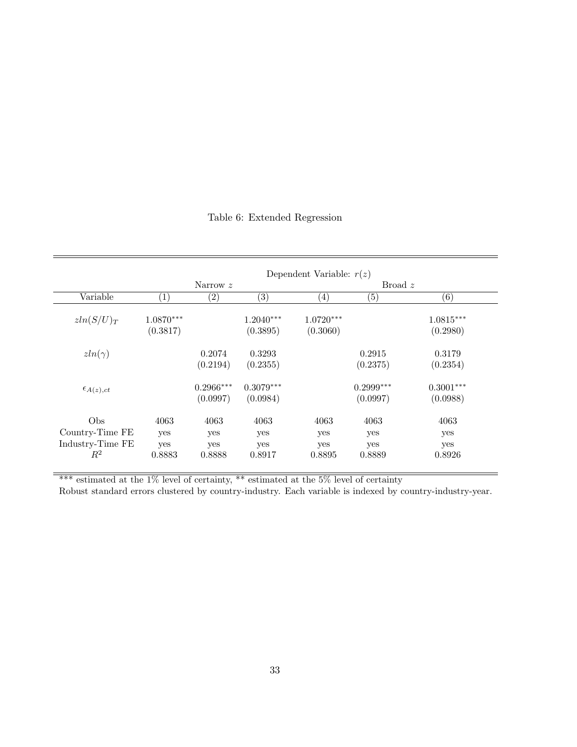Table 6: Extended Regression

| | Dependent Variable: $r(z)$ | | | | | |
|---|---|---|---|---|---|---|
| | Narrow $z$ | | | Broad $z$ | | |
| Variable | (1) | (2) | (3) | (4) | (5) | (6) |
| $zln(S/U)_T$ | $1.0870^{***}$ | | $1.2040^{***}$ | $1.0720^{***}$ | | $1.0815^{***}$ |
| | (0.3817) | | (0.3895) | (0.3060) | | (0.2980) |
| $zln(\gamma)$ | | 0.2074 | 0.3293 | | 0.2915 | 0.3179 |
| | | (0.2194) | (0.2355) | | (0.2375) | (0.2354) |
| $\epsilon_{A(z),ct}$ | | $0.2966^{***}$ | $0.3079^{***}$ | | $0.2999^{***}$ | $0.3001^{***}$ |
| | | (0.0997) | (0.0984) | | (0.0997) | (0.0988) |
| Obs | 4063 | 4063 | 4063 | 4063 | 4063 | 4063 |
| Country-Time FE | yes | yes | yes | yes | yes | yes |
| Industry-Time FE | yes | yes | yes | yes | yes | yes |
| $R^2$ | 0.8883 | 0.8888 | 0.8917 | 0.8895 | 0.8889 | 0.8926 |

*** estimated at the 1% level of certainty, ** estimated at the 5% level of certainty

Robust standard errors clustered by country-industry. Each variable is indexed by country-industry-year.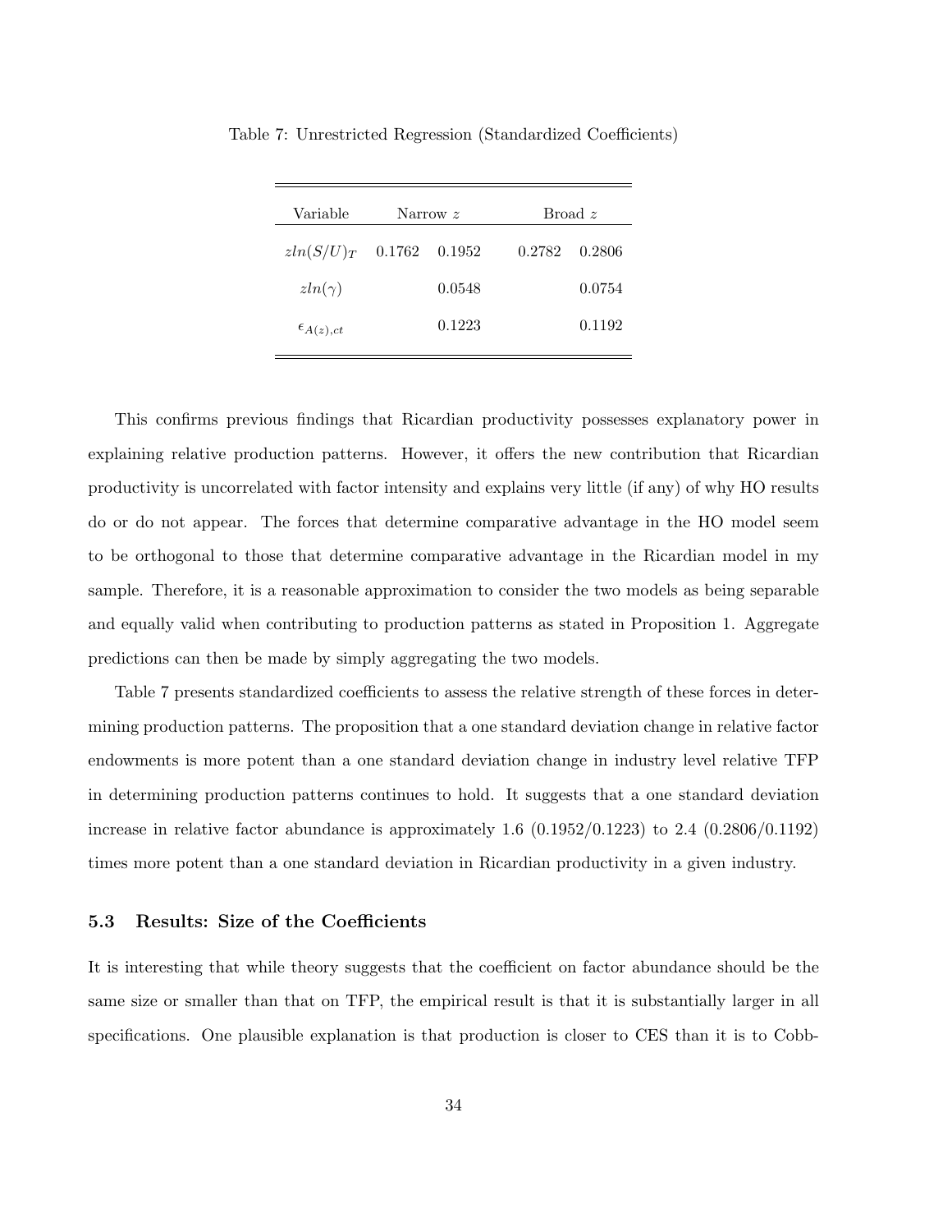Table 7: Unrestricted Regression (Standardized Coefficients)

| Variable | Narrow $z$ | | Broad $z$ | |
|---|---|---|---|---|
| $zln(S/U)_T$ | 0.1762 | 0.1952 | 0.2782 | 0.2806 |
| $zln(\gamma)$ | | 0.0548 | | 0.0754 |
| $\epsilon_{A(z),ct}$ | | 0.1223 | | 0.1192 |

This confirms previous findings that Ricardian productivity possesses explanatory power in explaining relative production patterns. However, it offers the new contribution that Ricardian productivity is uncorrelated with factor intensity and explains very little (if any) of why HO results do or do not appear. The forces that determine comparative advantage in the HO model seem to be orthogonal to those that determine comparative advantage in the Ricardian model in my sample. Therefore, it is a reasonable approximation to consider the two models as being separable and equally valid when contributing to production patterns as stated in Proposition 1. Aggregate predictions can then be made by simply aggregating the two models.

Table 7 presents standardized coefficients to assess the relative strength of these forces in determining production patterns. The proposition that a one standard deviation change in relative factor endowments is more potent than a one standard deviation change in industry level relative TFP in determining production patterns continues to hold. It suggests that a one standard deviation increase in relative factor abundance is approximately 1.6 (0.1952/0.1223) to 2.4 (0.2806/0.1192) times more potent than a one standard deviation in Ricardian productivity in a given industry.

### 5.3 Results: Size of the Coefficients

It is interesting that while theory suggests that the coefficient on factor abundance should be the same size or smaller than that on TFP, the empirical result is that it is substantially larger in all specifications. One plausible explanation is that production is closer to CES than it is to Cobb-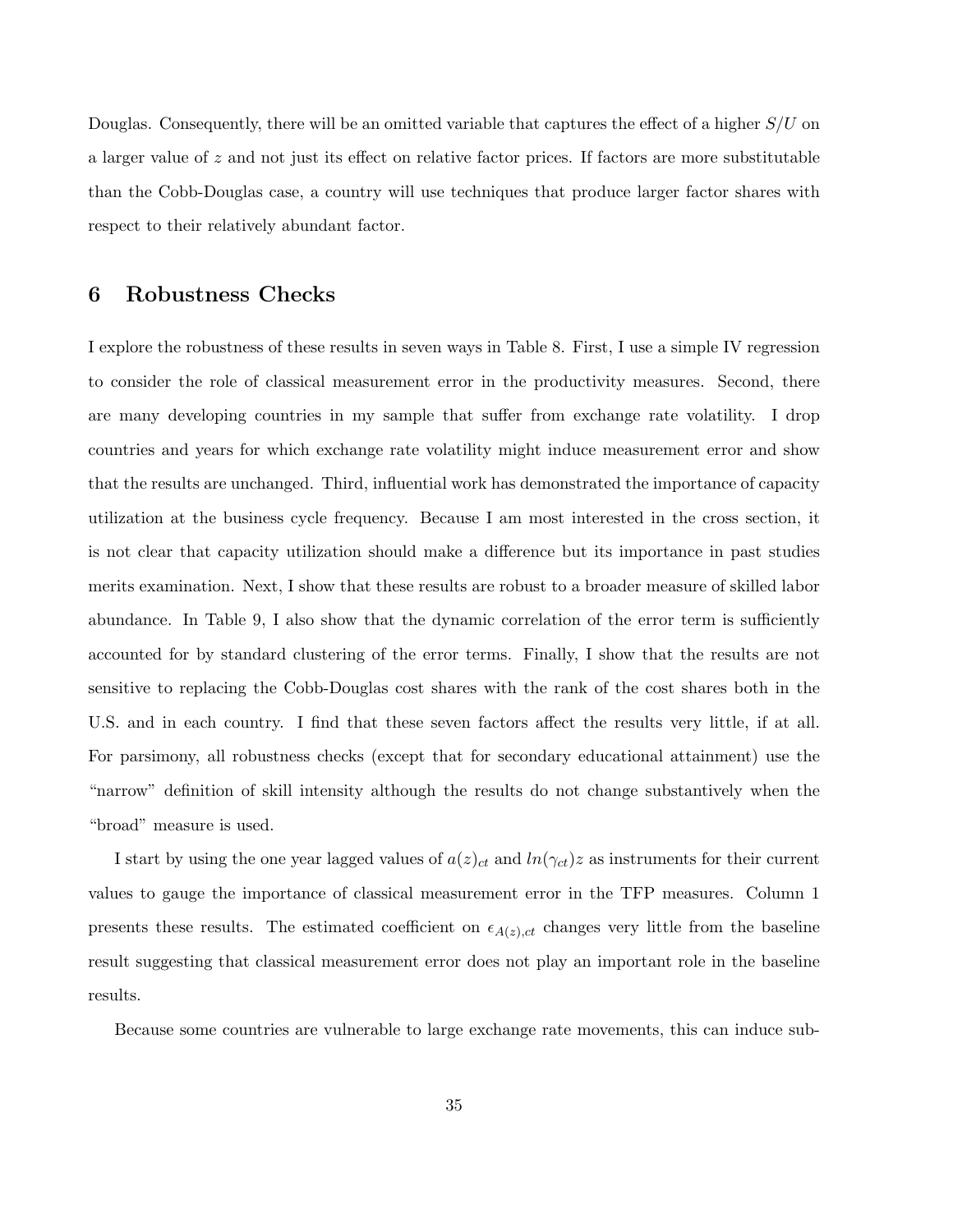Douglas. Consequently, there will be an omitted variable that captures the effect of a higher $S/U$ on a larger value of $z$ and not just its effect on relative factor prices. If factors are more substitutable than the Cobb-Douglas case, a country will use techniques that produce larger factor shares with respect to their relatively abundant factor.

# 6 Robustness Checks

I explore the robustness of these results in seven ways in Table 8. First, I use a simple IV regression to consider the role of classical measurement error in the productivity measures. Second, there are many developing countries in my sample that suffer from exchange rate volatility. I drop countries and years for which exchange rate volatility might induce measurement error and show that the results are unchanged. Third, influential work has demonstrated the importance of capacity utilization at the business cycle frequency. Because I am most interested in the cross section, it is not clear that capacity utilization should make a difference but its importance in past studies merits examination. Next, I show that these results are robust to a broader measure of skilled labor abundance. In Table 9, I also show that the dynamic correlation of the error term is sufficiently accounted for by standard clustering of the error terms. Finally, I show that the results are not sensitive to replacing the Cobb-Douglas cost shares with the rank of the cost shares both in the U.S. and in each country. I find that these seven factors affect the results very little, if at all. For parsimony, all robustness checks (except that for secondary educational attainment) use the "narrow" definition of skill intensity although the results do not change substantively when the "broad" measure is used.

I start by using the one year lagged values of $a(z)_{ct}$ and $ln(\gamma_{ct})z$ as instruments for their current values to gauge the importance of classical measurement error in the TFP measures. Column 1 presents these results. The estimated coefficient on $\epsilon_{A(z),ct}$ changes very little from the baseline result suggesting that classical measurement error does not play an important role in the baseline results.

Because some countries are vulnerable to large exchange rate movements, this can induce sub-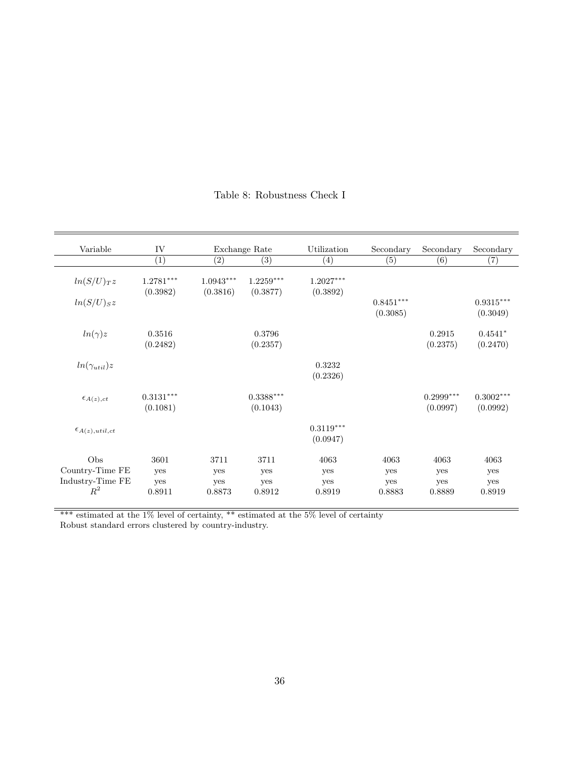Table 8: Robustness Check I

| Variable | IV | Exchange Rate | | Utilization | Secondary | Secondary | Secondary |
|---|---|---|---|---|---|---|---|
| | (1) | (2) | (3) | (4) | (5) | (6) | (7) |
| $ln(S/U)_T z$ | $1.2781^{***}$ | $1.0943^{***}$ | $1.2259^{***}$ | $1.2027^{***}$ | | | |
| | (0.3982) | (0.3816) | (0.3877) | (0.3892) | | | |
| $ln(S/U)_S z$ | | | | | $0.8451^{***}$ | | $0.9315^{***}$ |
| | | | | | (0.3085) | | (0.3049) |
| $ln(\gamma)z$ | 0.3516 | | 0.3796 | | | 0.2915 | $0.4541^{*}$ |
| | (0.2482) | | (0.2357) | | | (0.2375) | (0.2470) |
| $ln(\gamma_{util})z$ | | | | 0.3232 | | | |
| | | | | (0.2326) | | | |
| $\epsilon_{A(z),ct}$ | $0.3131^{***}$ | | $0.3388^{***}$ | | | $0.2999^{***}$ | $0.3002^{***}$ |
| | (0.1081) | | (0.1043) | | | (0.0997) | (0.0992) |
| $\epsilon_{A(z),util,ct}$ | | | | $0.3119^{***}$ | | | |
| | | | | (0.0947) | | | |
| Obs | 3601 | 3711 | 3711 | 4063 | 4063 | 4063 | 4063 |
| Country-Time FE | yes | yes | yes | yes | yes | yes | yes |
| Industry-Time FE | yes | yes | yes | yes | yes | yes | yes |
| $R^2$ | 0.8911 | 0.8873 | 0.8912 | 0.8919 | 0.8883 | 0.8889 | 0.8919 |

*** estimated at the 1% level of certainty, ** estimated at the 5% level of certainty
Robust standard errors clustered by country-industry.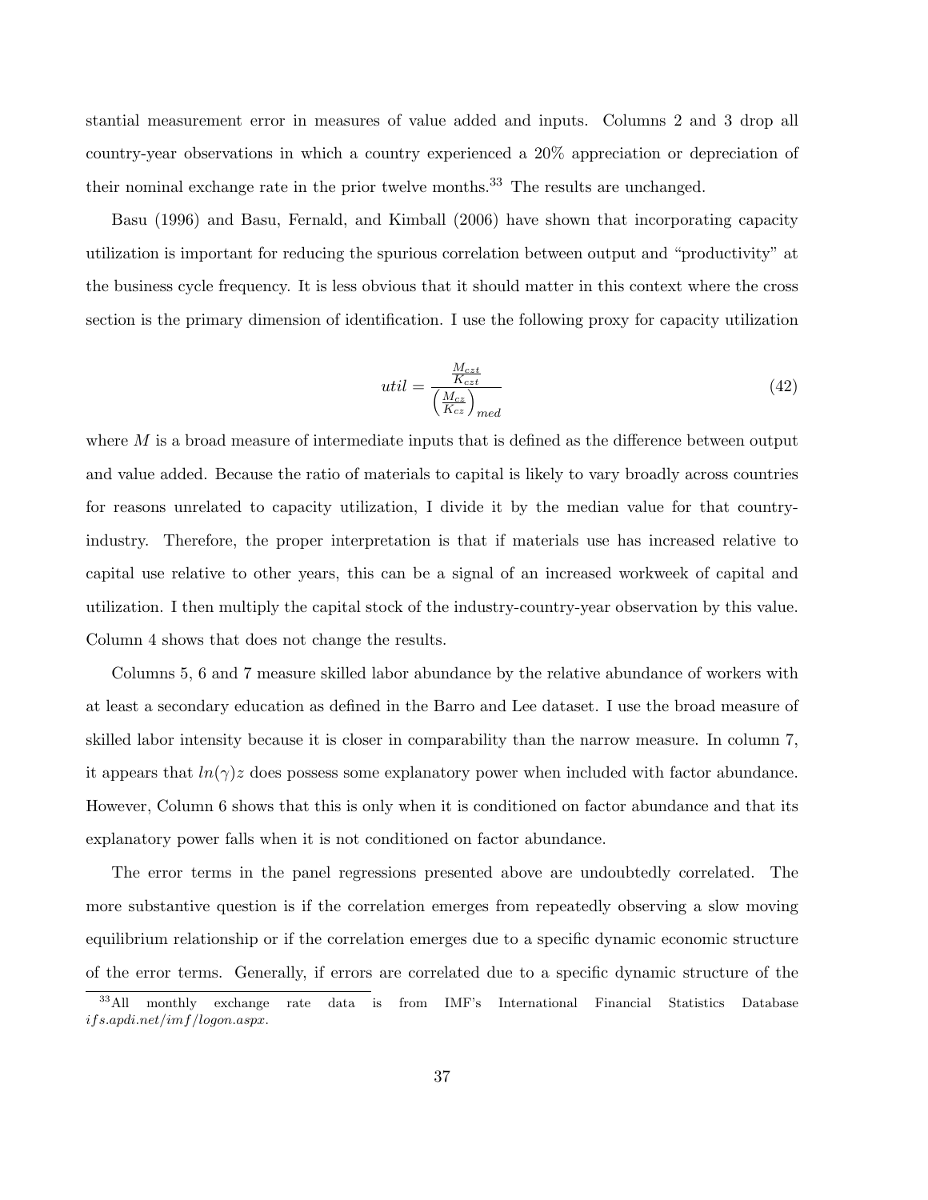stantial measurement error in measures of value added and inputs. Columns 2 and 3 drop all country-year observations in which a country experienced a 20% appreciation or depreciation of their nominal exchange rate in the prior twelve months.[33] The results are unchanged.

Basu (1996) and Basu, Fernald, and Kimball (2006) have shown that incorporating capacity utilization is important for reducing the spurious correlation between output and "productivity" at the business cycle frequency. It is less obvious that it should matter in this context where the cross section is the primary dimension of identification. I use the following proxy for capacity utilization

$$util = \frac{\frac{M_{czt}}{K_{czt}}}{\left(\frac{M_{cz}}{K_{cz}}\right)_{med}} \tag{42}$$

where $M$ is a broad measure of intermediate inputs that is defined as the difference between output and value added. Because the ratio of materials to capital is likely to vary broadly across countries for reasons unrelated to capacity utilization, I divide it by the median value for that country-industry. Therefore, the proper interpretation is that if materials use has increased relative to capital use relative to other years, this can be a signal of an increased workweek of capital and utilization. I then multiply the capital stock of the industry-country-year observation by this value. Column 4 shows that does not change the results.

Columns 5, 6 and 7 measure skilled labor abundance by the relative abundance of workers with at least a secondary education as defined in the Barro and Lee dataset. I use the broad measure of skilled labor intensity because it is closer in comparability than the narrow measure. In column 7, it appears that $ln(\gamma)z$ does possess some explanatory power when included with factor abundance. However, Column 6 shows that this is only when it is conditioned on factor abundance and that its explanatory power falls when it is not conditioned on factor abundance.

The error terms in the panel regressions presented above are undoubtedly correlated. The more substantive question is if the correlation emerges from repeatedly observing a slow moving equilibrium relationship or if the correlation emerges due to a specific dynamic economic structure of the error terms. Generally, if errors are correlated due to a specific dynamic structure of the

[33] All monthly exchange rate data is from IMF's International Financial Statistics Database *ifs.apdi.net/imf/logon.aspx*.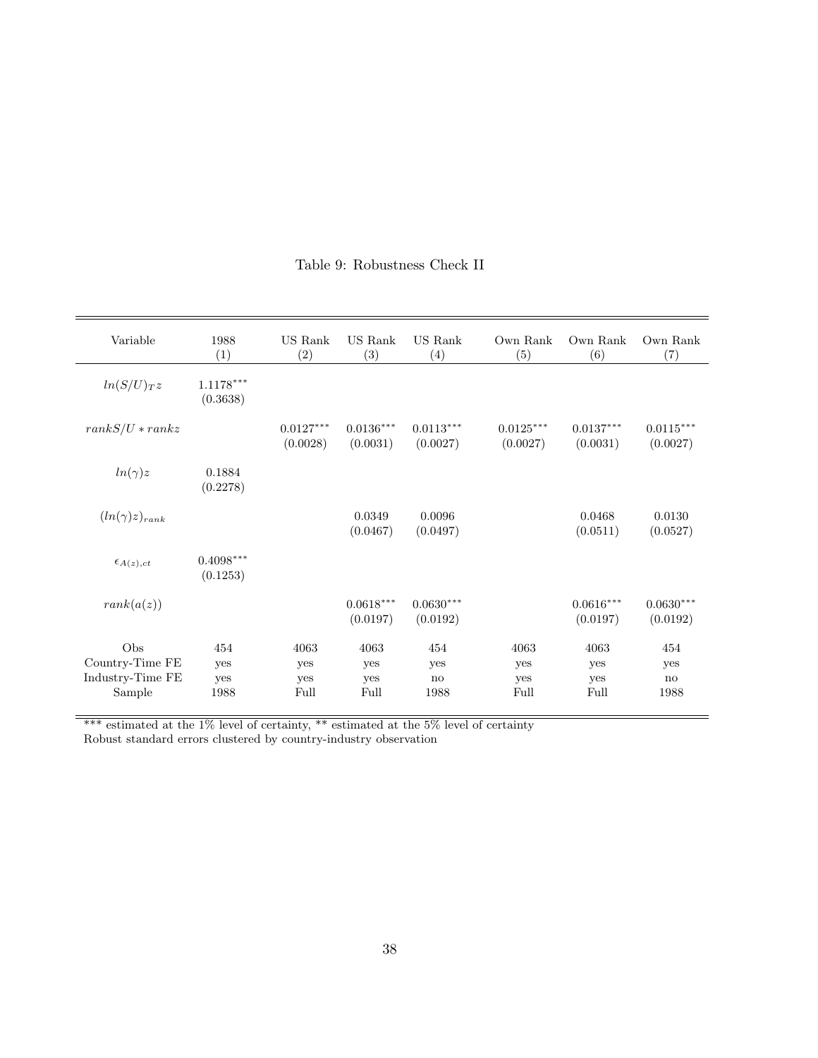Table 9: Robustness Check II

| Variable | 1988<br>(1) | US Rank<br>(2) | US Rank<br>(3) | US Rank<br>(4) | Own Rank<br>(5) | Own Rank<br>(6) | Own Rank<br>(7) |
|---|---|---|---|---|---|---|---|
| $ln(S/U)_T z$ | $1.1178^{***}$<br>(0.3638) | | | | | | |
| $rankS/U * rankz$ | | $0.0127^{***}$<br>(0.0028) | $0.0136^{***}$<br>(0.0031) | $0.0113^{***}$<br>(0.0027) | $0.0125^{***}$<br>(0.0027) | $0.0137^{***}$<br>(0.0031) | $0.0115^{***}$<br>(0.0027) |
| $ln(\gamma)z$ | 0.1884<br>(0.2278) | | | | | | |
| $(ln(\gamma)z)_{rank}$ | | | 0.0349<br>(0.0467) | 0.0096<br>(0.0497) | | 0.0468<br>(0.0511) | 0.0130<br>(0.0527) |
| $\epsilon_{A(z),ct}$ | $0.4098^{***}$<br>(0.1253) | | | | | | |
| $rank(a(z))$ | | | $0.0618^{***}$<br>(0.0197) | $0.0630^{***}$<br>(0.0192) | | $0.0616^{***}$<br>(0.0197) | $0.0630^{***}$<br>(0.0192) |
| Obs | 454 | 4063 | 4063 | 454 | 4063 | 4063 | 454 |
| Country-Time FE | yes | yes | yes | yes | yes | yes | yes |
| Industry-Time FE | yes | yes | yes | no | yes | yes | no |
| Sample | 1988 | Full | Full | 1988 | Full | Full | 1988 |

*** estimated at the 1% level of certainty, ** estimated at the 5% level of certainty
Robust standard errors clustered by country-industry observation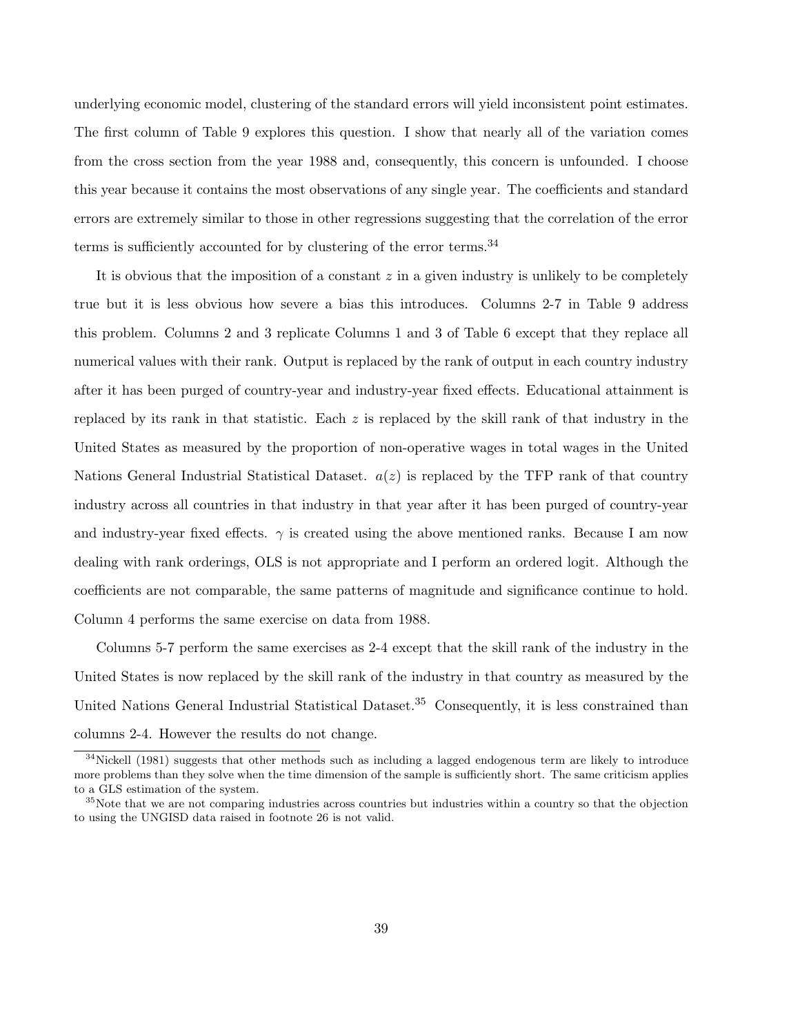underlying economic model, clustering of the standard errors will yield inconsistent point estimates. The first column of Table 9 explores this question. I show that nearly all of the variation comes from the cross section from the year 1988 and, consequently, this concern is unfounded. I choose this year because it contains the most observations of any single year. The coefficients and standard errors are extremely similar to those in other regressions suggesting that the correlation of the error terms is sufficiently accounted for by clustering of the error terms.[34]

It is obvious that the imposition of a constant $z$ in a given industry is unlikely to be completely true but it is less obvious how severe a bias this introduces. Columns 2-7 in Table 9 address this problem. Columns 2 and 3 replicate Columns 1 and 3 of Table 6 except that they replace all numerical values with their rank. Output is replaced by the rank of output in each country industry after it has been purged of country-year and industry-year fixed effects. Educational attainment is replaced by its rank in that statistic. Each $z$ is replaced by the skill rank of that industry in the United States as measured by the proportion of non-operative wages in total wages in the United Nations General Industrial Statistical Dataset. $a(z)$ is replaced by the TFP rank of that country industry across all countries in that industry in that year after it has been purged of country-year and industry-year fixed effects. $\gamma$ is created using the above mentioned ranks. Because I am now dealing with rank orderings, OLS is not appropriate and I perform an ordered logit. Although the coefficients are not comparable, the same patterns of magnitude and significance continue to hold. Column 4 performs the same exercise on data from 1988.

Columns 5-7 perform the same exercises as 2-4 except that the skill rank of the industry in the United States is now replaced by the skill rank of the industry in that country as measured by the United Nations General Industrial Statistical Dataset.[35] Consequently, it is less constrained than columns 2-4. However the results do not change.

[34]Nickell (1981) suggests that other methods such as including a lagged endogenous term are likely to introduce more problems than they solve when the time dimension of the sample is sufficiently short. The same criticism applies to a GLS estimation of the system.

[35]Note that we are not comparing industries across countries but industries within a country so that the objection to using the UNGISD data raised in footnote 26 is not valid.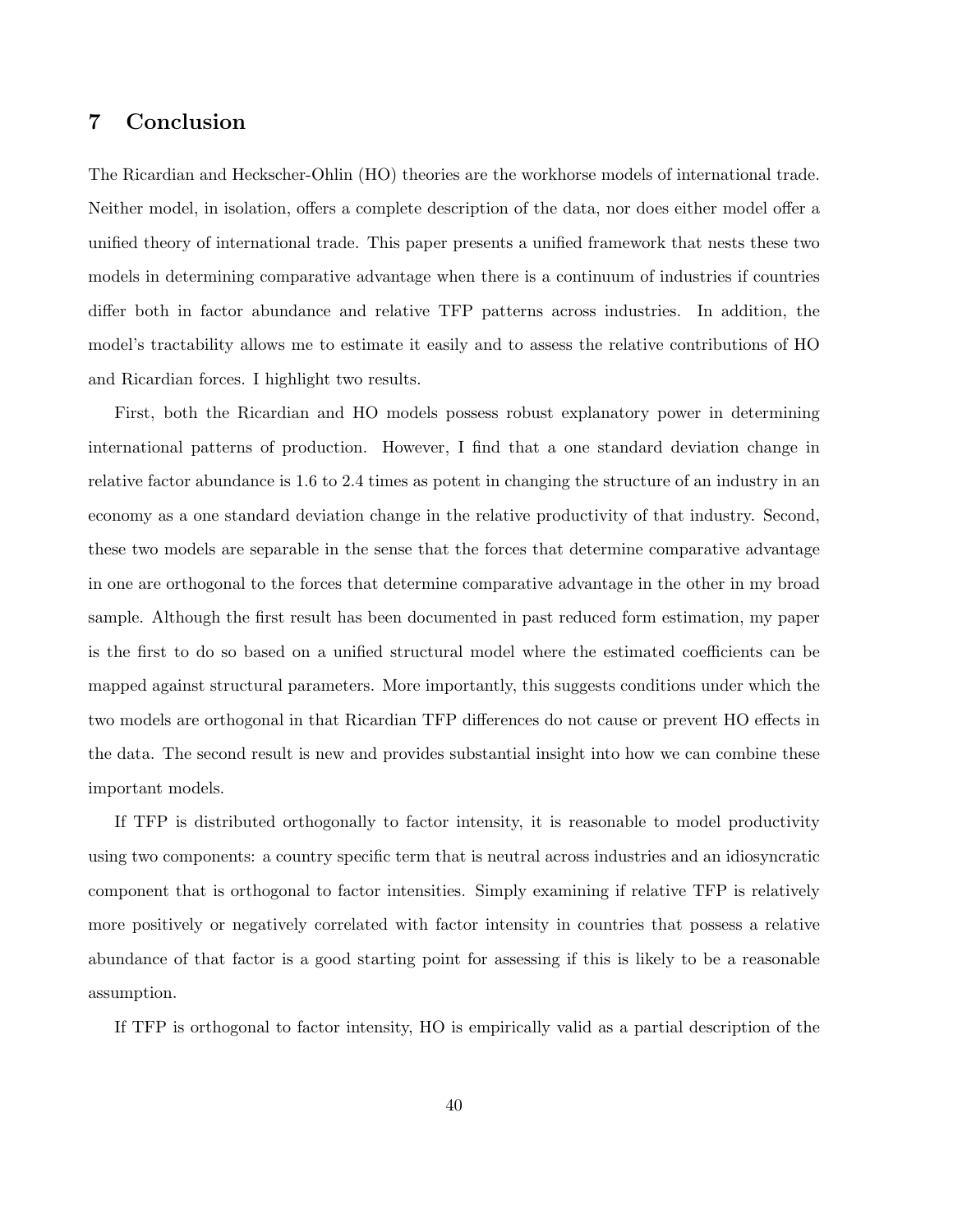## 7 Conclusion

The Ricardian and Heckscher-Ohlin (HO) theories are the workhorse models of international trade. Neither model, in isolation, offers a complete description of the data, nor does either model offer a unified theory of international trade. This paper presents a unified framework that nests these two models in determining comparative advantage when there is a continuum of industries if countries differ both in factor abundance and relative TFP patterns across industries. In addition, the model's tractability allows me to estimate it easily and to assess the relative contributions of HO and Ricardian forces. I highlight two results.

First, both the Ricardian and HO models possess robust explanatory power in determining international patterns of production. However, I find that a one standard deviation change in relative factor abundance is 1.6 to 2.4 times as potent in changing the structure of an industry in an economy as a one standard deviation change in the relative productivity of that industry. Second, these two models are separable in the sense that the forces that determine comparative advantage in one are orthogonal to the forces that determine comparative advantage in the other in my broad sample. Although the first result has been documented in past reduced form estimation, my paper is the first to do so based on a unified structural model where the estimated coefficients can be mapped against structural parameters. More importantly, this suggests conditions under which the two models are orthogonal in that Ricardian TFP differences do not cause or prevent HO effects in the data. The second result is new and provides substantial insight into how we can combine these important models.

If TFP is distributed orthogonally to factor intensity, it is reasonable to model productivity using two components: a country specific term that is neutral across industries and an idiosyncratic component that is orthogonal to factor intensities. Simply examining if relative TFP is relatively more positively or negatively correlated with factor intensity in countries that possess a relative abundance of that factor is a good starting point for assessing if this is likely to be a reasonable assumption.

If TFP is orthogonal to factor intensity, HO is empirically valid as a partial description of the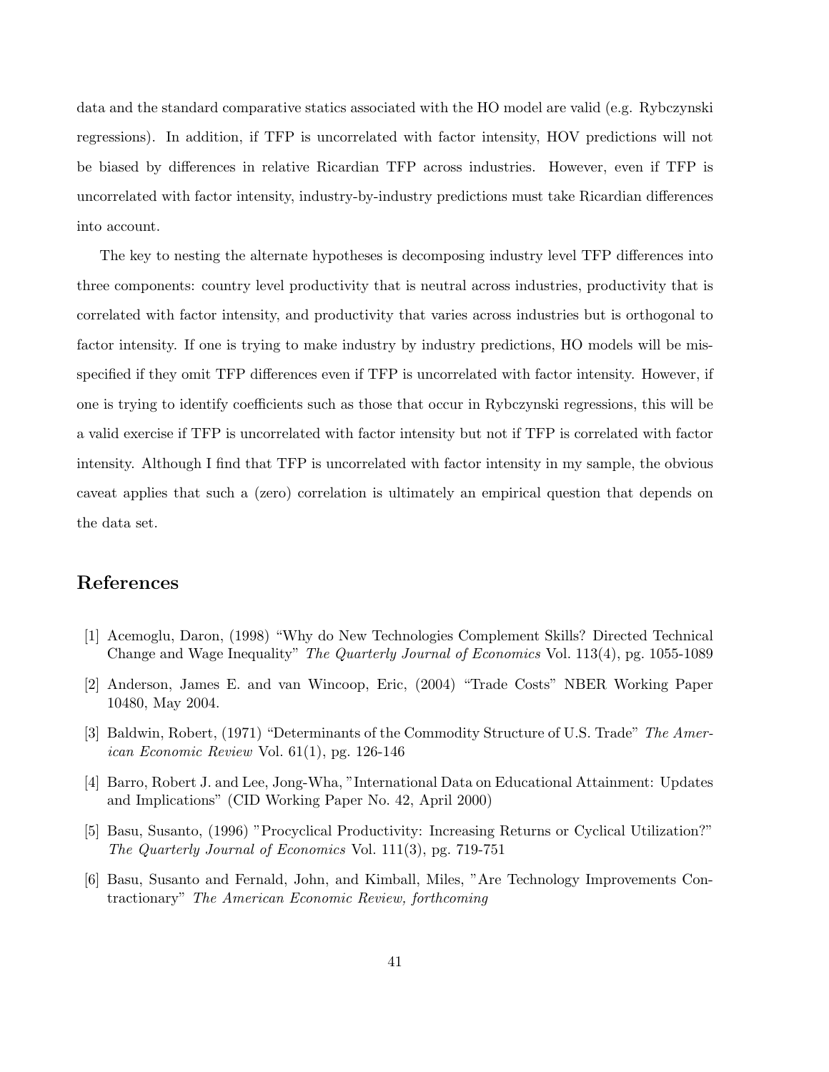data and the standard comparative statics associated with the HO model are valid (e.g. Rybczynski regressions). In addition, if TFP is uncorrelated with factor intensity, HOV predictions will not be biased by differences in relative Ricardian TFP across industries. However, even if TFP is uncorrelated with factor intensity, industry-by-industry predictions must take Ricardian differences into account.

The key to nesting the alternate hypotheses is decomposing industry level TFP differences into three components: country level productivity that is neutral across industries, productivity that is correlated with factor intensity, and productivity that varies across industries but is orthogonal to factor intensity. If one is trying to make industry by industry predictions, HO models will be misspecified if they omit TFP differences even if TFP is uncorrelated with factor intensity. However, if one is trying to identify coefficients such as those that occur in Rybczynski regressions, this will be a valid exercise if TFP is uncorrelated with factor intensity but not if TFP is correlated with factor intensity. Although I find that TFP is uncorrelated with factor intensity in my sample, the obvious caveat applies that such a (zero) correlation is ultimately an empirical question that depends on the data set.

# References

[1] Acemoglu, Daron, (1998) "Why do New Technologies Complement Skills? Directed Technical Change and Wage Inequality" *The Quarterly Journal of Economics* Vol. 113(4), pg. 1055-1089

[2] Anderson, James E. and van Wincoop, Eric, (2004) "Trade Costs" NBER Working Paper 10480, May 2004.

[3] Baldwin, Robert, (1971) "Determinants of the Commodity Structure of U.S. Trade" *The American Economic Review* Vol. 61(1), pg. 126-146

[4] Barro, Robert J. and Lee, Jong-Wha, "International Data on Educational Attainment: Updates and Implications" (CID Working Paper No. 42, April 2000)

[5] Basu, Susanto, (1996) "Procyclical Productivity: Increasing Returns or Cyclical Utilization?" *The Quarterly Journal of Economics* Vol. 111(3), pg. 719-751

[6] Basu, Susanto and Fernald, John, and Kimball, Miles, "Are Technology Improvements Contractionary" *The American Economic Review, forthcoming*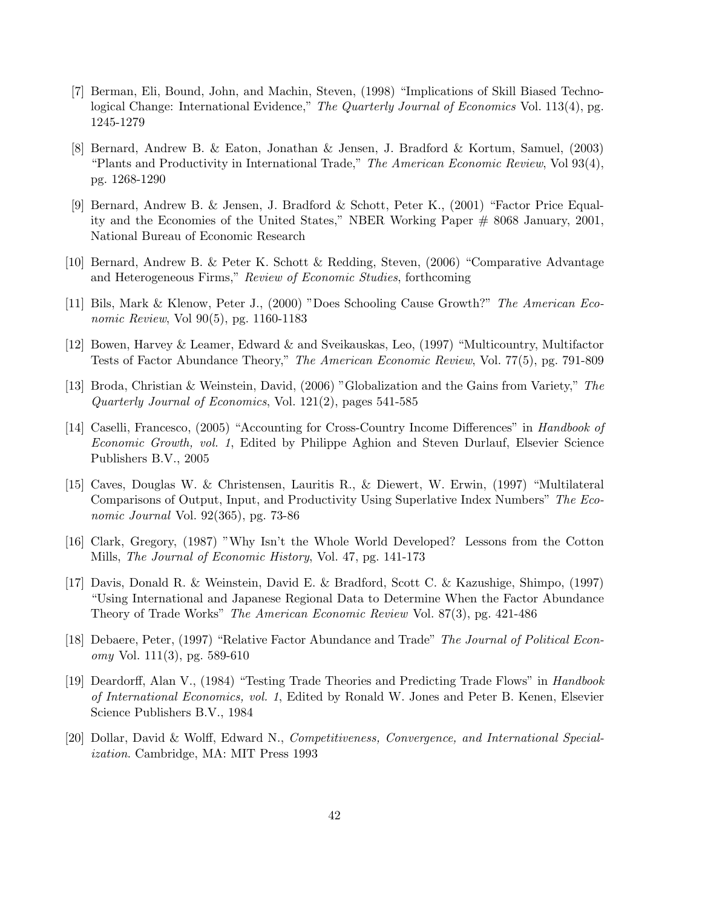[7] Berman, Eli, Bound, John, and Machin, Steven, (1998) "Implications of Skill Biased Technological Change: International Evidence," *The Quarterly Journal of Economics* Vol. 113(4), pg. 1245-1279

[8] Bernard, Andrew B. & Eaton, Jonathan & Jensen, J. Bradford & Kortum, Samuel, (2003) "Plants and Productivity in International Trade," *The American Economic Review*, Vol 93(4), pg. 1268-1290

[9] Bernard, Andrew B. & Jensen, J. Bradford & Schott, Peter K., (2001) "Factor Price Equality and the Economies of the United States," NBER Working Paper # 8068 January, 2001, National Bureau of Economic Research

[10] Bernard, Andrew B. & Peter K. Schott & Redding, Steven, (2006) "Comparative Advantage and Heterogeneous Firms," *Review of Economic Studies*, forthcoming

[11] Bils, Mark & Klenow, Peter J., (2000) "Does Schooling Cause Growth?" *The American Economic Review*, Vol 90(5), pg. 1160-1183

[12] Bowen, Harvey & Leamer, Edward & and Sveikauskas, Leo, (1997) "Multicountry, Multifactor Tests of Factor Abundance Theory," *The American Economic Review*, Vol. 77(5), pg. 791-809

[13] Broda, Christian & Weinstein, David, (2006) "Globalization and the Gains from Variety," *The Quarterly Journal of Economics*, Vol. 121(2), pages 541-585

[14] Caselli, Francesco, (2005) "Accounting for Cross-Country Income Differences" in *Handbook of Economic Growth, vol. 1*, Edited by Philippe Aghion and Steven Durlauf, Elsevier Science Publishers B.V., 2005

[15] Caves, Douglas W. & Christensen, Lauritis R., & Diewert, W. Erwin, (1997) "Multilateral Comparisons of Output, Input, and Productivity Using Superlative Index Numbers" *The Economic Journal* Vol. 92(365), pg. 73-86

[16] Clark, Gregory, (1987) "Why Isn't the Whole World Developed? Lessons from the Cotton Mills, *The Journal of Economic History*, Vol. 47, pg. 141-173

[17] Davis, Donald R. & Weinstein, David E. & Bradford, Scott C. & Kazushige, Shimpo, (1997) "Using International and Japanese Regional Data to Determine When the Factor Abundance Theory of Trade Works" *The American Economic Review* Vol. 87(3), pg. 421-486

[18] Debaere, Peter, (1997) "Relative Factor Abundance and Trade" *The Journal of Political Economy* Vol. 111(3), pg. 589-610

[19] Deardorff, Alan V., (1984) "Testing Trade Theories and Predicting Trade Flows" in *Handbook of International Economics, vol. 1*, Edited by Ronald W. Jones and Peter B. Kenen, Elsevier Science Publishers B.V., 1984

[20] Dollar, David & Wolff, Edward N., *Competitiveness, Convergence, and International Specialization*. Cambridge, MA: MIT Press 1993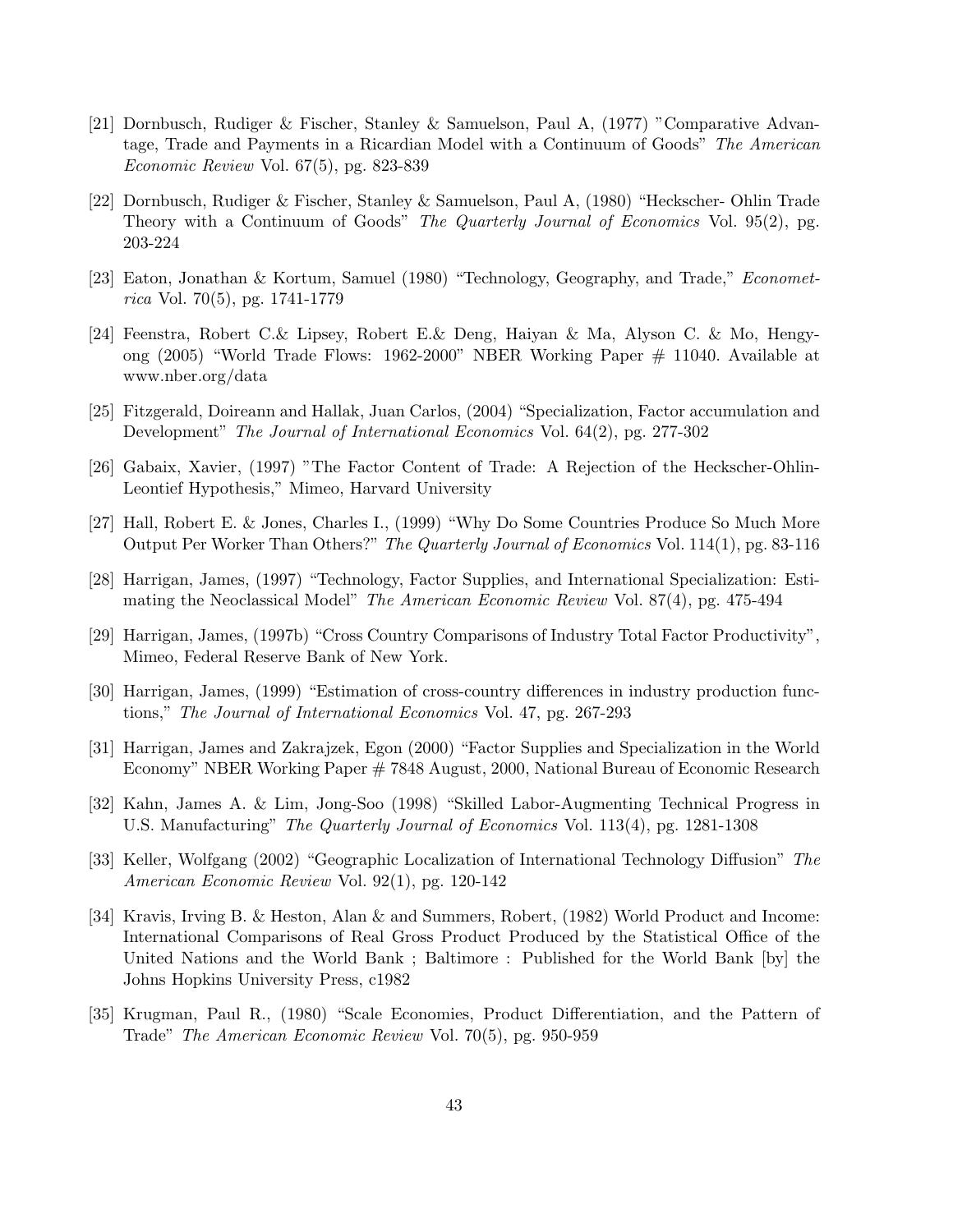[21] Dornbusch, Rudiger & Fischer, Stanley & Samuelson, Paul A, (1977) "Comparative Advantage, Trade and Payments in a Ricardian Model with a Continuum of Goods" *The American Economic Review* Vol. 67(5), pg. 823-839

[22] Dornbusch, Rudiger & Fischer, Stanley & Samuelson, Paul A, (1980) "Heckscher- Ohlin Trade Theory with a Continuum of Goods" *The Quarterly Journal of Economics* Vol. 95(2), pg. 203-224

[23] Eaton, Jonathan & Kortum, Samuel (1980) "Technology, Geography, and Trade," *Econometrica* Vol. 70(5), pg. 1741-1779

[24] Feenstra, Robert C.& Lipsey, Robert E.& Deng, Haiyan & Ma, Alyson C. & Mo, Hengyong (2005) "World Trade Flows: 1962-2000" NBER Working Paper # 11040. Available at www.nber.org/data

[25] Fitzgerald, Doireann and Hallak, Juan Carlos, (2004) "Specialization, Factor accumulation and Development" *The Journal of International Economics* Vol. 64(2), pg. 277-302

[26] Gabaix, Xavier, (1997) "The Factor Content of Trade: A Rejection of the Heckscher-Ohlin-Leontief Hypothesis," Mimeo, Harvard University

[27] Hall, Robert E. & Jones, Charles I., (1999) "Why Do Some Countries Produce So Much More Output Per Worker Than Others?" *The Quarterly Journal of Economics* Vol. 114(1), pg. 83-116

[28] Harrigan, James, (1997) "Technology, Factor Supplies, and International Specialization: Estimating the Neoclassical Model" *The American Economic Review* Vol. 87(4), pg. 475-494

[29] Harrigan, James, (1997b) "Cross Country Comparisons of Industry Total Factor Productivity", Mimeo, Federal Reserve Bank of New York.

[30] Harrigan, James, (1999) "Estimation of cross-country differences in industry production functions," *The Journal of International Economics* Vol. 47, pg. 267-293

[31] Harrigan, James and Zakrajzek, Egon (2000) "Factor Supplies and Specialization in the World Economy" NBER Working Paper # 7848 August, 2000, National Bureau of Economic Research

[32] Kahn, James A. & Lim, Jong-Soo (1998) "Skilled Labor-Augmenting Technical Progress in U.S. Manufacturing" *The Quarterly Journal of Economics* Vol. 113(4), pg. 1281-1308

[33] Keller, Wolfgang (2002) "Geographic Localization of International Technology Diffusion" *The American Economic Review* Vol. 92(1), pg. 120-142

[34] Kravis, Irving B. & Heston, Alan & and Summers, Robert, (1982) World Product and Income: International Comparisons of Real Gross Product Produced by the Statistical Office of the United Nations and the World Bank ; Baltimore : Published for the World Bank [by] the Johns Hopkins University Press, c1982

[35] Krugman, Paul R., (1980) "Scale Economies, Product Differentiation, and the Pattern of Trade" *The American Economic Review* Vol. 70(5), pg. 950-959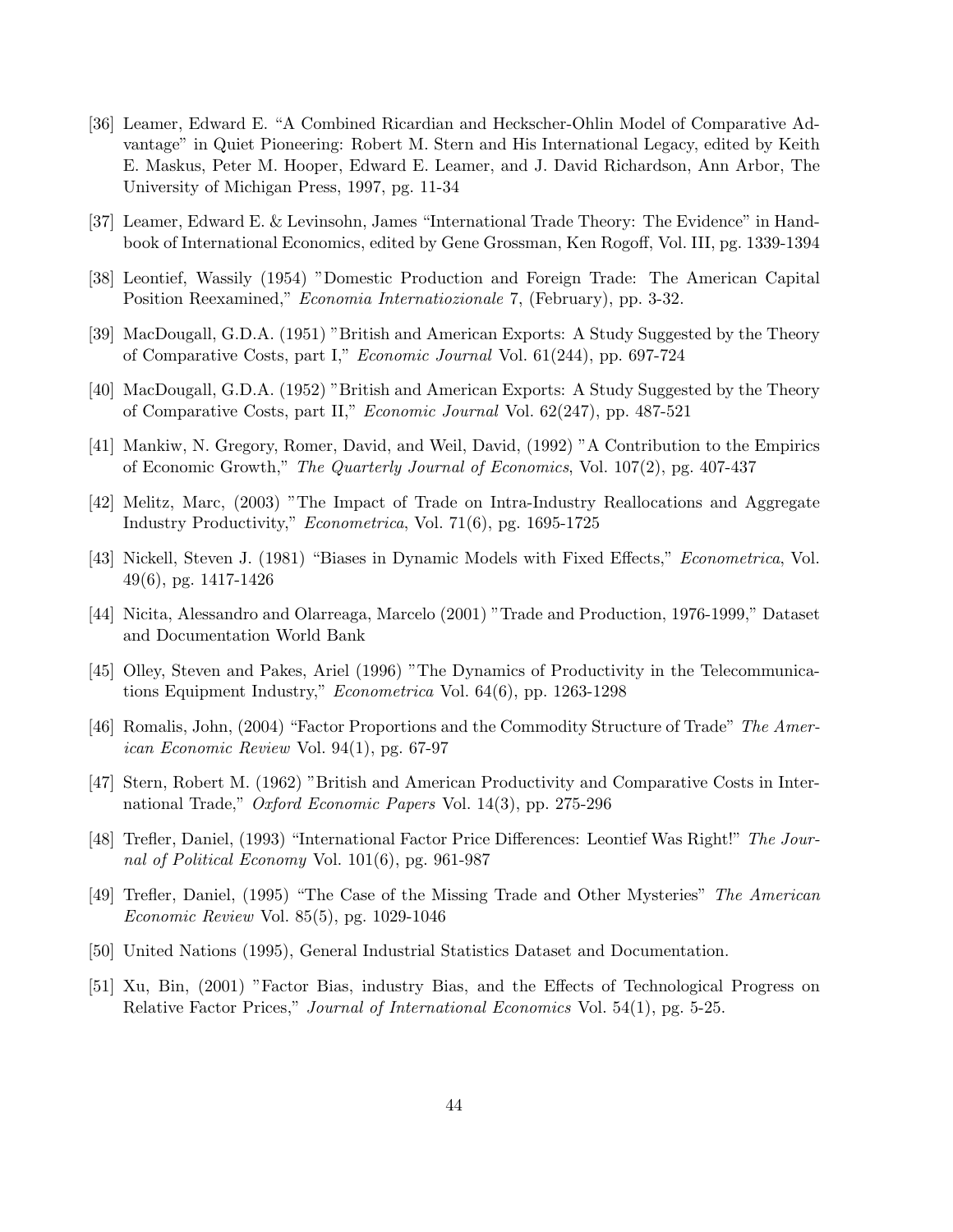[36] Leamer, Edward E. “A Combined Ricardian and Heckscher-Ohlin Model of Comparative Advantage” in Quiet Pioneering: Robert M. Stern and His International Legacy, edited by Keith E. Maskus, Peter M. Hooper, Edward E. Leamer, and J. David Richardson, Ann Arbor, The University of Michigan Press, 1997, pg. 11-34

[37] Leamer, Edward E. & Levinsohn, James “International Trade Theory: The Evidence” in Handbook of International Economics, edited by Gene Grossman, Ken Rogoff, Vol. III, pg. 1339-1394

[38] Leontief, Wassily (1954) ”Domestic Production and Foreign Trade: The American Capital Position Reexamined,” *Economia Internatiozionale* 7, (February), pp. 3-32.

[39] MacDougall, G.D.A. (1951) ”British and American Exports: A Study Suggested by the Theory of Comparative Costs, part I,” *Economic Journal* Vol. 61(244), pp. 697-724

[40] MacDougall, G.D.A. (1952) ”British and American Exports: A Study Suggested by the Theory of Comparative Costs, part II,” *Economic Journal* Vol. 62(247), pp. 487-521

[41] Mankiw, N. Gregory, Romer, David, and Weil, David, (1992) ”A Contribution to the Empirics of Economic Growth,” *The Quarterly Journal of Economics*, Vol. 107(2), pg. 407-437

[42] Melitz, Marc, (2003) ”The Impact of Trade on Intra-Industry Reallocations and Aggregate Industry Productivity,” *Econometrica*, Vol. 71(6), pg. 1695-1725

[43] Nickell, Steven J. (1981) “Biases in Dynamic Models with Fixed Effects,” *Econometrica*, Vol. 49(6), pg. 1417-1426

[44] Nicita, Alessandro and Olarreaga, Marcelo (2001) ”Trade and Production, 1976-1999,” Dataset and Documentation World Bank

[45] Olley, Steven and Pakes, Ariel (1996) ”The Dynamics of Productivity in the Telecommunications Equipment Industry,” *Econometrica* Vol. 64(6), pp. 1263-1298

[46] Romalis, John, (2004) “Factor Proportions and the Commodity Structure of Trade” *The American Economic Review* Vol. 94(1), pg. 67-97

[47] Stern, Robert M. (1962) ”British and American Productivity and Comparative Costs in International Trade,” *Oxford Economic Papers* Vol. 14(3), pp. 275-296

[48] Trefler, Daniel, (1993) “International Factor Price Differences: Leontief Was Right!” *The Journal of Political Economy* Vol. 101(6), pg. 961-987

[49] Trefler, Daniel, (1995) “The Case of the Missing Trade and Other Mysteries” *The American Economic Review* Vol. 85(5), pg. 1029-1046

[50] United Nations (1995), General Industrial Statistics Dataset and Documentation.

[51] Xu, Bin, (2001) ”Factor Bias, industry Bias, and the Effects of Technological Progress on Relative Factor Prices,” *Journal of International Economics* Vol. 54(1), pg. 5-25.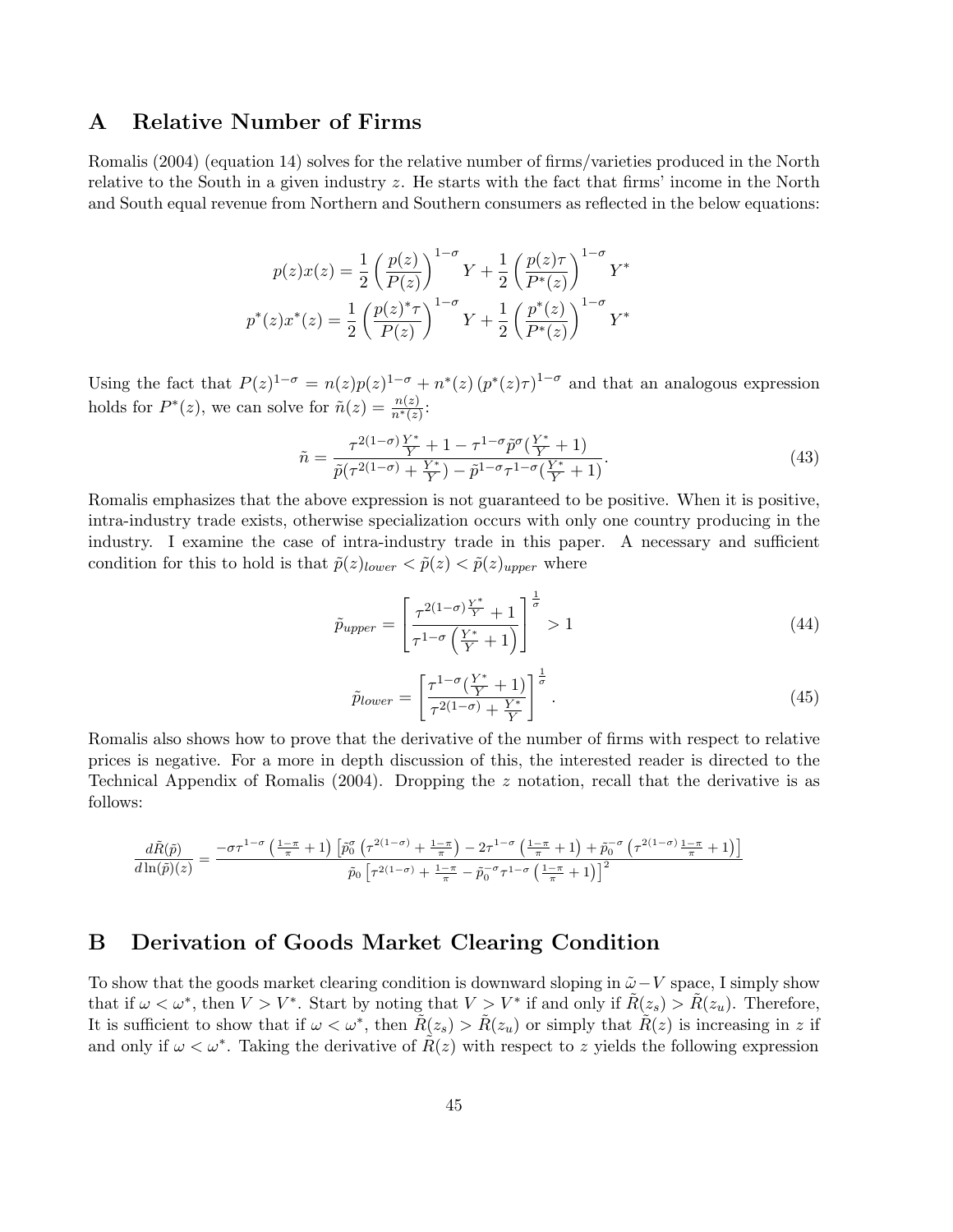# A Relative Number of Firms

Romalis (2004) (equation 14) solves for the relative number of firms/varieties produced in the North relative to the South in a given industry $z$. He starts with the fact that firms' income in the North and South equal revenue from Northern and Southern consumers as reflected in the below equations:

$$
p(z)x(z) = \frac{1}{2}\left(\frac{p(z)}{P(z)}\right)^{1-\sigma} Y + \frac{1}{2}\left(\frac{p(z)\tau}{P^*(z)}\right)^{1-\sigma} Y^*
$$
$$
p^*(z)x^*(z) = \frac{1}{2}\left(\frac{p(z)^*\tau}{P(z)}\right)^{1-\sigma} Y + \frac{1}{2}\left(\frac{p^*(z)}{P^*(z)}\right)^{1-\sigma} Y^*
$$

Using the fact that $P(z)^{1-\sigma} = n(z)p(z)^{1-\sigma} + n^*(z)\left(p^*(z)\tau\right)^{1-\sigma}$ and that an analogous expression holds for $P^*(z)$, we can solve for $\tilde{n}(z) = \frac{n(z)}{n^*(z)}$:

$$
\tilde{n} = \frac{\tau^{2(1-\sigma)}\frac{Y^*}{Y} + 1 - \tau^{1-\sigma}\tilde{p}^{\sigma}(\frac{Y^*}{Y}+1)}{\tilde{p}(\tau^{2(1-\sigma)} + \frac{Y^*}{Y}) - \tilde{p}^{1-\sigma}\tau^{1-\sigma}(\frac{Y^*}{Y}+1)}. \tag{43}
$$

Romalis emphasizes that the above expression is not guaranteed to be positive. When it is positive, intra-industry trade exists, otherwise specialization occurs with only one country producing in the industry. I examine the case of intra-industry trade in this paper. A necessary and sufficient condition for this to hold is that $\tilde{p}(z)_{lower} < \tilde{p}(z) < \tilde{p}(z)_{upper}$ where

$$
\tilde{p}_{upper} = \left[\frac{\tau^{2(1-\sigma)}\frac{Y^*}{Y} + 1}{\tau^{1-\sigma}\left(\frac{Y^*}{Y}+1\right)}\right]^{\frac{1}{\sigma}} > 1 \tag{44}
$$

$$
\tilde{p}_{lower} = \left[\frac{\tau^{1-\sigma}(\frac{Y^*}{Y}+1)}{\tau^{2(1-\sigma)} + \frac{Y^*}{Y}}\right]^{\frac{1}{\sigma}}. \tag{45}
$$

Romalis also shows how to prove that the derivative of the number of firms with respect to relative prices is negative. For a more in depth discussion of this, the interested reader is directed to the Technical Appendix of Romalis (2004). Dropping the $z$ notation, recall that the derivative is as follows:

$$
\frac{d\tilde{R}(\tilde{p})}{d\ln(\tilde{p})(z)} = \frac{-\sigma\tau^{1-\sigma}\left(\frac{1-\pi}{\pi}+1\right)\left[\tilde{p}_0^{\sigma}\left(\tau^{2(1-\sigma)} + \frac{1-\pi}{\pi}\right) - 2\tau^{1-\sigma}\left(\frac{1-\pi}{\pi}+1\right) + \tilde{p}_0^{-\sigma}\left(\tau^{2(1-\sigma)}\frac{1-\pi}{\pi}+1\right)\right]}{\tilde{p}_0\left[\tau^{2(1-\sigma)} + \frac{1-\pi}{\pi} - \tilde{p}_0^{-\sigma}\tau^{1-\sigma}\left(\frac{1-\pi}{\pi}+1\right)\right]^2}
$$

# B Derivation of Goods Market Clearing Condition

To show that the goods market clearing condition is downward sloping in $\tilde{\omega}-V$ space, I simply show that if $\omega < \omega^*$, then $V > V^*$. Start by noting that $V > V^*$ if and only if $\tilde{R}(z_s) > \tilde{R}(z_u)$. Therefore, It is sufficient to show that if $\omega < \omega^*$, then $\tilde{R}(z_s) > \tilde{R}(z_u)$ or simply that $\tilde{R}(z)$ is increasing in $z$ if and only if $\omega < \omega^*$. Taking the derivative of $\tilde{R}(z)$ with respect to $z$ yields the following expression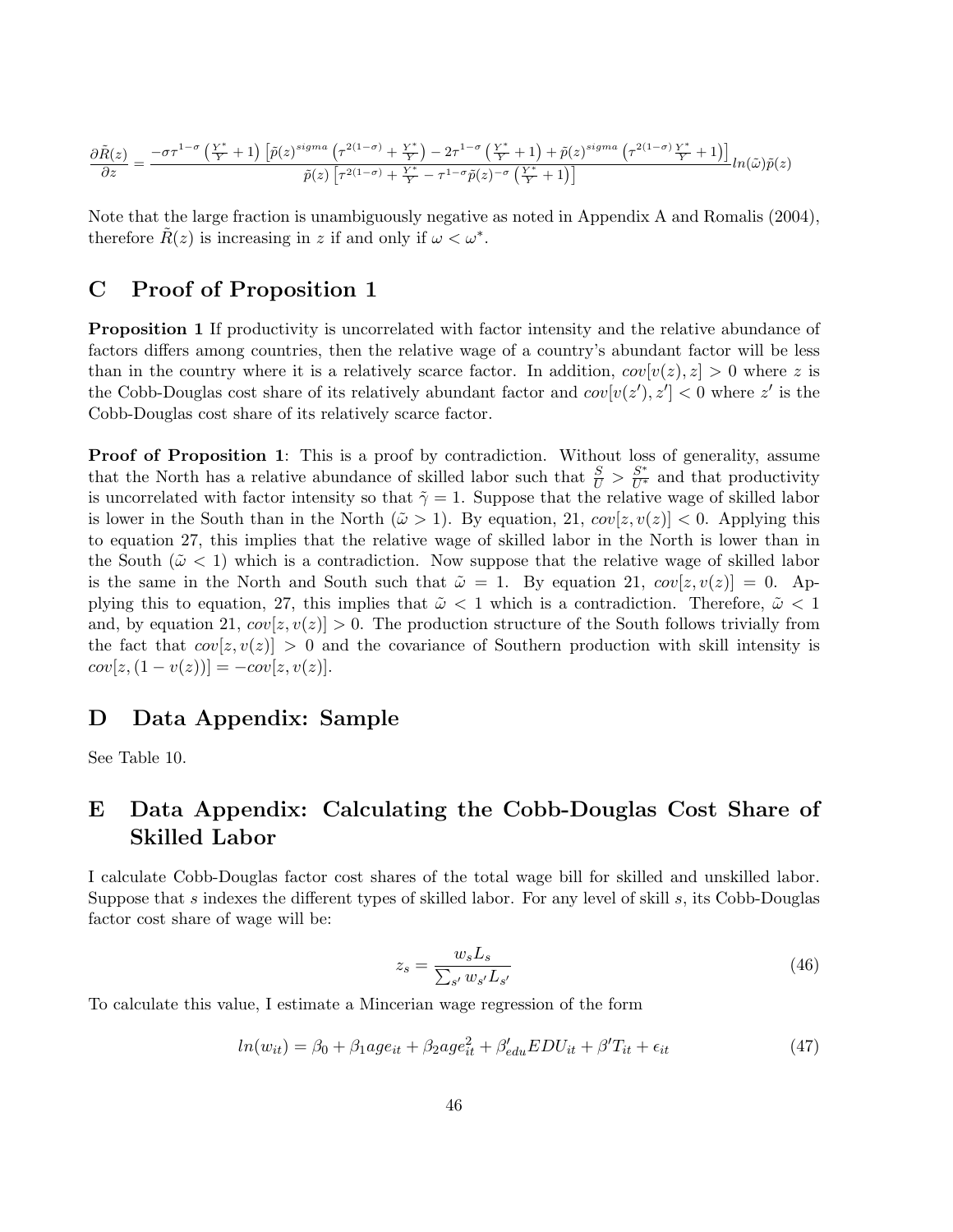$$\frac{\partial \tilde{R}(z)}{\partial z} = \frac{-\sigma\tau^{1-\sigma}\left(\frac{Y^*}{Y}+1\right)\left[\tilde{p}(z)^{sigma}\left(\tau^{2(1-\sigma)}+\frac{Y^*}{Y}\right)-2\tau^{1-\sigma}\left(\frac{Y^*}{Y}+1\right)+\tilde{p}(z)^{sigma}\left(\tau^{2(1-\sigma)}\frac{Y^*}{Y}+1\right)\right]}{\tilde{p}(z)\left[\tau^{2(1-\sigma)}+\frac{Y^*}{Y}-\tau^{1-\sigma}\tilde{p}(z)^{-\sigma}\left(\frac{Y^*}{Y}+1\right)\right]} ln(\tilde{\omega})\tilde{p}(z)$$

Note that the large fraction is unambiguously negative as noted in Appendix A and Romalis (2004), therefore $\tilde{R}(z)$ is increasing in $z$ if and only if $\omega < \omega^*$.

# C Proof of Proposition 1

**Proposition 1** If productivity is uncorrelated with factor intensity and the relative abundance of factors differs among countries, then the relative wage of a country's abundant factor will be less than in the country where it is a relatively scarce factor. In addition, $cov[v(z), z] > 0$ where $z$ is the Cobb-Douglas cost share of its relatively abundant factor and $cov[v(z'), z'] < 0$ where $z'$ is the Cobb-Douglas cost share of its relatively scarce factor.

**Proof of Proposition 1**: This is a proof by contradiction. Without loss of generality, assume that the North has a relative abundance of skilled labor such that $\frac{S}{U} > \frac{S^*}{U^*}$ and that productivity is uncorrelated with factor intensity so that $\tilde{\gamma} = 1$. Suppose that the relative wage of skilled labor is lower in the South than in the North ($\tilde{\omega} > 1$). By equation, 21, $cov[z, v(z)] < 0$. Applying this to equation 27, this implies that the relative wage of skilled labor in the North is lower than in the South ($\tilde{\omega} < 1$) which is a contradiction. Now suppose that the relative wage of skilled labor is the same in the North and South such that $\tilde{\omega} = 1$. By equation 21, $cov[z, v(z)] = 0$. Applying this to equation, 27, this implies that $\tilde{\omega} < 1$ which is a contradiction. Therefore, $\tilde{\omega} < 1$ and, by equation 21, $cov[z, v(z)] > 0$. The production structure of the South follows trivially from the fact that $cov[z, v(z)] > 0$ and the covariance of Southern production with skill intensity is $cov[z, (1 - v(z))] = -cov[z, v(z)]$.

# D Data Appendix: Sample

See Table 10.

# E Data Appendix: Calculating the Cobb-Douglas Cost Share of Skilled Labor

I calculate Cobb-Douglas factor cost shares of the total wage bill for skilled and unskilled labor. Suppose that $s$ indexes the different types of skilled labor. For any level of skill $s$, its Cobb-Douglas factor cost share of wage will be:

$$z_s = \frac{w_s L_s}{\sum_{s'} w_{s'} L_{s'}} \tag{46}$$

To calculate this value, I estimate a Mincerian wage regression of the form

$$ln(w_{it}) = \beta_0 + \beta_1 age_{it} + \beta_2 age_{it}^2 + \beta'_{edu} EDU_{it} + \beta' T_{it} + \epsilon_{it} \tag{47}$$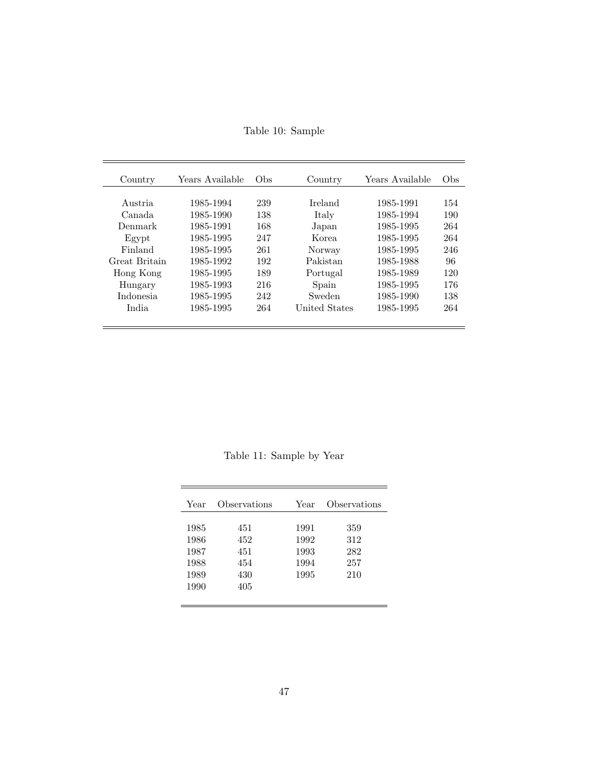Table 10: Sample

| Country | Years Available | Obs | Country | Years Available | Obs |
|---|---|---|---|---|---|
| Austria | 1985-1994 | 239 | Ireland | 1985-1991 | 154 |
| Canada | 1985-1990 | 138 | Italy | 1985-1994 | 190 |
| Denmark | 1985-1991 | 168 | Japan | 1985-1995 | 264 |
| Egypt | 1985-1995 | 247 | Korea | 1985-1995 | 264 |
| Finland | 1985-1995 | 261 | Norway | 1985-1995 | 246 |
| Great Britain | 1985-1992 | 192 | Pakistan | 1985-1988 | 96 |
| Hong Kong | 1985-1995 | 189 | Portugal | 1985-1989 | 120 |
| Hungary | 1985-1993 | 216 | Spain | 1985-1995 | 176 |
| Indonesia | 1985-1995 | 242 | Sweden | 1985-1990 | 138 |
| India | 1985-1995 | 264 | United States | 1985-1995 | 264 |

Table 11: Sample by Year

| Year | Observations | Year | Observations |
|---|---|---|---|
| 1985 | 451 | 1991 | 359 |
| 1986 | 452 | 1992 | 312 |
| 1987 | 451 | 1993 | 282 |
| 1988 | 454 | 1994 | 257 |
| 1989 | 430 | 1995 | 210 |
| 1990 | 405 | | |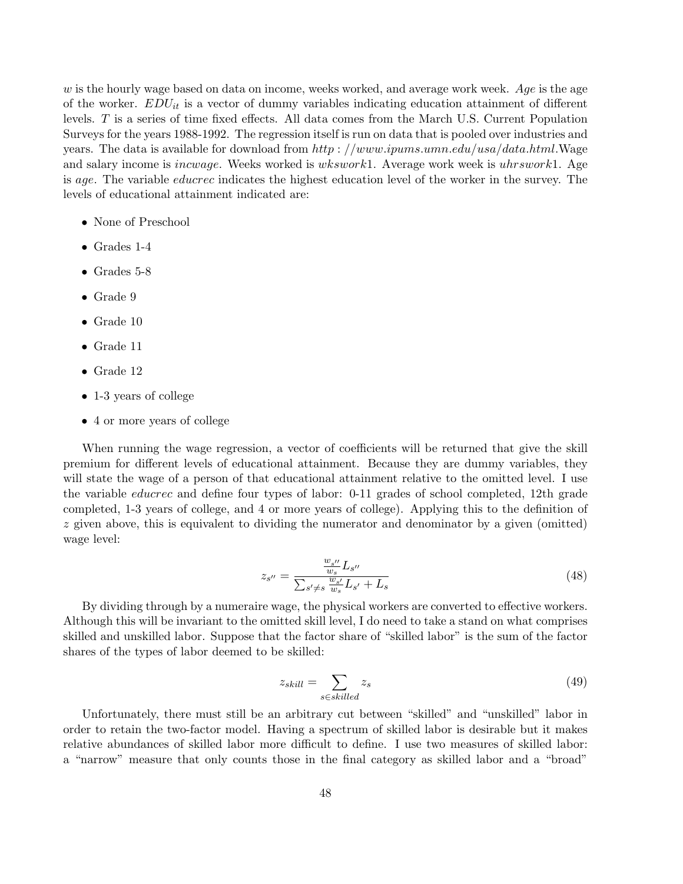$w$ is the hourly wage based on data on income, weeks worked, and average work week. *Age* is the age of the worker. $EDU_{it}$ is a vector of dummy variables indicating education attainment of different levels. $T$ is a series of time fixed effects. All data comes from the March U.S. Current Population Surveys for the years 1988-1992. The regression itself is run on data that is pooled over industries and years. The data is available for download from $http://www.ipums.umn.edu/usa/data.html$.Wage and salary income is *incwage*. Weeks worked is *wkswork*1. Average work week is *uhrswork*1. Age is *age*. The variable *educrec* indicates the highest education level of the worker in the survey. The levels of educational attainment indicated are:

- None of Preschool
- Grades 1-4
- Grades 5-8
- Grade 9
- Grade 10
- Grade 11
- Grade 12
- 1-3 years of college
- 4 or more years of college

When running the wage regression, a vector of coefficients will be returned that give the skill premium for different levels of educational attainment. Because they are dummy variables, they will state the wage of a person of that educational attainment relative to the omitted level. I use the variable *educrec* and define four types of labor: 0-11 grades of school completed, 12th grade completed, 1-3 years of college, and 4 or more years of college). Applying this to the definition of $z$ given above, this is equivalent to dividing the numerator and denominator by a given (omitted) wage level:

$$z_{s''} = \frac{\frac{w_{s''}}{w_s} L_{s''}}{\sum_{s' \neq s} \frac{w_{s'}}{w_s} L_{s'} + L_s} \tag{48}$$

By dividing through by a numeraire wage, the physical workers are converted to effective workers. Although this will be invariant to the omitted skill level, I do need to take a stand on what comprises skilled and unskilled labor. Suppose that the factor share of "skilled labor" is the sum of the factor shares of the types of labor deemed to be skilled:

$$z_{skill} = \sum_{s \in skilled} z_s \tag{49}$$

Unfortunately, there must still be an arbitrary cut between "skilled" and "unskilled" labor in order to retain the two-factor model. Having a spectrum of skilled labor is desirable but it makes relative abundances of skilled labor more difficult to define. I use two measures of skilled labor: a "narrow" measure that only counts those in the final category as skilled labor and a "broad"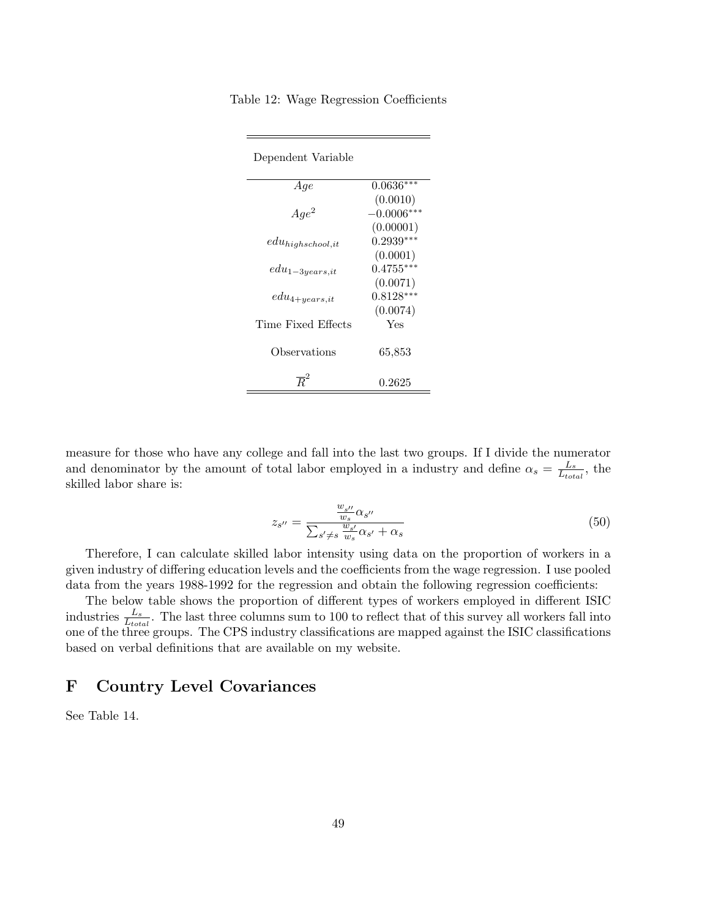Table 12: Wage Regression Coefficients

| Dependent Variable | |
|---|---|
| $Age$ | $0.0636^{***}$ |
| | (0.0010) |
| $Age^2$ | $-0.0006^{***}$ |
| | (0.00001) |
| $edu_{highschool,it}$ | $0.2939^{***}$ |
| | (0.0001) |
| $edu_{1-3years,it}$ | $0.4755^{***}$ |
| | (0.0071) |
| $edu_{4+years,it}$ | $0.8128^{***}$ |
| | (0.0074) |
| Time Fixed Effects | Yes |
| Observations | 65,853 |
| $\overline{R}^2$ | 0.2625 |

measure for those who have any college and fall into the last two groups. If I divide the numerator and denominator by the amount of total labor employed in a industry and define $\alpha_s = \frac{L_s}{L_{total}}$, the skilled labor share is:

$$z_{s''} = \frac{\frac{w_{s''}}{w_s}\alpha_{s''}}{\sum_{s' \neq s} \frac{w_{s'}}{w_s}\alpha_{s'} + \alpha_s} \tag{50}$$

Therefore, I can calculate skilled labor intensity using data on the proportion of workers in a given industry of differing education levels and the coefficients from the wage regression. I use pooled data from the years 1988-1992 for the regression and obtain the following regression coefficients:

The below table shows the proportion of different types of workers employed in different ISIC industries $\frac{L_s}{L_{total}}$. The last three columns sum to 100 to reflect that of this survey all workers fall into one of the three groups. The CPS industry classifications are mapped against the ISIC classifications based on verbal definitions that are available on my website.

# F Country Level Covariances

See Table 14.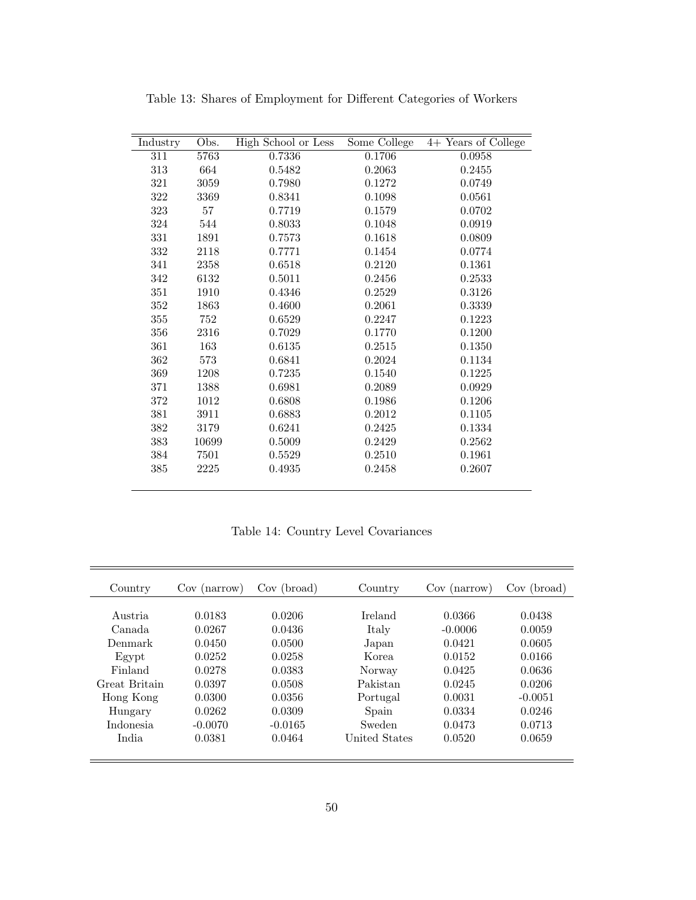Table 13: Shares of Employment for Different Categories of Workers

| Industry | Obs. | High School or Less | Some College | 4+ Years of College |
|---|---|---|---|---|
| 311 | 5763 | 0.7336 | 0.1706 | 0.0958 |
| 313 | 664 | 0.5482 | 0.2063 | 0.2455 |
| 321 | 3059 | 0.7980 | 0.1272 | 0.0749 |
| 322 | 3369 | 0.8341 | 0.1098 | 0.0561 |
| 323 | 57 | 0.7719 | 0.1579 | 0.0702 |
| 324 | 544 | 0.8033 | 0.1048 | 0.0919 |
| 331 | 1891 | 0.7573 | 0.1618 | 0.0809 |
| 332 | 2118 | 0.7771 | 0.1454 | 0.0774 |
| 341 | 2358 | 0.6518 | 0.2120 | 0.1361 |
| 342 | 6132 | 0.5011 | 0.2456 | 0.2533 |
| 351 | 1910 | 0.4346 | 0.2529 | 0.3126 |
| 352 | 1863 | 0.4600 | 0.2061 | 0.3339 |
| 355 | 752 | 0.6529 | 0.2247 | 0.1223 |
| 356 | 2316 | 0.7029 | 0.1770 | 0.1200 |
| 361 | 163 | 0.6135 | 0.2515 | 0.1350 |
| 362 | 573 | 0.6841 | 0.2024 | 0.1134 |
| 369 | 1208 | 0.7235 | 0.1540 | 0.1225 |
| 371 | 1388 | 0.6981 | 0.2089 | 0.0929 |
| 372 | 1012 | 0.6808 | 0.1986 | 0.1206 |
| 381 | 3911 | 0.6883 | 0.2012 | 0.1105 |
| 382 | 3179 | 0.6241 | 0.2425 | 0.1334 |
| 383 | 10699 | 0.5009 | 0.2429 | 0.2562 |
| 384 | 7501 | 0.5529 | 0.2510 | 0.1961 |
| 385 | 2225 | 0.4935 | 0.2458 | 0.2607 |

Table 14: Country Level Covariances

| Country | Cov (narrow) | Cov (broad) | Country | Cov (narrow) | Cov (broad) |
|---|---|---|---|---|---|
| Austria | 0.0183 | 0.0206 | Ireland | 0.0366 | 0.0438 |
| Canada | 0.0267 | 0.0436 | Italy | -0.0006 | 0.0059 |
| Denmark | 0.0450 | 0.0500 | Japan | 0.0421 | 0.0605 |
| Egypt | 0.0252 | 0.0258 | Korea | 0.0152 | 0.0166 |
| Finland | 0.0278 | 0.0383 | Norway | 0.0425 | 0.0636 |
| Great Britain | 0.0397 | 0.0508 | Pakistan | 0.0245 | 0.0206 |
| Hong Kong | 0.0300 | 0.0356 | Portugal | 0.0031 | -0.0051 |
| Hungary | 0.0262 | 0.0309 | Spain | 0.0334 | 0.0246 |
| Indonesia | -0.0070 | -0.0165 | Sweden | 0.0473 | 0.0713 |
| India | 0.0381 | 0.0464 | United States | 0.0520 | 0.0659 |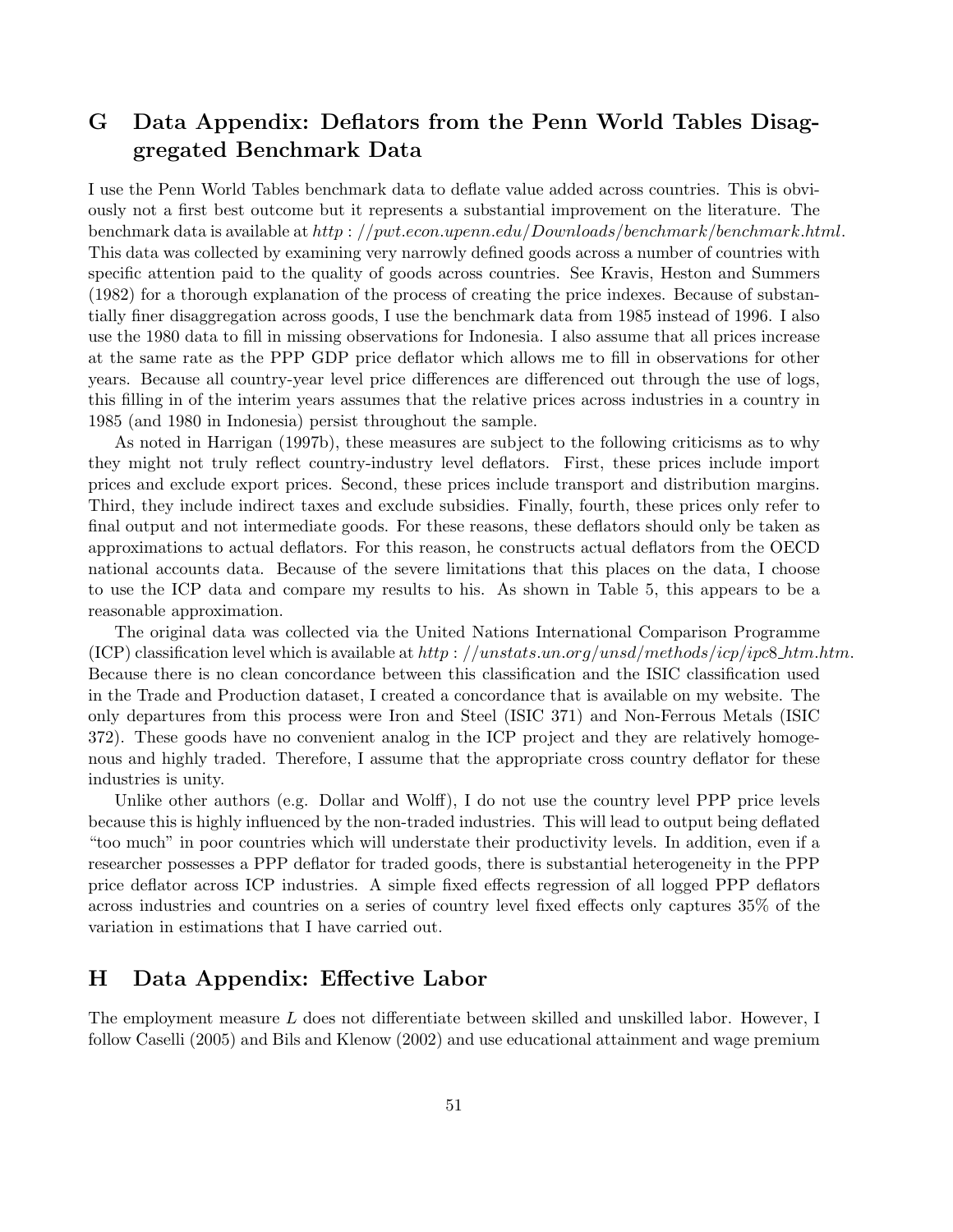## G Data Appendix: Deflators from the Penn World Tables Disaggregated Benchmark Data

I use the Penn World Tables benchmark data to deflate value added across countries. This is obviously not a first best outcome but it represents a substantial improvement on the literature. The benchmark data is available at *http://pwt.econ.upenn.edu/Downloads/benchmark/benchmark.html*. This data was collected by examining very narrowly defined goods across a number of countries with specific attention paid to the quality of goods across countries. See Kravis, Heston and Summers (1982) for a thorough explanation of the process of creating the price indexes. Because of substantially finer disaggregation across goods, I use the benchmark data from 1985 instead of 1996. I also use the 1980 data to fill in missing observations for Indonesia. I also assume that all prices increase at the same rate as the PPP GDP price deflator which allows me to fill in observations for other years. Because all country-year level price differences are differenced out through the use of logs, this filling in of the interim years assumes that the relative prices across industries in a country in 1985 (and 1980 in Indonesia) persist throughout the sample.

As noted in Harrigan (1997b), these measures are subject to the following criticisms as to why they might not truly reflect country-industry level deflators. First, these prices include import prices and exclude export prices. Second, these prices include transport and distribution margins. Third, they include indirect taxes and exclude subsidies. Finally, fourth, these prices only refer to final output and not intermediate goods. For these reasons, these deflators should only be taken as approximations to actual deflators. For this reason, he constructs actual deflators from the OECD national accounts data. Because of the severe limitations that this places on the data, I choose to use the ICP data and compare my results to his. As shown in Table 5, this appears to be a reasonable approximation.

The original data was collected via the United Nations International Comparison Programme (ICP) classification level which is available at *http://unstats.un.org/unsd/methods/icp/ipc8_htm.htm*. Because there is no clean concordance between this classification and the ISIC classification used in the Trade and Production dataset, I created a concordance that is available on my website. The only departures from this process were Iron and Steel (ISIC 371) and Non-Ferrous Metals (ISIC 372). These goods have no convenient analog in the ICP project and they are relatively homogenous and highly traded. Therefore, I assume that the appropriate cross country deflator for these industries is unity.

Unlike other authors (e.g. Dollar and Wolff), I do not use the country level PPP price levels because this is highly influenced by the non-traded industries. This will lead to output being deflated "too much" in poor countries which will understate their productivity levels. In addition, even if a researcher possesses a PPP deflator for traded goods, there is substantial heterogeneity in the PPP price deflator across ICP industries. A simple fixed effects regression of all logged PPP deflators across industries and countries on a series of country level fixed effects only captures 35% of the variation in estimations that I have carried out.

## H Data Appendix: Effective Labor

The employment measure $L$ does not differentiate between skilled and unskilled labor. However, I follow Caselli (2005) and Bils and Klenow (2002) and use educational attainment and wage premium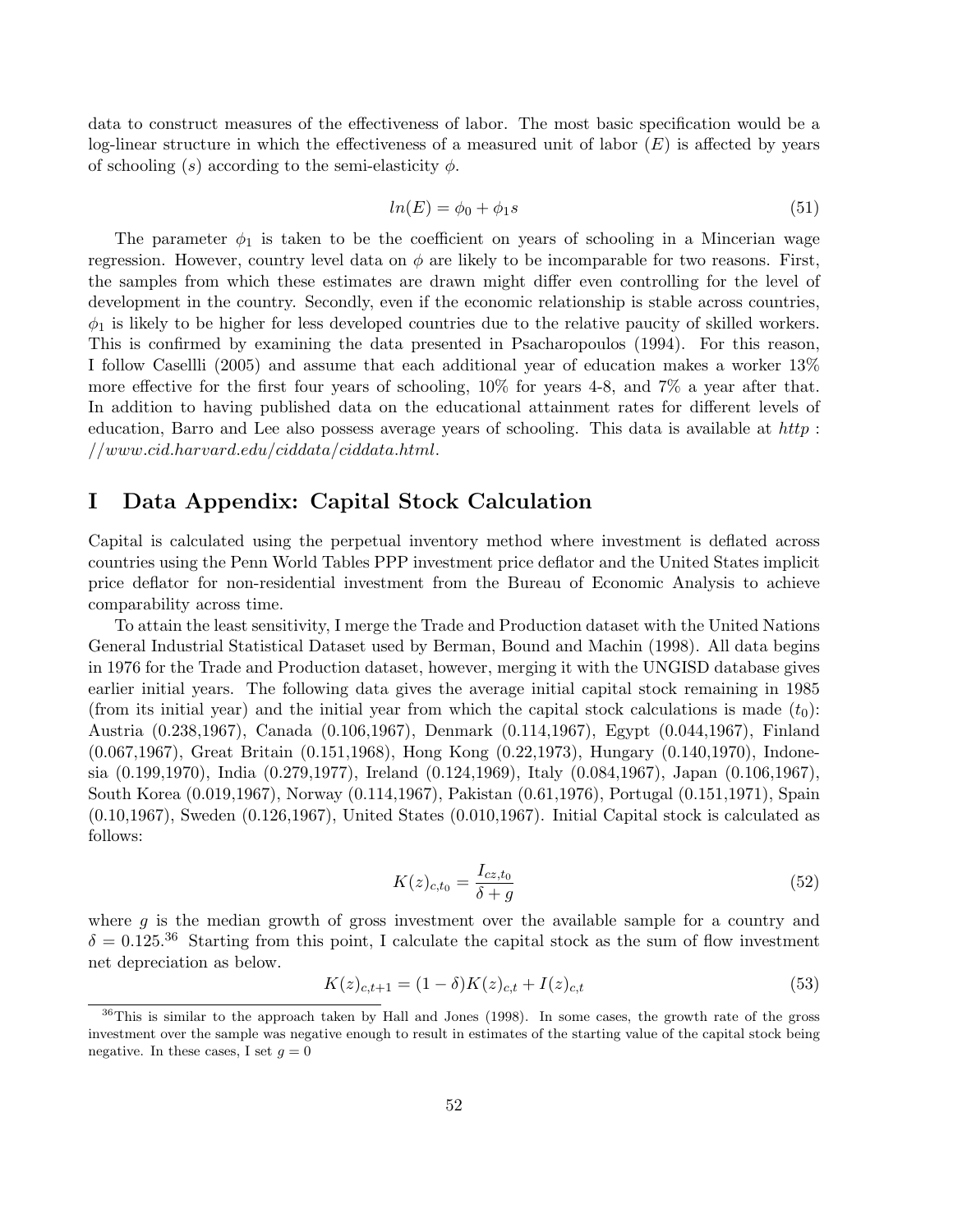data to construct measures of the effectiveness of labor. The most basic specification would be a log-linear structure in which the effectiveness of a measured unit of labor ($E$) is affected by years of schooling ($s$) according to the semi-elasticity $\phi$.

$$ln(E) = \phi_0 + \phi_1 s \tag{51}$$

The parameter $\phi_1$ is taken to be the coefficient on years of schooling in a Mincerian wage regression. However, country level data on $\phi$ are likely to be incomparable for two reasons. First, the samples from which these estimates are drawn might differ even controlling for the level of development in the country. Secondly, even if the economic relationship is stable across countries, $\phi_1$ is likely to be higher for less developed countries due to the relative paucity of skilled workers. This is confirmed by examining the data presented in Psacharopoulos (1994). For this reason, I follow Casellli (2005) and assume that each additional year of education makes a worker 13% more effective for the first four years of schooling, 10% for years 4-8, and 7% a year after that. In addition to having published data on the educational attainment rates for different levels of education, Barro and Lee also possess average years of schooling. This data is available at *http : //www.cid.harvard.edu/ciddata/ciddata.html*.

# I Data Appendix: Capital Stock Calculation

Capital is calculated using the perpetual inventory method where investment is deflated across countries using the Penn World Tables PPP investment price deflator and the United States implicit price deflator for non-residential investment from the Bureau of Economic Analysis to achieve comparability across time.

To attain the least sensitivity, I merge the Trade and Production dataset with the United Nations General Industrial Statistical Dataset used by Berman, Bound and Machin (1998). All data begins in 1976 for the Trade and Production dataset, however, merging it with the UNGISD database gives earlier initial years. The following data gives the average initial capital stock remaining in 1985 (from its initial year) and the initial year from which the capital stock calculations is made ($t_0$): Austria (0.238,1967), Canada (0.106,1967), Denmark (0.114,1967), Egypt (0.044,1967), Finland (0.067,1967), Great Britain (0.151,1968), Hong Kong (0.22,1973), Hungary (0.140,1970), Indonesia (0.199,1970), India (0.279,1977), Ireland (0.124,1969), Italy (0.084,1967), Japan (0.106,1967), South Korea (0.019,1967), Norway (0.114,1967), Pakistan (0.61,1976), Portugal (0.151,1971), Spain (0.10,1967), Sweden (0.126,1967), United States (0.010,1967). Initial Capital stock is calculated as follows:

$$K(z)_{c,t_0} = \frac{I_{cz,t_0}}{\delta + g} \tag{52}$$

where $g$ is the median growth of gross investment over the available sample for a country and $\delta = 0.125$.[36] Starting from this point, I calculate the capital stock as the sum of flow investment net depreciation as below.

$$K(z)_{c,t+1} = (1 - \delta)K(z)_{c,t} + I(z)_{c,t} \tag{53}$$

[36] This is similar to the approach taken by Hall and Jones (1998). In some cases, the growth rate of the gross investment over the sample was negative enough to result in estimates of the starting value of the capital stock being negative. In these cases, I set $g = 0$